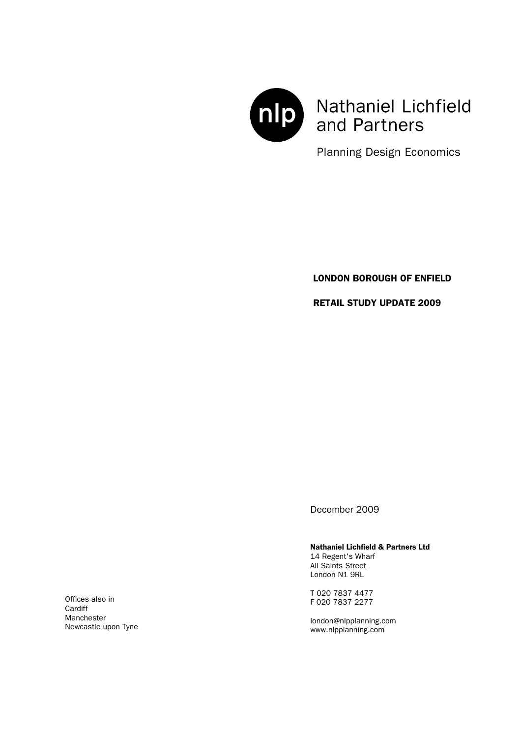nlp

Nathaniel Lichfield and Partners

Planning Design Economics

# LONDON BOROUGH OF ENFIELD

# RETAIL STUDY UPDATE 2009

December 2009

**Nathaniel Lichfield & Partners Ltd**
14 Regent's Wharf
All Saints Street
London N1 9RL

T 020 7837 4477
F 020 7837 2277

london@nlpplanning.com
www.nlpplanning.com

Offices also in
Cardiff
Manchester
Newcastle upon Tyne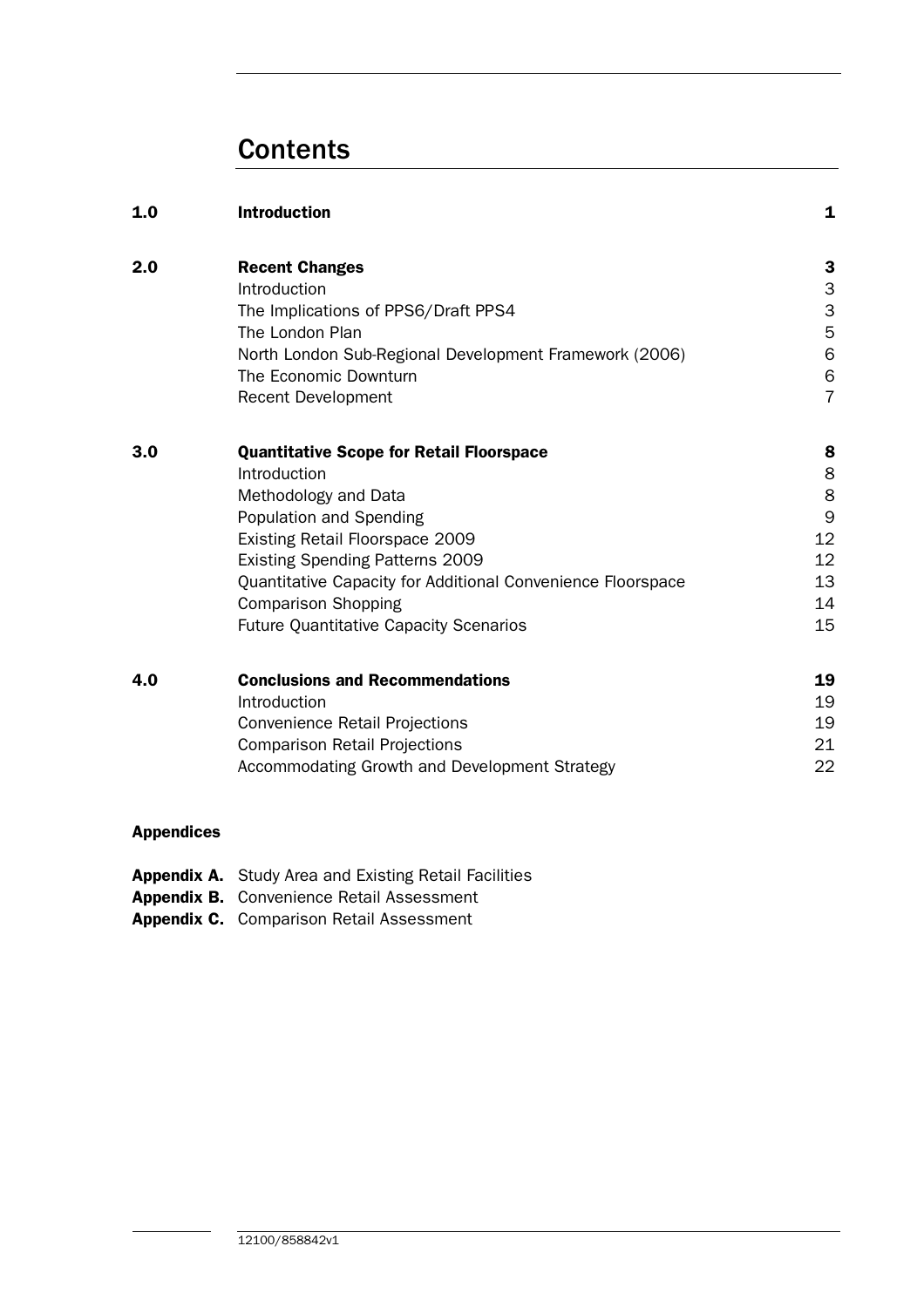# Contents

| | | |
|---|---|---|
| **1.0** | **Introduction** | **1** |
| **2.0** | **Recent Changes** | **3** |
| | Introduction | 3 |
| | The Implications of PPS6/Draft PPS4 | 3 |
| | The London Plan | 5 |
| | North London Sub-Regional Development Framework (2006) | 6 |
| | The Economic Downturn | 6 |
| | Recent Development | 7 |
| **3.0** | **Quantitative Scope for Retail Floorspace** | **8** |
| | Introduction | 8 |
| | Methodology and Data | 8 |
| | Population and Spending | 9 |
| | Existing Retail Floorspace 2009 | 12 |
| | Existing Spending Patterns 2009 | 12 |
| | Quantitative Capacity for Additional Convenience Floorspace | 13 |
| | Comparison Shopping | 14 |
| | Future Quantitative Capacity Scenarios | 15 |
| **4.0** | **Conclusions and Recommendations** | **19** |
| | Introduction | 19 |
| | Convenience Retail Projections | 19 |
| | Comparison Retail Projections | 21 |
| | Accommodating Growth and Development Strategy | 22 |

**Appendices**

**Appendix A.** Study Area and Existing Retail Facilities
**Appendix B.** Convenience Retail Assessment
**Appendix C.** Comparison Retail Assessment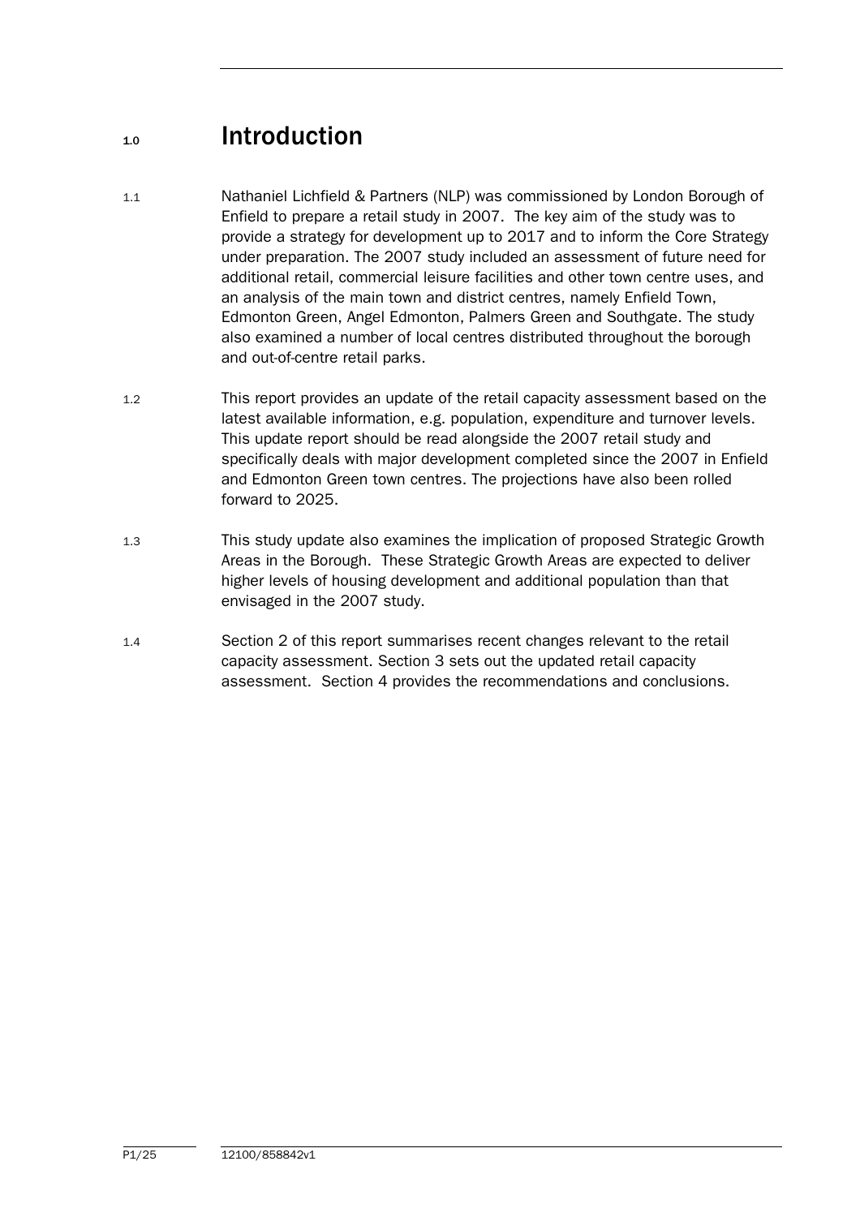# 1.0 Introduction

1.1 Nathaniel Lichfield & Partners (NLP) was commissioned by London Borough of Enfield to prepare a retail study in 2007. The key aim of the study was to provide a strategy for development up to 2017 and to inform the Core Strategy under preparation. The 2007 study included an assessment of future need for additional retail, commercial leisure facilities and other town centre uses, and an analysis of the main town and district centres, namely Enfield Town, Edmonton Green, Angel Edmonton, Palmers Green and Southgate. The study also examined a number of local centres distributed throughout the borough and out-of-centre retail parks.

1.2 This report provides an update of the retail capacity assessment based on the latest available information, e.g. population, expenditure and turnover levels. This update report should be read alongside the 2007 retail study and specifically deals with major development completed since the 2007 in Enfield and Edmonton Green town centres. The projections have also been rolled forward to 2025.

1.3 This study update also examines the implication of proposed Strategic Growth Areas in the Borough. These Strategic Growth Areas are expected to deliver higher levels of housing development and additional population than that envisaged in the 2007 study.

1.4 Section 2 of this report summarises recent changes relevant to the retail capacity assessment. Section 3 sets out the updated retail capacity assessment. Section 4 provides the recommendations and conclusions.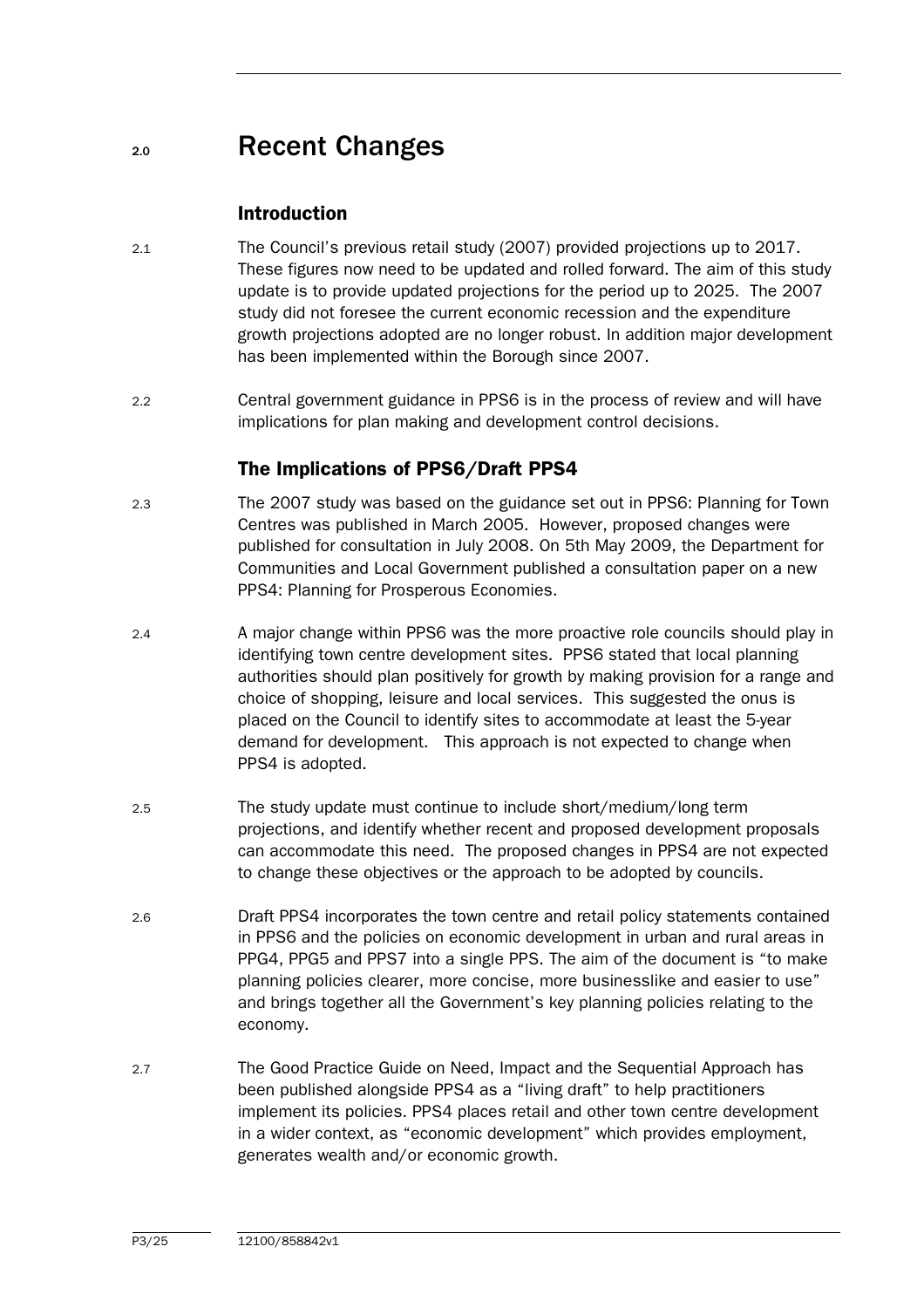# 2.0 Recent Changes

## Introduction

2.1 The Council's previous retail study (2007) provided projections up to 2017. These figures now need to be updated and rolled forward. The aim of this study update is to provide updated projections for the period up to 2025. The 2007 study did not foresee the current economic recession and the expenditure growth projections adopted are no longer robust. In addition major development has been implemented within the Borough since 2007.

2.2 Central government guidance in PPS6 is in the process of review and will have implications for plan making and development control decisions.

## The Implications of PPS6/Draft PPS4

2.3 The 2007 study was based on the guidance set out in PPS6: Planning for Town Centres was published in March 2005. However, proposed changes were published for consultation in July 2008. On 5th May 2009, the Department for Communities and Local Government published a consultation paper on a new PPS4: Planning for Prosperous Economies.

2.4 A major change within PPS6 was the more proactive role councils should play in identifying town centre development sites. PPS6 stated that local planning authorities should plan positively for growth by making provision for a range and choice of shopping, leisure and local services. This suggested the onus is placed on the Council to identify sites to accommodate at least the 5-year demand for development. This approach is not expected to change when PPS4 is adopted.

2.5 The study update must continue to include short/medium/long term projections, and identify whether recent and proposed development proposals can accommodate this need. The proposed changes in PPS4 are not expected to change these objectives or the approach to be adopted by councils.

2.6 Draft PPS4 incorporates the town centre and retail policy statements contained in PPS6 and the policies on economic development in urban and rural areas in PPG4, PPG5 and PPS7 into a single PPS. The aim of the document is "to make planning policies clearer, more concise, more businesslike and easier to use" and brings together all the Government's key planning policies relating to the economy.

2.7 The Good Practice Guide on Need, Impact and the Sequential Approach has been published alongside PPS4 as a "living draft" to help practitioners implement its policies. PPS4 places retail and other town centre development in a wider context, as "economic development" which provides employment, generates wealth and/or economic growth.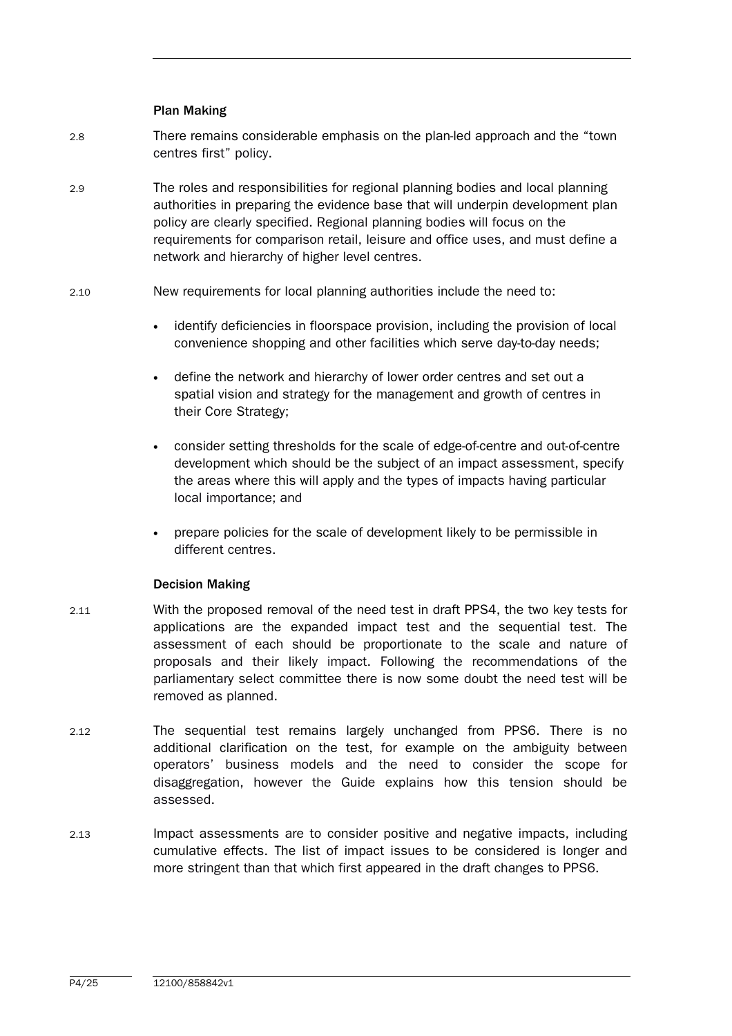### Plan Making

2.8 There remains considerable emphasis on the plan-led approach and the "town centres first" policy.

2.9 The roles and responsibilities for regional planning bodies and local planning authorities in preparing the evidence base that will underpin development plan policy are clearly specified. Regional planning bodies will focus on the requirements for comparison retail, leisure and office uses, and must define a network and hierarchy of higher level centres.

2.10 New requirements for local planning authorities include the need to:

- identify deficiencies in floorspace provision, including the provision of local convenience shopping and other facilities which serve day-to-day needs;
- define the network and hierarchy of lower order centres and set out a spatial vision and strategy for the management and growth of centres in their Core Strategy;
- consider setting thresholds for the scale of edge-of-centre and out-of-centre development which should be the subject of an impact assessment, specify the areas where this will apply and the types of impacts having particular local importance; and
- prepare policies for the scale of development likely to be permissible in different centres.

### Decision Making

2.11 With the proposed removal of the need test in draft PPS4, the two key tests for applications are the expanded impact test and the sequential test. The assessment of each should be proportionate to the scale and nature of proposals and their likely impact. Following the recommendations of the parliamentary select committee there is now some doubt the need test will be removed as planned.

2.12 The sequential test remains largely unchanged from PPS6. There is no additional clarification on the test, for example on the ambiguity between operators' business models and the need to consider the scope for disaggregation, however the Guide explains how this tension should be assessed.

2.13 Impact assessments are to consider positive and negative impacts, including cumulative effects. The list of impact issues to be considered is longer and more stringent than that which first appeared in the draft changes to PPS6.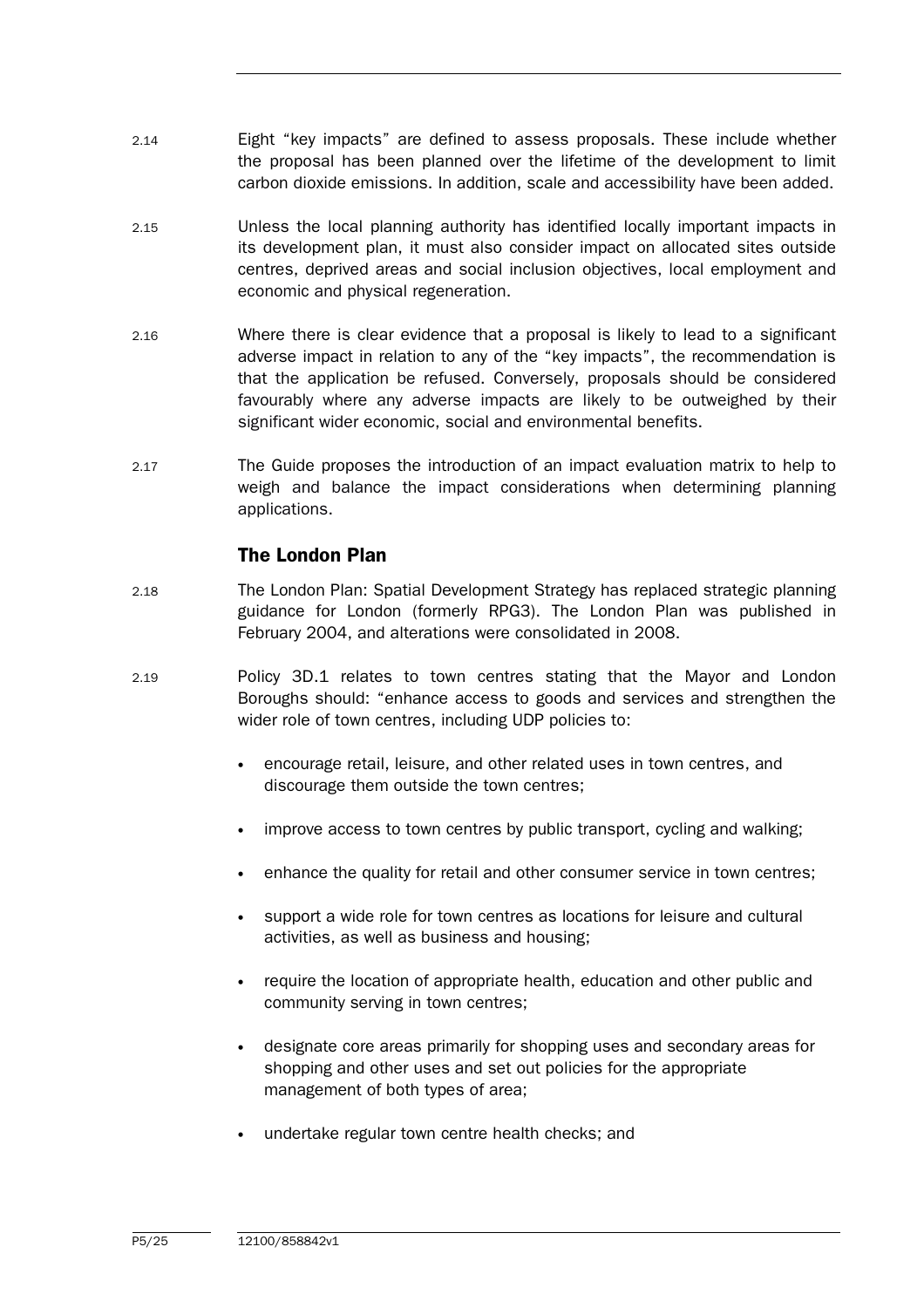2.14 Eight “key impacts” are defined to assess proposals. These include whether the proposal has been planned over the lifetime of the development to limit carbon dioxide emissions. In addition, scale and accessibility have been added.

2.15 Unless the local planning authority has identified locally important impacts in its development plan, it must also consider impact on allocated sites outside centres, deprived areas and social inclusion objectives, local employment and economic and physical regeneration.

2.16 Where there is clear evidence that a proposal is likely to lead to a significant adverse impact in relation to any of the “key impacts”, the recommendation is that the application be refused. Conversely, proposals should be considered favourably where any adverse impacts are likely to be outweighed by their significant wider economic, social and environmental benefits.

2.17 The Guide proposes the introduction of an impact evaluation matrix to help to weigh and balance the impact considerations when determining planning applications.

## The London Plan

2.18 The London Plan: Spatial Development Strategy has replaced strategic planning guidance for London (formerly RPG3). The London Plan was published in February 2004, and alterations were consolidated in 2008.

2.19 Policy 3D.1 relates to town centres stating that the Mayor and London Boroughs should: “enhance access to goods and services and strengthen the wider role of town centres, including UDP policies to:

- encourage retail, leisure, and other related uses in town centres, and discourage them outside the town centres;
- improve access to town centres by public transport, cycling and walking;
- enhance the quality for retail and other consumer service in town centres;
- support a wide role for town centres as locations for leisure and cultural activities, as well as business and housing;
- require the location of appropriate health, education and other public and community serving in town centres;
- designate core areas primarily for shopping uses and secondary areas for shopping and other uses and set out policies for the appropriate management of both types of area;
- undertake regular town centre health checks; and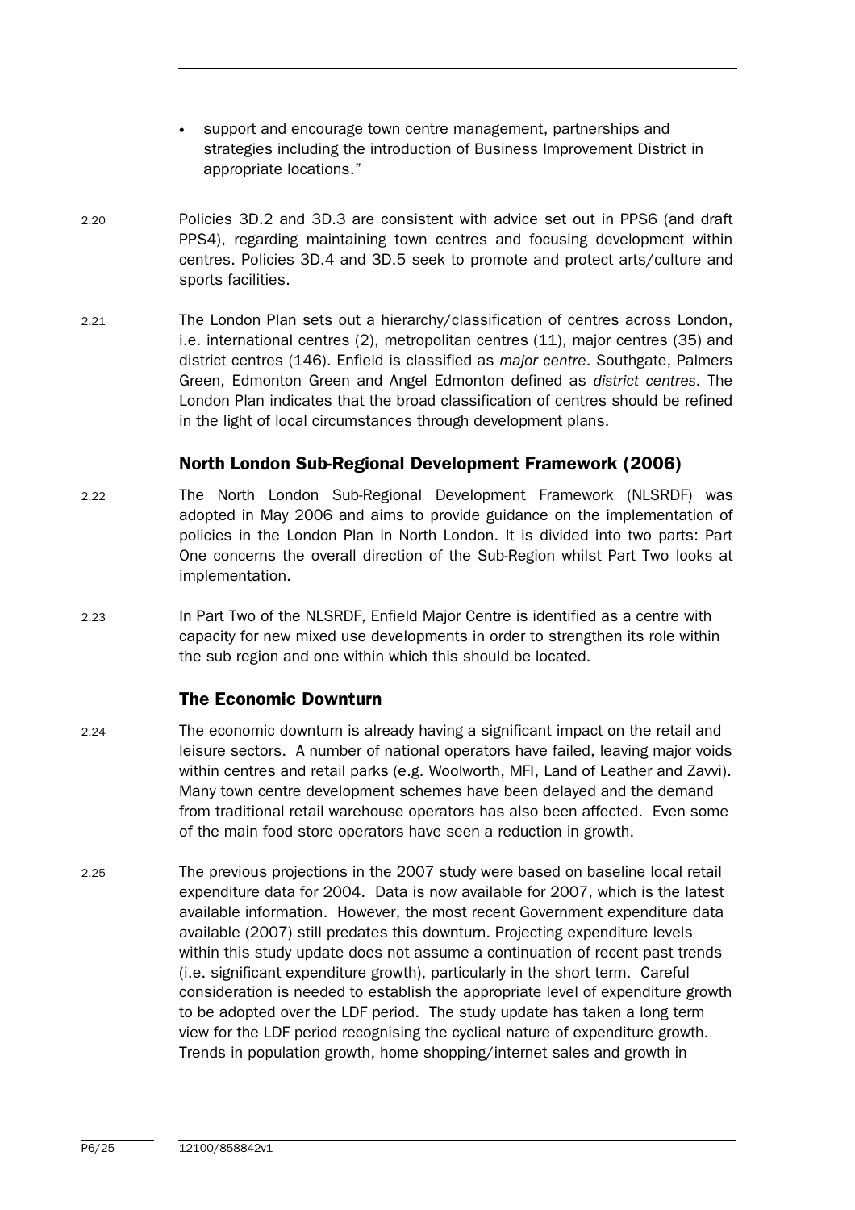- support and encourage town centre management, partnerships and strategies including the introduction of Business Improvement District in appropriate locations."

2.20 Policies 3D.2 and 3D.3 are consistent with advice set out in PPS6 (and draft PPS4), regarding maintaining town centres and focusing development within centres. Policies 3D.4 and 3D.5 seek to promote and protect arts/culture and sports facilities.

2.21 The London Plan sets out a hierarchy/classification of centres across London, i.e. international centres (2), metropolitan centres (11), major centres (35) and district centres (146). Enfield is classified as *major centre*. Southgate, Palmers Green, Edmonton Green and Angel Edmonton defined as *district centres*. The London Plan indicates that the broad classification of centres should be refined in the light of local circumstances through development plans.

## North London Sub-Regional Development Framework (2006)

2.22 The North London Sub-Regional Development Framework (NLSRDF) was adopted in May 2006 and aims to provide guidance on the implementation of policies in the London Plan in North London. It is divided into two parts: Part One concerns the overall direction of the Sub-Region whilst Part Two looks at implementation.

2.23 In Part Two of the NLSRDF, Enfield Major Centre is identified as a centre with capacity for new mixed use developments in order to strengthen its role within the sub region and one within which this should be located.

## The Economic Downturn

2.24 The economic downturn is already having a significant impact on the retail and leisure sectors. A number of national operators have failed, leaving major voids within centres and retail parks (e.g. Woolworth, MFI, Land of Leather and Zavvi). Many town centre development schemes have been delayed and the demand from traditional retail warehouse operators has also been affected. Even some of the main food store operators have seen a reduction in growth.

2.25 The previous projections in the 2007 study were based on baseline local retail expenditure data for 2004. Data is now available for 2007, which is the latest available information. However, the most recent Government expenditure data available (2007) still predates this downturn. Projecting expenditure levels within this study update does not assume a continuation of recent past trends (i.e. significant expenditure growth), particularly in the short term. Careful consideration is needed to establish the appropriate level of expenditure growth to be adopted over the LDF period. The study update has taken a long term view for the LDF period recognising the cyclical nature of expenditure growth. Trends in population growth, home shopping/internet sales and growth in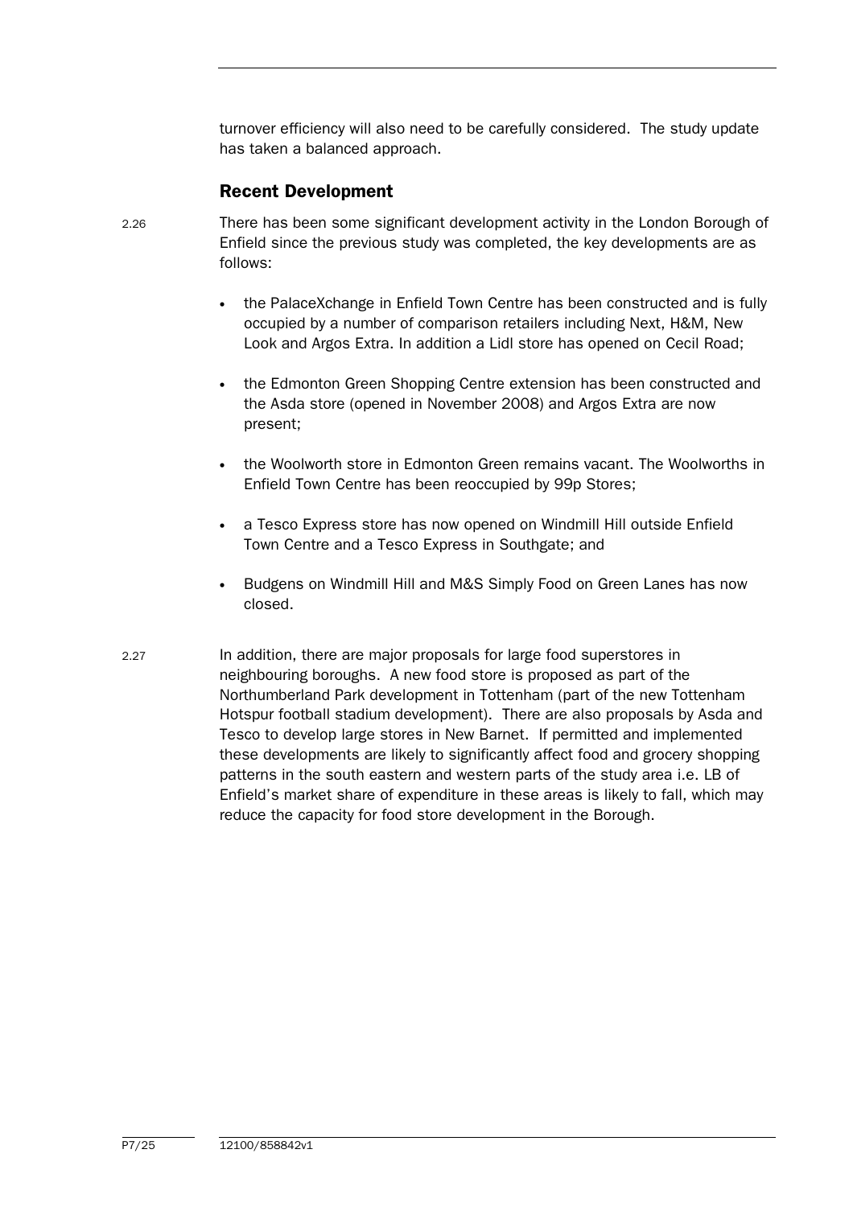turnover efficiency will also need to be carefully considered. The study update has taken a balanced approach.

## Recent Development

2.26 There has been some significant development activity in the London Borough of Enfield since the previous study was completed, the key developments are as follows:

- the PalaceXchange in Enfield Town Centre has been constructed and is fully occupied by a number of comparison retailers including Next, H&M, New Look and Argos Extra. In addition a Lidl store has opened on Cecil Road;
- the Edmonton Green Shopping Centre extension has been constructed and the Asda store (opened in November 2008) and Argos Extra are now present;
- the Woolworth store in Edmonton Green remains vacant. The Woolworths in Enfield Town Centre has been reoccupied by 99p Stores;
- a Tesco Express store has now opened on Windmill Hill outside Enfield Town Centre and a Tesco Express in Southgate; and
- Budgens on Windmill Hill and M&S Simply Food on Green Lanes has now closed.

2.27 In addition, there are major proposals for large food superstores in neighbouring boroughs. A new food store is proposed as part of the Northumberland Park development in Tottenham (part of the new Tottenham Hotspur football stadium development). There are also proposals by Asda and Tesco to develop large stores in New Barnet. If permitted and implemented these developments are likely to significantly affect food and grocery shopping patterns in the south eastern and western parts of the study area i.e. LB of Enfield's market share of expenditure in these areas is likely to fall, which may reduce the capacity for food store development in the Borough.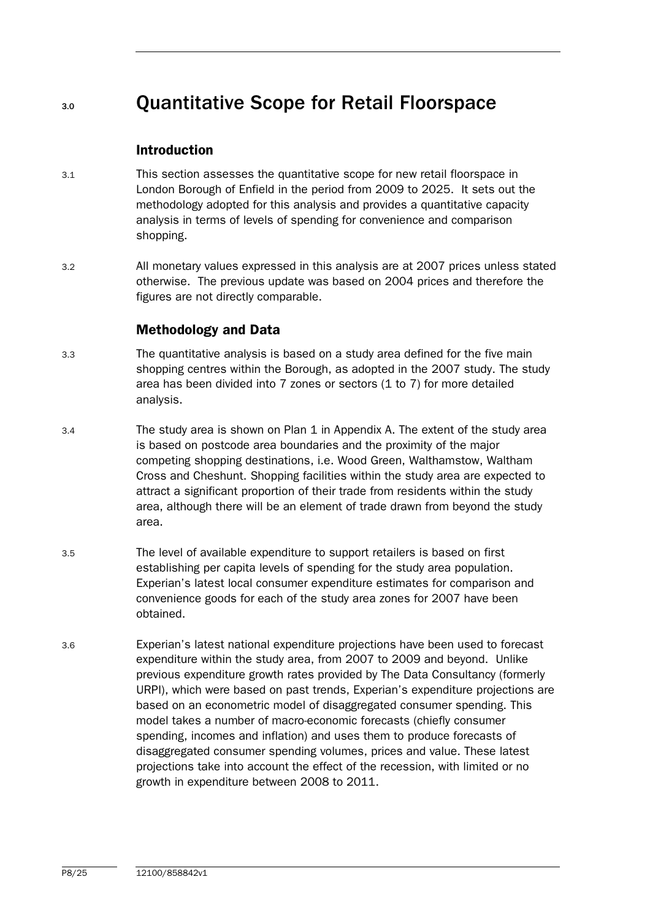# 3.0 Quantitative Scope for Retail Floorspace

## Introduction

3.1 This section assesses the quantitative scope for new retail floorspace in London Borough of Enfield in the period from 2009 to 2025. It sets out the methodology adopted for this analysis and provides a quantitative capacity analysis in terms of levels of spending for convenience and comparison shopping.

3.2 All monetary values expressed in this analysis are at 2007 prices unless stated otherwise. The previous update was based on 2004 prices and therefore the figures are not directly comparable.

## Methodology and Data

3.3 The quantitative analysis is based on a study area defined for the five main shopping centres within the Borough, as adopted in the 2007 study. The study area has been divided into 7 zones or sectors (1 to 7) for more detailed analysis.

3.4 The study area is shown on Plan 1 in Appendix A. The extent of the study area is based on postcode area boundaries and the proximity of the major competing shopping destinations, i.e. Wood Green, Walthamstow, Waltham Cross and Cheshunt. Shopping facilities within the study area are expected to attract a significant proportion of their trade from residents within the study area, although there will be an element of trade drawn from beyond the study area.

3.5 The level of available expenditure to support retailers is based on first establishing per capita levels of spending for the study area population. Experian's latest local consumer expenditure estimates for comparison and convenience goods for each of the study area zones for 2007 have been obtained.

3.6 Experian's latest national expenditure projections have been used to forecast expenditure within the study area, from 2007 to 2009 and beyond. Unlike previous expenditure growth rates provided by The Data Consultancy (formerly URPI), which were based on past trends, Experian's expenditure projections are based on an econometric model of disaggregated consumer spending. This model takes a number of macro-economic forecasts (chiefly consumer spending, incomes and inflation) and uses them to produce forecasts of disaggregated consumer spending volumes, prices and value. These latest projections take into account the effect of the recession, with limited or no growth in expenditure between 2008 to 2011.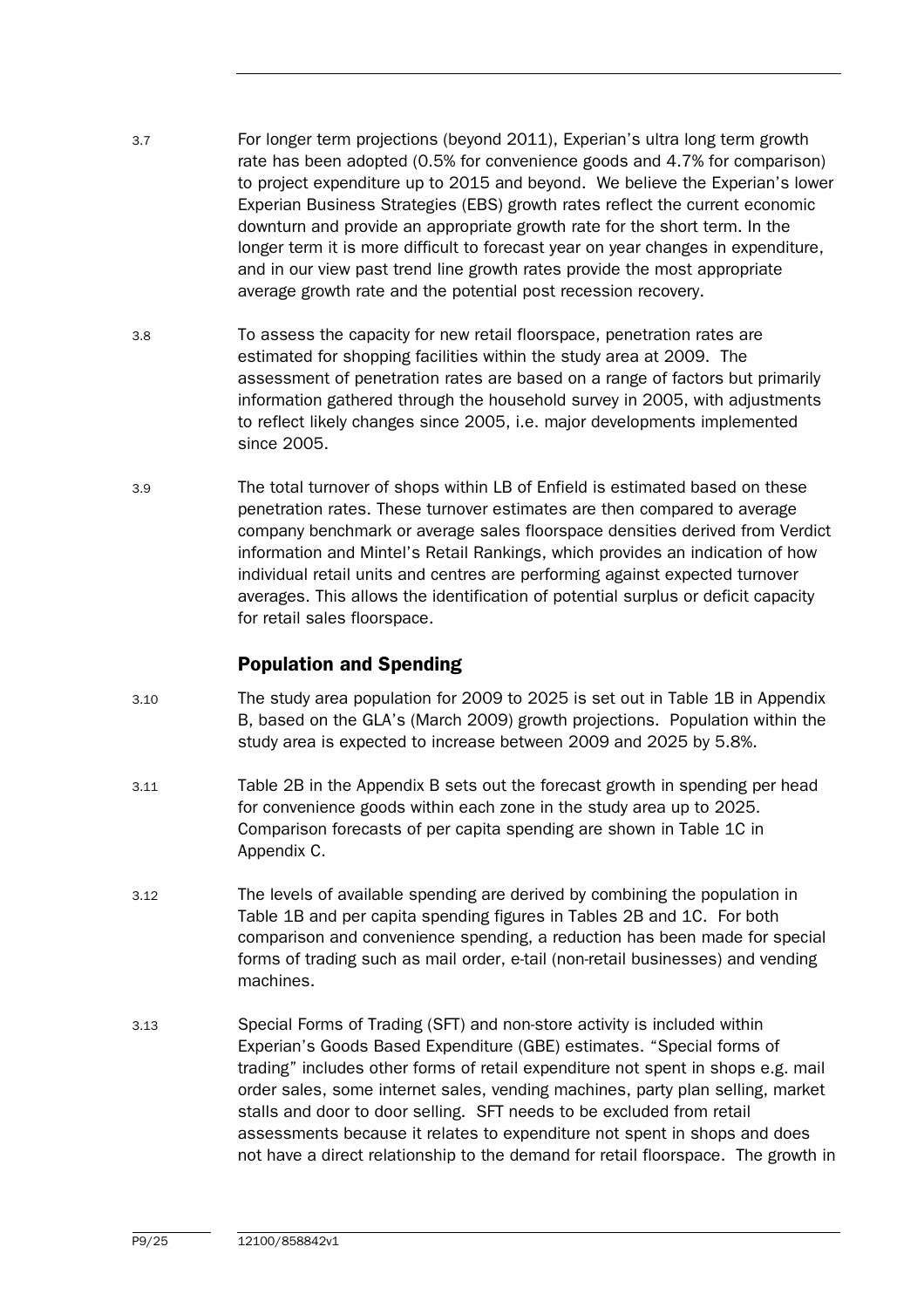3.7 For longer term projections (beyond 2011), Experian's ultra long term growth rate has been adopted (0.5% for convenience goods and 4.7% for comparison) to project expenditure up to 2015 and beyond. We believe the Experian's lower Experian Business Strategies (EBS) growth rates reflect the current economic downturn and provide an appropriate growth rate for the short term. In the longer term it is more difficult to forecast year on year changes in expenditure, and in our view past trend line growth rates provide the most appropriate average growth rate and the potential post recession recovery.

3.8 To assess the capacity for new retail floorspace, penetration rates are estimated for shopping facilities within the study area at 2009. The assessment of penetration rates are based on a range of factors but primarily information gathered through the household survey in 2005, with adjustments to reflect likely changes since 2005, i.e. major developments implemented since 2005.

3.9 The total turnover of shops within LB of Enfield is estimated based on these penetration rates. These turnover estimates are then compared to average company benchmark or average sales floorspace densities derived from Verdict information and Mintel's Retail Rankings, which provides an indication of how individual retail units and centres are performing against expected turnover averages. This allows the identification of potential surplus or deficit capacity for retail sales floorspace.

## Population and Spending

3.10 The study area population for 2009 to 2025 is set out in Table 1B in Appendix B, based on the GLA's (March 2009) growth projections. Population within the study area is expected to increase between 2009 and 2025 by 5.8%.

3.11 Table 2B in the Appendix B sets out the forecast growth in spending per head for convenience goods within each zone in the study area up to 2025. Comparison forecasts of per capita spending are shown in Table 1C in Appendix C.

3.12 The levels of available spending are derived by combining the population in Table 1B and per capita spending figures in Tables 2B and 1C. For both comparison and convenience spending, a reduction has been made for special forms of trading such as mail order, e-tail (non-retail businesses) and vending machines.

3.13 Special Forms of Trading (SFT) and non-store activity is included within Experian's Goods Based Expenditure (GBE) estimates. "Special forms of trading" includes other forms of retail expenditure not spent in shops e.g. mail order sales, some internet sales, vending machines, party plan selling, market stalls and door to door selling. SFT needs to be excluded from retail assessments because it relates to expenditure not spent in shops and does not have a direct relationship to the demand for retail floorspace. The growth in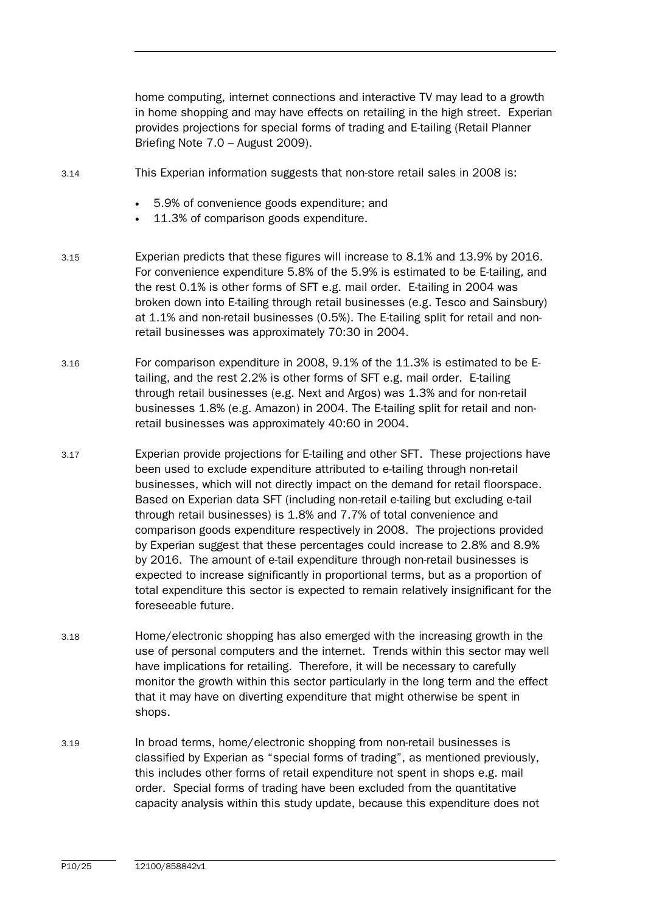home computing, internet connections and interactive TV may lead to a growth in home shopping and may have effects on retailing in the high street. Experian provides projections for special forms of trading and E-tailing (Retail Planner Briefing Note 7.0 – August 2009).

3.14 This Experian information suggests that non-store retail sales in 2008 is:

- 5.9% of convenience goods expenditure; and
- 11.3% of comparison goods expenditure.

3.15 Experian predicts that these figures will increase to 8.1% and 13.9% by 2016. For convenience expenditure 5.8% of the 5.9% is estimated to be E-tailing, and the rest 0.1% is other forms of SFT e.g. mail order. E-tailing in 2004 was broken down into E-tailing through retail businesses (e.g. Tesco and Sainsbury) at 1.1% and non-retail businesses (0.5%). The E-tailing split for retail and non-retail businesses was approximately 70:30 in 2004.

3.16 For comparison expenditure in 2008, 9.1% of the 11.3% is estimated to be E-tailing, and the rest 2.2% is other forms of SFT e.g. mail order. E-tailing through retail businesses (e.g. Next and Argos) was 1.3% and for non-retail businesses 1.8% (e.g. Amazon) in 2004. The E-tailing split for retail and non-retail businesses was approximately 40:60 in 2004.

3.17 Experian provide projections for E-tailing and other SFT. These projections have been used to exclude expenditure attributed to e-tailing through non-retail businesses, which will not directly impact on the demand for retail floorspace. Based on Experian data SFT (including non-retail e-tailing but excluding e-tail through retail businesses) is 1.8% and 7.7% of total convenience and comparison goods expenditure respectively in 2008. The projections provided by Experian suggest that these percentages could increase to 2.8% and 8.9% by 2016. The amount of e-tail expenditure through non-retail businesses is expected to increase significantly in proportional terms, but as a proportion of total expenditure this sector is expected to remain relatively insignificant for the foreseeable future.

3.18 Home/electronic shopping has also emerged with the increasing growth in the use of personal computers and the internet. Trends within this sector may well have implications for retailing. Therefore, it will be necessary to carefully monitor the growth within this sector particularly in the long term and the effect that it may have on diverting expenditure that might otherwise be spent in shops.

3.19 In broad terms, home/electronic shopping from non-retail businesses is classified by Experian as "special forms of trading", as mentioned previously, this includes other forms of retail expenditure not spent in shops e.g. mail order. Special forms of trading have been excluded from the quantitative capacity analysis within this study update, because this expenditure does not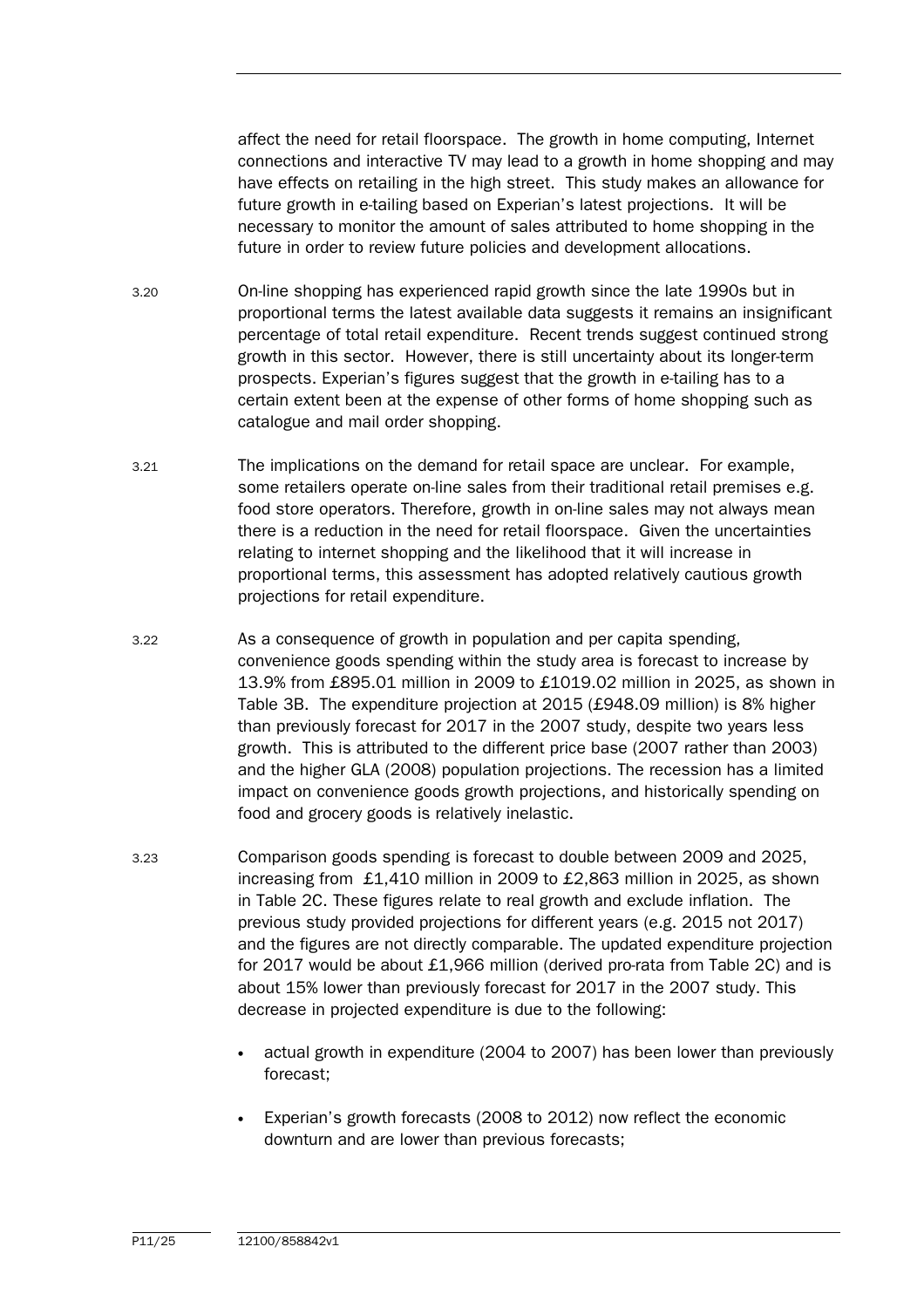affect the need for retail floorspace. The growth in home computing, Internet connections and interactive TV may lead to a growth in home shopping and may have effects on retailing in the high street. This study makes an allowance for future growth in e-tailing based on Experian's latest projections. It will be necessary to monitor the amount of sales attributed to home shopping in the future in order to review future policies and development allocations.

3.20 On-line shopping has experienced rapid growth since the late 1990s but in proportional terms the latest available data suggests it remains an insignificant percentage of total retail expenditure. Recent trends suggest continued strong growth in this sector. However, there is still uncertainty about its longer-term prospects. Experian's figures suggest that the growth in e-tailing has to a certain extent been at the expense of other forms of home shopping such as catalogue and mail order shopping.

3.21 The implications on the demand for retail space are unclear. For example, some retailers operate on-line sales from their traditional retail premises e.g. food store operators. Therefore, growth in on-line sales may not always mean there is a reduction in the need for retail floorspace. Given the uncertainties relating to internet shopping and the likelihood that it will increase in proportional terms, this assessment has adopted relatively cautious growth projections for retail expenditure.

3.22 As a consequence of growth in population and per capita spending, convenience goods spending within the study area is forecast to increase by 13.9% from £895.01 million in 2009 to £1019.02 million in 2025, as shown in Table 3B. The expenditure projection at 2015 (£948.09 million) is 8% higher than previously forecast for 2017 in the 2007 study, despite two years less growth. This is attributed to the different price base (2007 rather than 2003) and the higher GLA (2008) population projections. The recession has a limited impact on convenience goods growth projections, and historically spending on food and grocery goods is relatively inelastic.

3.23 Comparison goods spending is forecast to double between 2009 and 2025, increasing from £1,410 million in 2009 to £2,863 million in 2025, as shown in Table 2C. These figures relate to real growth and exclude inflation. The previous study provided projections for different years (e.g. 2015 not 2017) and the figures are not directly comparable. The updated expenditure projection for 2017 would be about £1,966 million (derived pro-rata from Table 2C) and is about 15% lower than previously forecast for 2017 in the 2007 study. This decrease in projected expenditure is due to the following:

- actual growth in expenditure (2004 to 2007) has been lower than previously forecast;
- Experian's growth forecasts (2008 to 2012) now reflect the economic downturn and are lower than previous forecasts;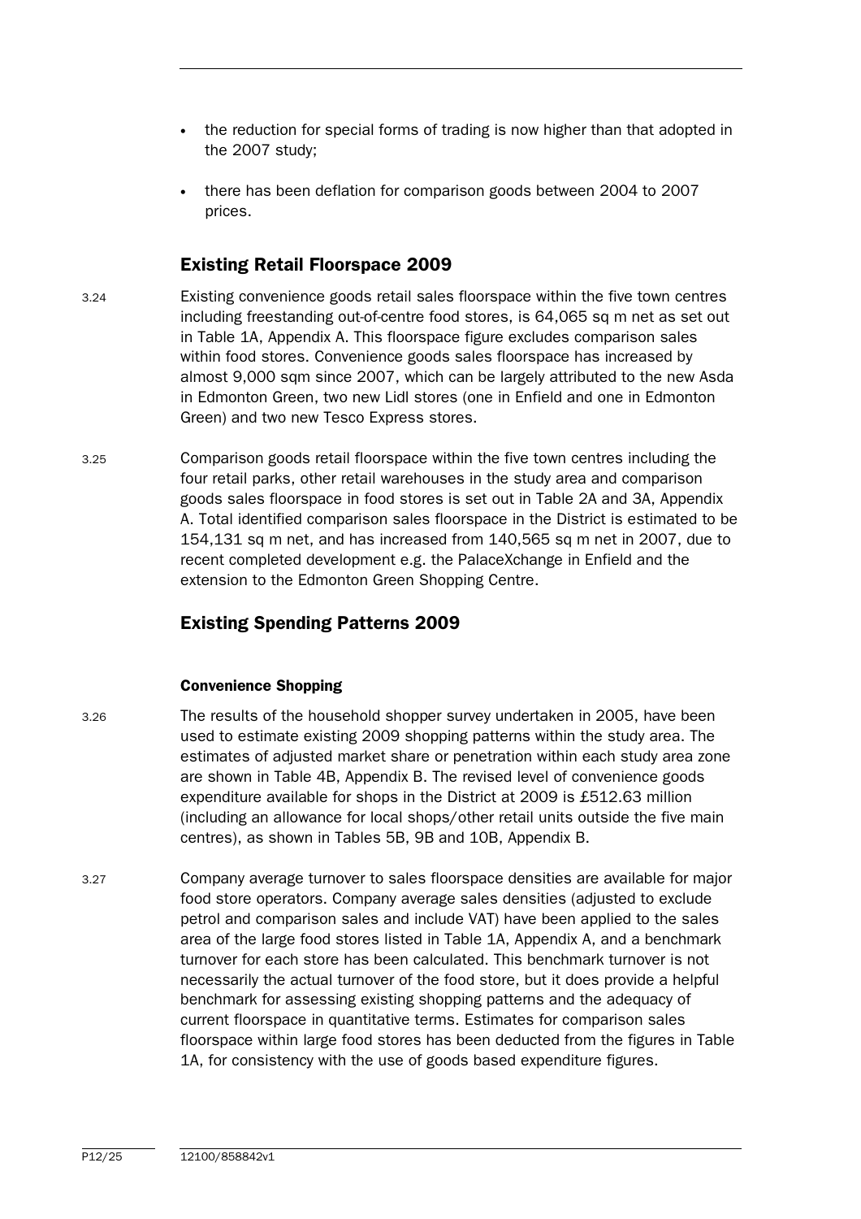- the reduction for special forms of trading is now higher than that adopted in the 2007 study;
- there has been deflation for comparison goods between 2004 to 2007 prices.

## Existing Retail Floorspace 2009

3.24 Existing convenience goods retail sales floorspace within the five town centres including freestanding out-of-centre food stores, is 64,065 sq m net as set out in Table 1A, Appendix A. This floorspace figure excludes comparison sales within food stores. Convenience goods sales floorspace has increased by almost 9,000 sqm since 2007, which can be largely attributed to the new Asda in Edmonton Green, two new Lidl stores (one in Enfield and one in Edmonton Green) and two new Tesco Express stores.

3.25 Comparison goods retail floorspace within the five town centres including the four retail parks, other retail warehouses in the study area and comparison goods sales floorspace in food stores is set out in Table 2A and 3A, Appendix A. Total identified comparison sales floorspace in the District is estimated to be 154,131 sq m net, and has increased from 140,565 sq m net in 2007, due to recent completed development e.g. the PalaceXchange in Enfield and the extension to the Edmonton Green Shopping Centre.

## Existing Spending Patterns 2009

### Convenience Shopping

3.26 The results of the household shopper survey undertaken in 2005, have been used to estimate existing 2009 shopping patterns within the study area. The estimates of adjusted market share or penetration within each study area zone are shown in Table 4B, Appendix B. The revised level of convenience goods expenditure available for shops in the District at 2009 is £512.63 million (including an allowance for local shops/other retail units outside the five main centres), as shown in Tables 5B, 9B and 10B, Appendix B.

3.27 Company average turnover to sales floorspace densities are available for major food store operators. Company average sales densities (adjusted to exclude petrol and comparison sales and include VAT) have been applied to the sales area of the large food stores listed in Table 1A, Appendix A, and a benchmark turnover for each store has been calculated. This benchmark turnover is not necessarily the actual turnover of the food store, but it does provide a helpful benchmark for assessing existing shopping patterns and the adequacy of current floorspace in quantitative terms. Estimates for comparison sales floorspace within large food stores has been deducted from the figures in Table 1A, for consistency with the use of goods based expenditure figures.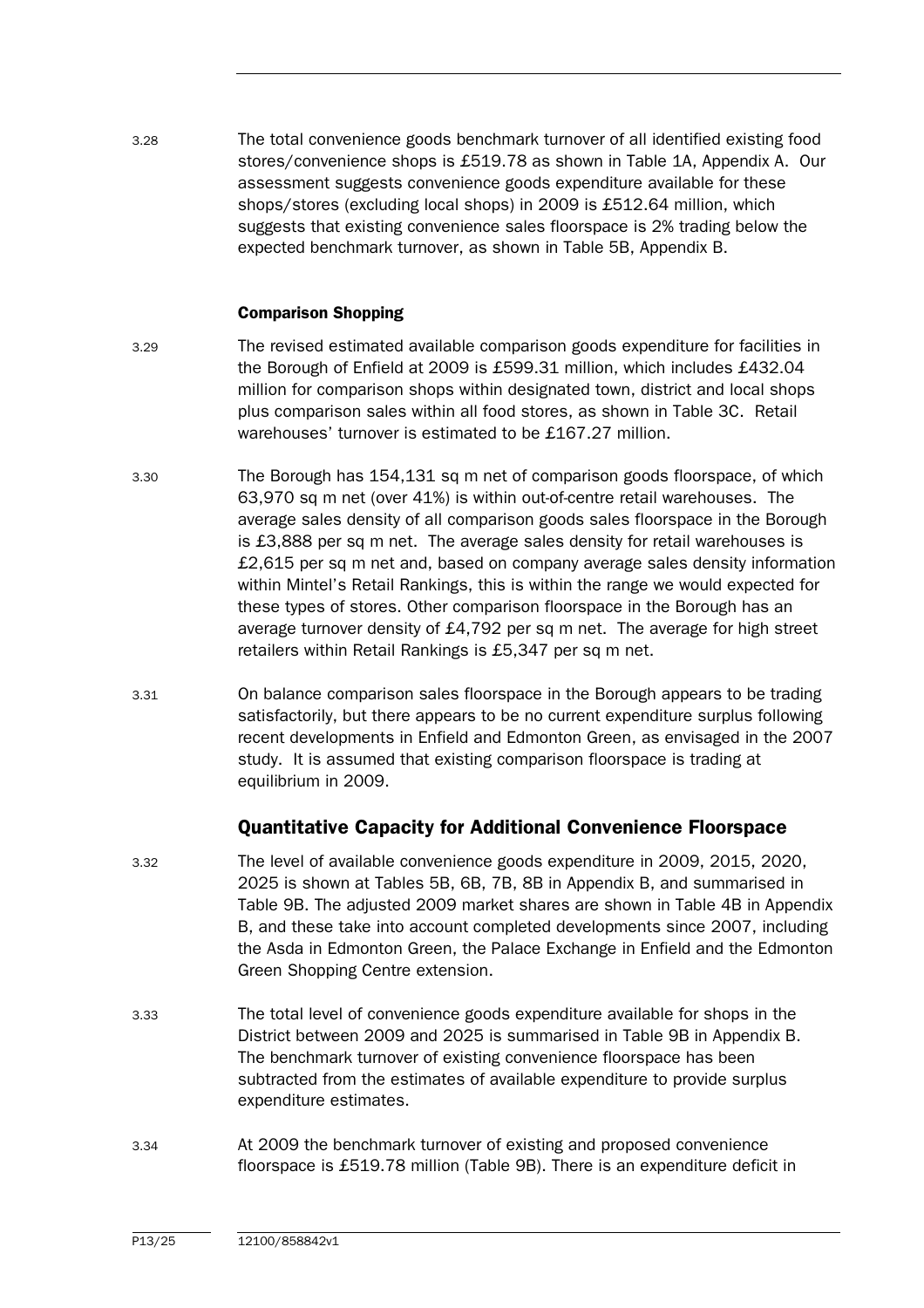3.28 The total convenience goods benchmark turnover of all identified existing food stores/convenience shops is £519.78 as shown in Table 1A, Appendix A. Our assessment suggests convenience goods expenditure available for these shops/stores (excluding local shops) in 2009 is £512.64 million, which suggests that existing convenience sales floorspace is 2% trading below the expected benchmark turnover, as shown in Table 5B, Appendix B.

#### Comparison Shopping

3.29 The revised estimated available comparison goods expenditure for facilities in the Borough of Enfield at 2009 is £599.31 million, which includes £432.04 million for comparison shops within designated town, district and local shops plus comparison sales within all food stores, as shown in Table 3C. Retail warehouses' turnover is estimated to be £167.27 million.

3.30 The Borough has 154,131 sq m net of comparison goods floorspace, of which 63,970 sq m net (over 41%) is within out-of-centre retail warehouses. The average sales density of all comparison goods sales floorspace in the Borough is £3,888 per sq m net. The average sales density for retail warehouses is £2,615 per sq m net and, based on company average sales density information within Mintel's Retail Rankings, this is within the range we would expected for these types of stores. Other comparison floorspace in the Borough has an average turnover density of £4,792 per sq m net. The average for high street retailers within Retail Rankings is £5,347 per sq m net.

3.31 On balance comparison sales floorspace in the Borough appears to be trading satisfactorily, but there appears to be no current expenditure surplus following recent developments in Enfield and Edmonton Green, as envisaged in the 2007 study. It is assumed that existing comparison floorspace is trading at equilibrium in 2009.

### Quantitative Capacity for Additional Convenience Floorspace

3.32 The level of available convenience goods expenditure in 2009, 2015, 2020, 2025 is shown at Tables 5B, 6B, 7B, 8B in Appendix B, and summarised in Table 9B. The adjusted 2009 market shares are shown in Table 4B in Appendix B, and these take into account completed developments since 2007, including the Asda in Edmonton Green, the Palace Exchange in Enfield and the Edmonton Green Shopping Centre extension.

3.33 The total level of convenience goods expenditure available for shops in the District between 2009 and 2025 is summarised in Table 9B in Appendix B. The benchmark turnover of existing convenience floorspace has been subtracted from the estimates of available expenditure to provide surplus expenditure estimates.

3.34 At 2009 the benchmark turnover of existing and proposed convenience floorspace is £519.78 million (Table 9B). There is an expenditure deficit in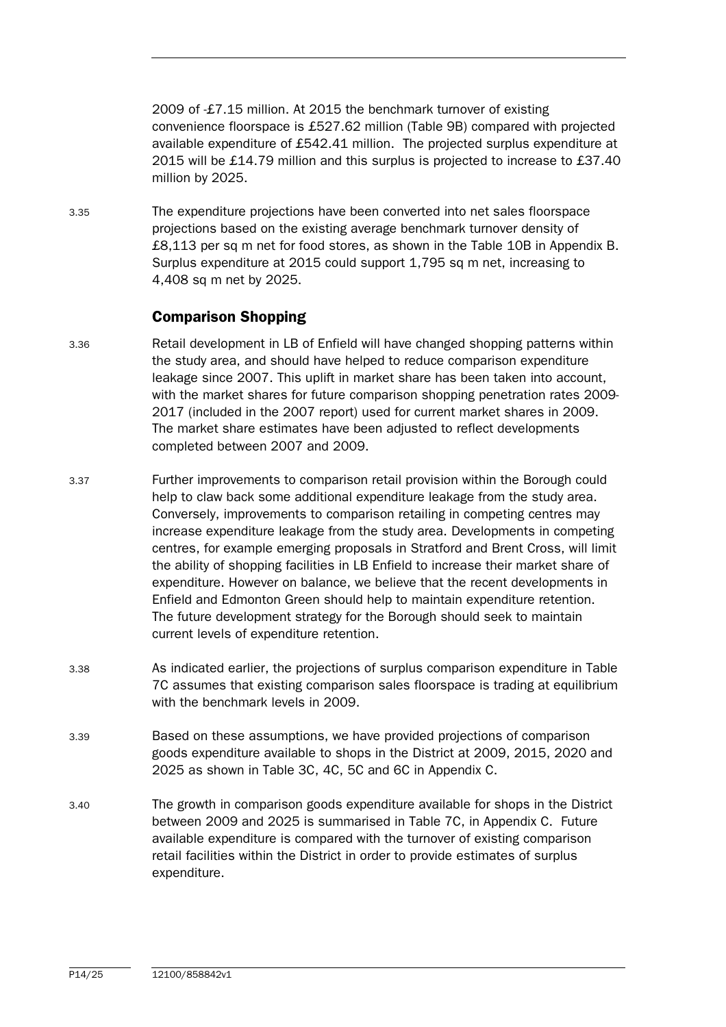2009 of -£7.15 million. At 2015 the benchmark turnover of existing convenience floorspace is £527.62 million (Table 9B) compared with projected available expenditure of £542.41 million. The projected surplus expenditure at 2015 will be £14.79 million and this surplus is projected to increase to £37.40 million by 2025.

3.35 The expenditure projections have been converted into net sales floorspace projections based on the existing average benchmark turnover density of £8,113 per sq m net for food stores, as shown in the Table 10B in Appendix B. Surplus expenditure at 2015 could support 1,795 sq m net, increasing to 4,408 sq m net by 2025.

## Comparison Shopping

3.36 Retail development in LB of Enfield will have changed shopping patterns within the study area, and should have helped to reduce comparison expenditure leakage since 2007. This uplift in market share has been taken into account, with the market shares for future comparison shopping penetration rates 2009-2017 (included in the 2007 report) used for current market shares in 2009. The market share estimates have been adjusted to reflect developments completed between 2007 and 2009.

3.37 Further improvements to comparison retail provision within the Borough could help to claw back some additional expenditure leakage from the study area. Conversely, improvements to comparison retailing in competing centres may increase expenditure leakage from the study area. Developments in competing centres, for example emerging proposals in Stratford and Brent Cross, will limit the ability of shopping facilities in LB Enfield to increase their market share of expenditure. However on balance, we believe that the recent developments in Enfield and Edmonton Green should help to maintain expenditure retention. The future development strategy for the Borough should seek to maintain current levels of expenditure retention.

3.38 As indicated earlier, the projections of surplus comparison expenditure in Table 7C assumes that existing comparison sales floorspace is trading at equilibrium with the benchmark levels in 2009.

3.39 Based on these assumptions, we have provided projections of comparison goods expenditure available to shops in the District at 2009, 2015, 2020 and 2025 as shown in Table 3C, 4C, 5C and 6C in Appendix C.

3.40 The growth in comparison goods expenditure available for shops in the District between 2009 and 2025 is summarised in Table 7C, in Appendix C. Future available expenditure is compared with the turnover of existing comparison retail facilities within the District in order to provide estimates of surplus expenditure.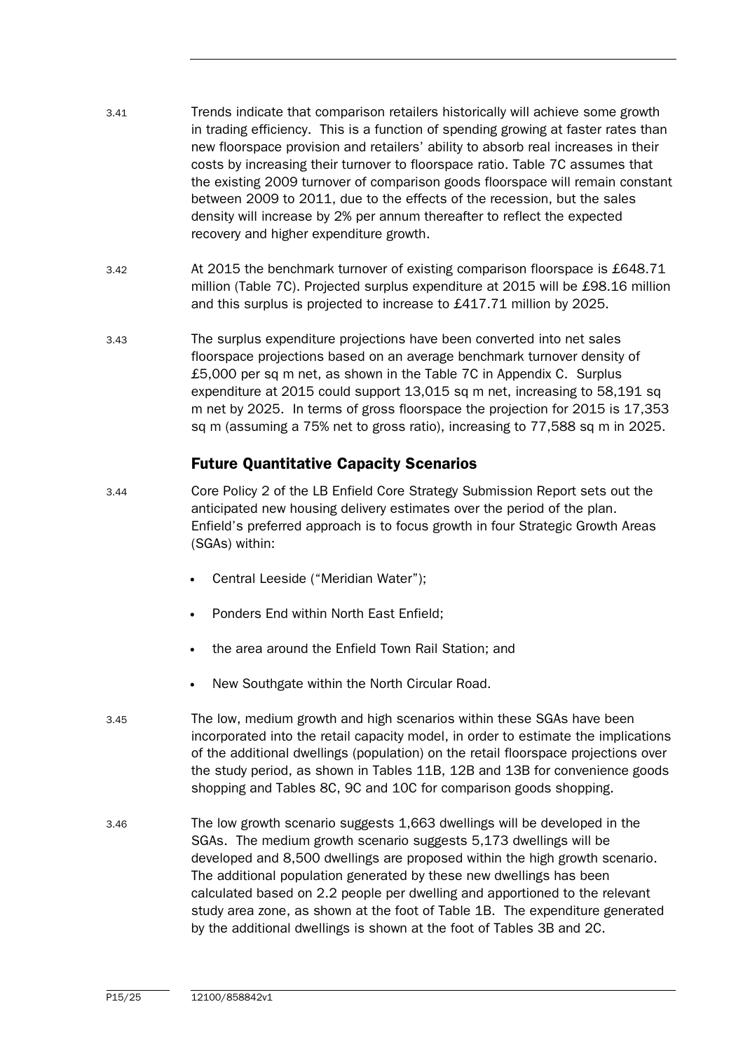3.41 Trends indicate that comparison retailers historically will achieve some growth in trading efficiency. This is a function of spending growing at faster rates than new floorspace provision and retailers' ability to absorb real increases in their costs by increasing their turnover to floorspace ratio. Table 7C assumes that the existing 2009 turnover of comparison goods floorspace will remain constant between 2009 to 2011, due to the effects of the recession, but the sales density will increase by 2% per annum thereafter to reflect the expected recovery and higher expenditure growth.

3.42 At 2015 the benchmark turnover of existing comparison floorspace is £648.71 million (Table 7C). Projected surplus expenditure at 2015 will be £98.16 million and this surplus is projected to increase to £417.71 million by 2025.

3.43 The surplus expenditure projections have been converted into net sales floorspace projections based on an average benchmark turnover density of £5,000 per sq m net, as shown in the Table 7C in Appendix C. Surplus expenditure at 2015 could support 13,015 sq m net, increasing to 58,191 sq m net by 2025. In terms of gross floorspace the projection for 2015 is 17,353 sq m (assuming a 75% net to gross ratio), increasing to 77,588 sq m in 2025.

## Future Quantitative Capacity Scenarios

3.44 Core Policy 2 of the LB Enfield Core Strategy Submission Report sets out the anticipated new housing delivery estimates over the period of the plan. Enfield's preferred approach is to focus growth in four Strategic Growth Areas (SGAs) within:

- Central Leeside ("Meridian Water");
- Ponders End within North East Enfield;
- the area around the Enfield Town Rail Station; and
- New Southgate within the North Circular Road.

3.45 The low, medium growth and high scenarios within these SGAs have been incorporated into the retail capacity model, in order to estimate the implications of the additional dwellings (population) on the retail floorspace projections over the study period, as shown in Tables 11B, 12B and 13B for convenience goods shopping and Tables 8C, 9C and 10C for comparison goods shopping.

3.46 The low growth scenario suggests 1,663 dwellings will be developed in the SGAs. The medium growth scenario suggests 5,173 dwellings will be developed and 8,500 dwellings are proposed within the high growth scenario. The additional population generated by these new dwellings has been calculated based on 2.2 people per dwelling and apportioned to the relevant study area zone, as shown at the foot of Table 1B. The expenditure generated by the additional dwellings is shown at the foot of Tables 3B and 2C.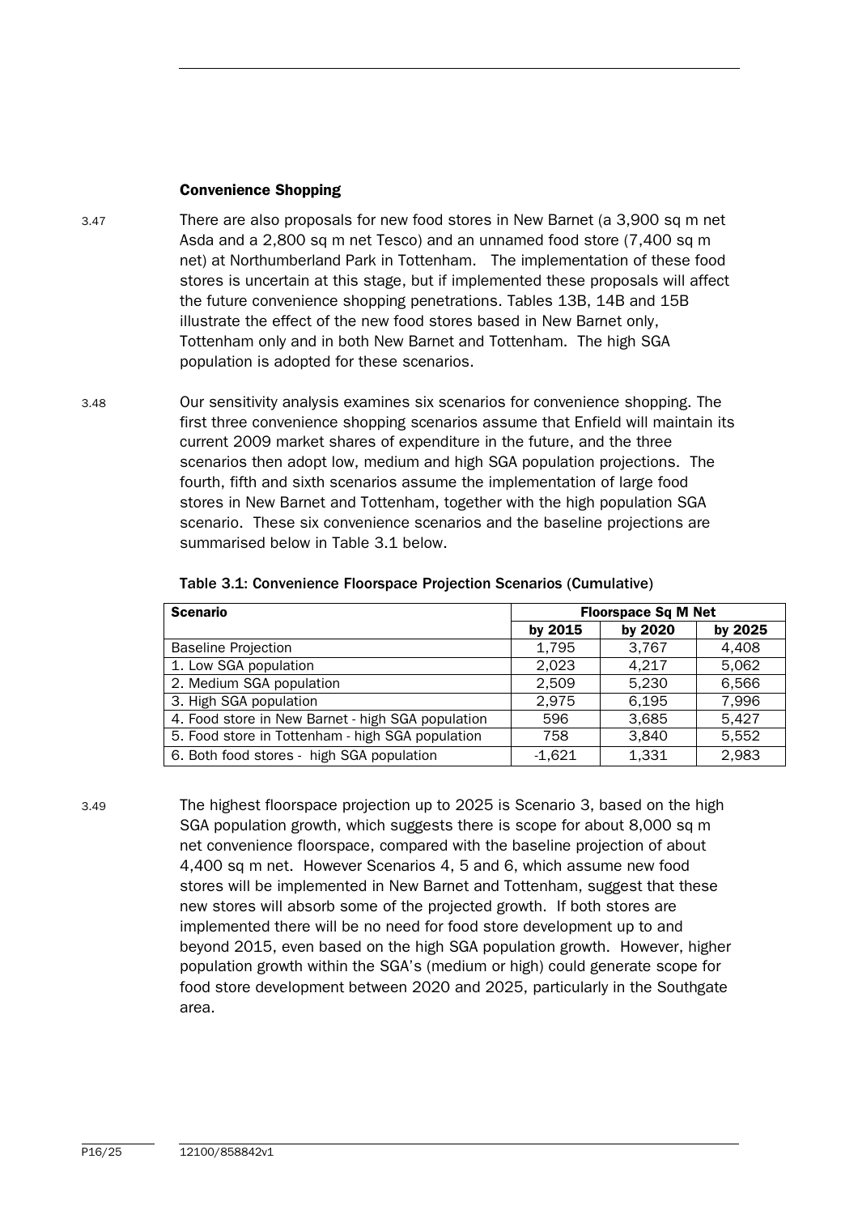### Convenience Shopping

3.47 There are also proposals for new food stores in New Barnet (a 3,900 sq m net Asda and a 2,800 sq m net Tesco) and an unnamed food store (7,400 sq m net) at Northumberland Park in Tottenham. The implementation of these food stores is uncertain at this stage, but if implemented these proposals will affect the future convenience shopping penetrations. Tables 13B, 14B and 15B illustrate the effect of the new food stores based in New Barnet only, Tottenham only and in both New Barnet and Tottenham. The high SGA population is adopted for these scenarios.

3.48 Our sensitivity analysis examines six scenarios for convenience shopping. The first three convenience shopping scenarios assume that Enfield will maintain its current 2009 market shares of expenditure in the future, and the three scenarios then adopt low, medium and high SGA population projections. The fourth, fifth and sixth scenarios assume the implementation of large food stores in New Barnet and Tottenham, together with the high population SGA scenario. These six convenience scenarios and the baseline projections are summarised below in Table 3.1 below.

**Table 3.1: Convenience Floorspace Projection Scenarios (Cumulative)**

| Scenario | Floorspace Sq M Net | | |
|---|---|---|---|
| | by 2015 | by 2020 | by 2025 |
| Baseline Projection | 1,795 | 3,767 | 4,408 |
| 1. Low SGA population | 2,023 | 4,217 | 5,062 |
| 2. Medium SGA population | 2,509 | 5,230 | 6,566 |
| 3. High SGA population | 2,975 | 6,195 | 7,996 |
| 4. Food store in New Barnet - high SGA population | 596 | 3,685 | 5,427 |
| 5. Food store in Tottenham - high SGA population | 758 | 3,840 | 5,552 |
| 6. Both food stores - high SGA population | -1,621 | 1,331 | 2,983 |

3.49 The highest floorspace projection up to 2025 is Scenario 3, based on the high SGA population growth, which suggests there is scope for about 8,000 sq m net convenience floorspace, compared with the baseline projection of about 4,400 sq m net. However Scenarios 4, 5 and 6, which assume new food stores will be implemented in New Barnet and Tottenham, suggest that these new stores will absorb some of the projected growth. If both stores are implemented there will be no need for food store development up to and beyond 2015, even based on the high SGA population growth. However, higher population growth within the SGA's (medium or high) could generate scope for food store development between 2020 and 2025, particularly in the Southgate area.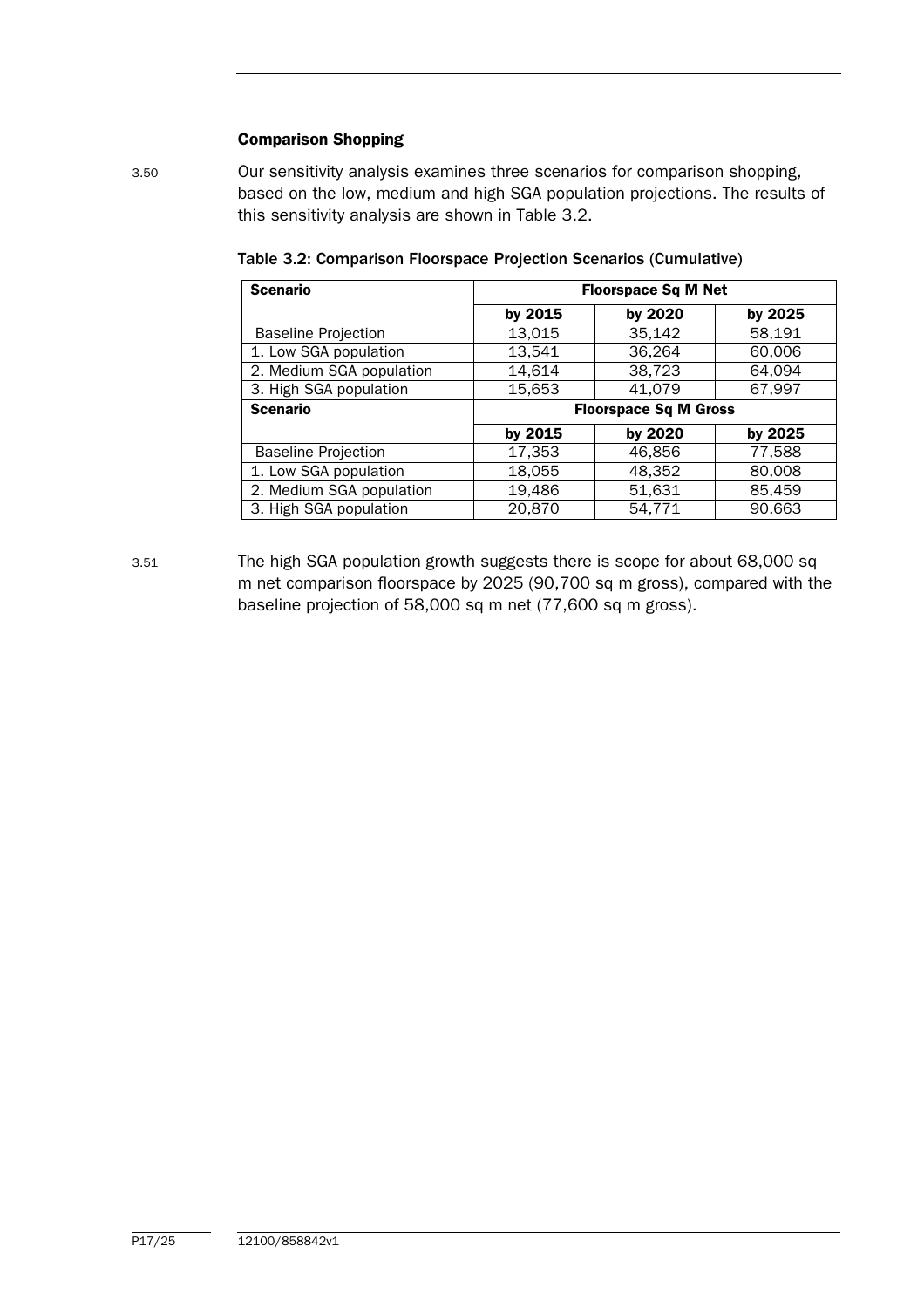### Comparison Shopping

3.50 Our sensitivity analysis examines three scenarios for comparison shopping, based on the low, medium and high SGA population projections. The results of this sensitivity analysis are shown in Table 3.2.

**Table 3.2: Comparison Floorspace Projection Scenarios (Cumulative)**

| Scenario | Floorspace Sq M Net | | |
|---|---|---|---|
| | by 2015 | by 2020 | by 2025 |
| Baseline Projection | 13,015 | 35,142 | 58,191 |
| 1. Low SGA population | 13,541 | 36,264 | 60,006 |
| 2. Medium SGA population | 14,614 | 38,723 | 64,094 |
| 3. High SGA population | 15,653 | 41,079 | 67,997 |
| **Scenario** | **Floorspace Sq M Gross** | | |
| | **by 2015** | **by 2020** | **by 2025** |
| Baseline Projection | 17,353 | 46,856 | 77,588 |
| 1. Low SGA population | 18,055 | 48,352 | 80,008 |
| 2. Medium SGA population | 19,486 | 51,631 | 85,459 |
| 3. High SGA population | 20,870 | 54,771 | 90,663 |

3.51 The high SGA population growth suggests there is scope for about 68,000 sq m net comparison floorspace by 2025 (90,700 sq m gross), compared with the baseline projection of 58,000 sq m net (77,600 sq m gross).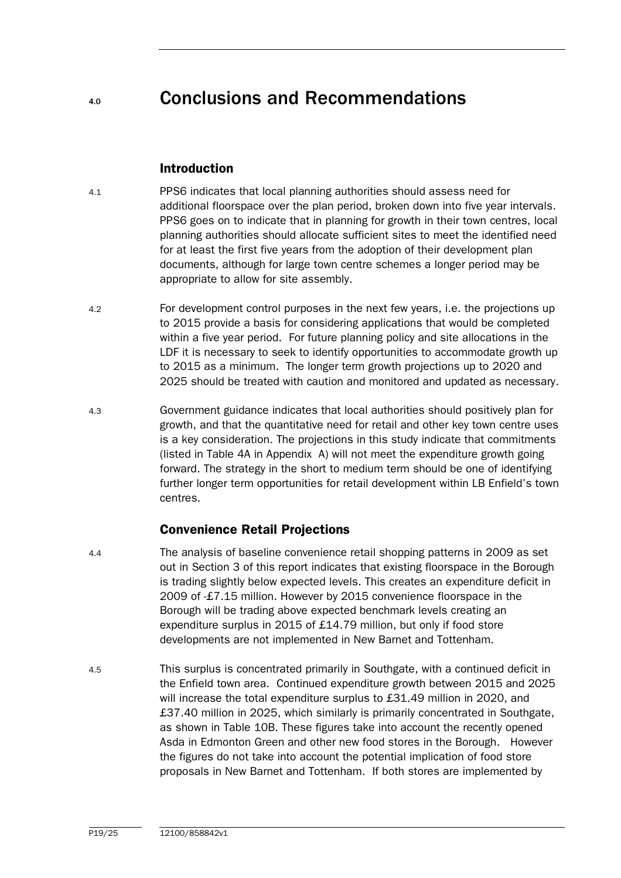# 4.0 Conclusions and Recommendations

## Introduction

4.1 PPS6 indicates that local planning authorities should assess need for additional floorspace over the plan period, broken down into five year intervals. PPS6 goes on to indicate that in planning for growth in their town centres, local planning authorities should allocate sufficient sites to meet the identified need for at least the first five years from the adoption of their development plan documents, although for large town centre schemes a longer period may be appropriate to allow for site assembly.

4.2 For development control purposes in the next few years, i.e. the projections up to 2015 provide a basis for considering applications that would be completed within a five year period. For future planning policy and site allocations in the LDF it is necessary to seek to identify opportunities to accommodate growth up to 2015 as a minimum. The longer term growth projections up to 2020 and 2025 should be treated with caution and monitored and updated as necessary.

4.3 Government guidance indicates that local authorities should positively plan for growth, and that the quantitative need for retail and other key town centre uses is a key consideration. The projections in this study indicate that commitments (listed in Table 4A in Appendix A) will not meet the expenditure growth going forward. The strategy in the short to medium term should be one of identifying further longer term opportunities for retail development within LB Enfield's town centres.

## Convenience Retail Projections

4.4 The analysis of baseline convenience retail shopping patterns in 2009 as set out in Section 3 of this report indicates that existing floorspace in the Borough is trading slightly below expected levels. This creates an expenditure deficit in 2009 of -£7.15 million. However by 2015 convenience floorspace in the Borough will be trading above expected benchmark levels creating an expenditure surplus in 2015 of £14.79 million, but only if food store developments are not implemented in New Barnet and Tottenham.

4.5 This surplus is concentrated primarily in Southgate, with a continued deficit in the Enfield town area. Continued expenditure growth between 2015 and 2025 will increase the total expenditure surplus to £31.49 million in 2020, and £37.40 million in 2025, which similarly is primarily concentrated in Southgate, as shown in Table 10B. These figures take into account the recently opened Asda in Edmonton Green and other new food stores in the Borough. However the figures do not take into account the potential implication of food store proposals in New Barnet and Tottenham. If both stores are implemented by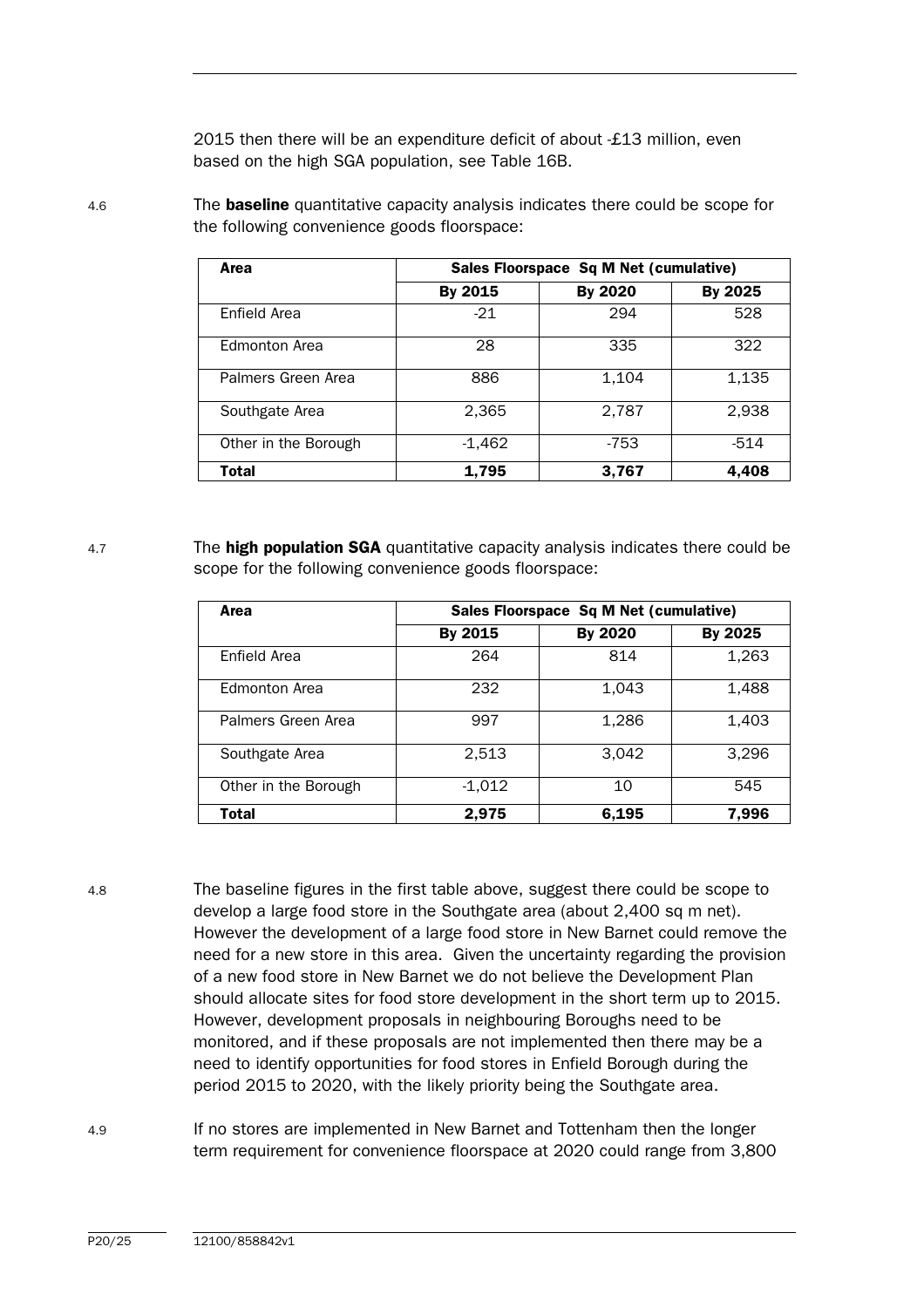2015 then there will be an expenditure deficit of about -£13 million, even based on the high SGA population, see Table 16B.

4.6 The **baseline** quantitative capacity analysis indicates there could be scope for the following convenience goods floorspace:

| Area | Sales Floorspace Sq M Net (cumulative) | | |
|---|---|---|---|
| | By 2015 | By 2020 | By 2025 |
| Enfield Area | -21 | 294 | 528 |
| Edmonton Area | 28 | 335 | 322 |
| Palmers Green Area | 886 | 1,104 | 1,135 |
| Southgate Area | 2,365 | 2,787 | 2,938 |
| Other in the Borough | -1,462 | -753 | -514 |
| **Total** | **1,795** | **3,767** | **4,408** |

4.7 The **high population SGA** quantitative capacity analysis indicates there could be scope for the following convenience goods floorspace:

| Area | Sales Floorspace Sq M Net (cumulative) | | |
|---|---|---|---|
| | By 2015 | By 2020 | By 2025 |
| Enfield Area | 264 | 814 | 1,263 |
| Edmonton Area | 232 | 1,043 | 1,488 |
| Palmers Green Area | 997 | 1,286 | 1,403 |
| Southgate Area | 2,513 | 3,042 | 3,296 |
| Other in the Borough | -1,012 | 10 | 545 |
| **Total** | **2,975** | **6,195** | **7,996** |

4.8 The baseline figures in the first table above, suggest there could be scope to develop a large food store in the Southgate area (about 2,400 sq m net). However the development of a large food store in New Barnet could remove the need for a new store in this area. Given the uncertainty regarding the provision of a new food store in New Barnet we do not believe the Development Plan should allocate sites for food store development in the short term up to 2015. However, development proposals in neighbouring Boroughs need to be monitored, and if these proposals are not implemented then there may be a need to identify opportunities for food stores in Enfield Borough during the period 2015 to 2020, with the likely priority being the Southgate area.

4.9 If no stores are implemented in New Barnet and Tottenham then the longer term requirement for convenience floorspace at 2020 could range from 3,800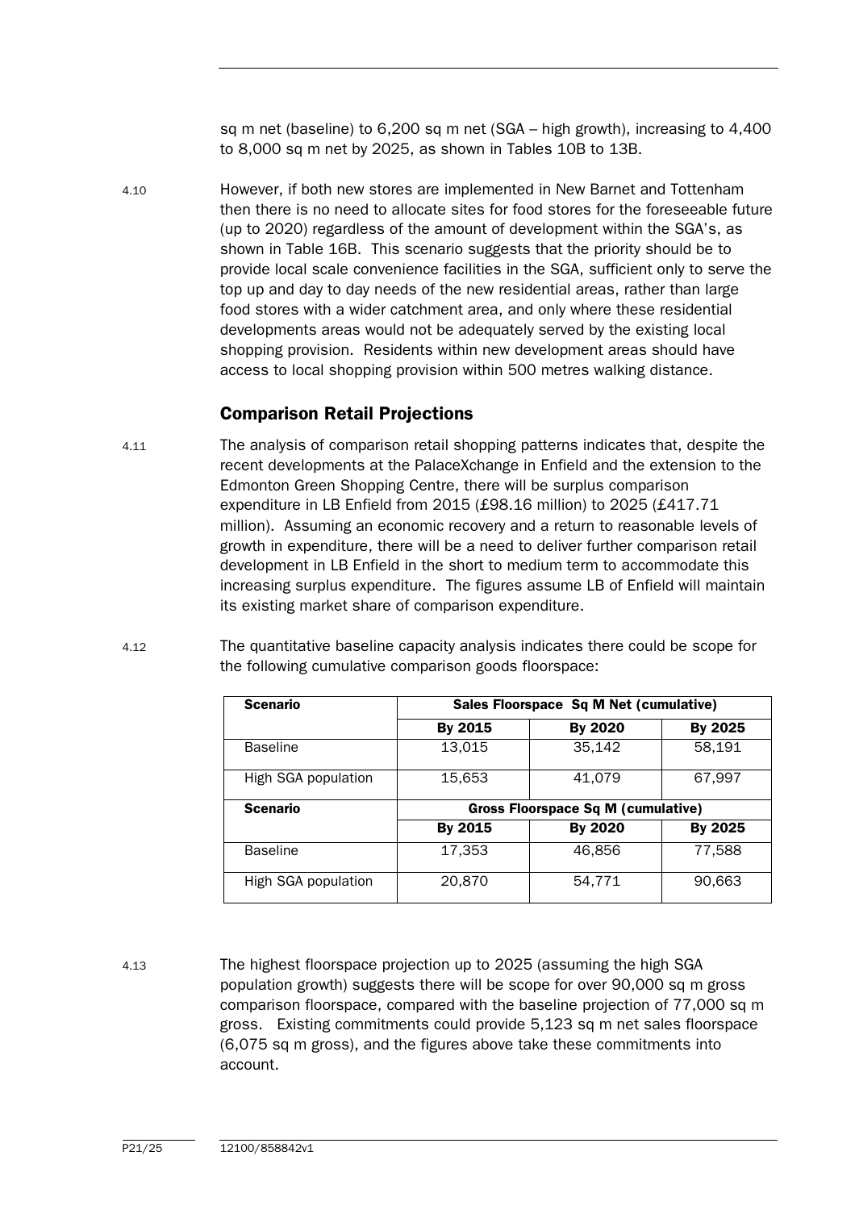sq m net (baseline) to 6,200 sq m net (SGA – high growth), increasing to 4,400 to 8,000 sq m net by 2025, as shown in Tables 10B to 13B.

4.10 However, if both new stores are implemented in New Barnet and Tottenham then there is no need to allocate sites for food stores for the foreseeable future (up to 2020) regardless of the amount of development within the SGA's, as shown in Table 16B. This scenario suggests that the priority should be to provide local scale convenience facilities in the SGA, sufficient only to serve the top up and day to day needs of the new residential areas, rather than large food stores with a wider catchment area, and only where these residential developments areas would not be adequately served by the existing local shopping provision. Residents within new development areas should have access to local shopping provision within 500 metres walking distance.

## Comparison Retail Projections

4.11 The analysis of comparison retail shopping patterns indicates that, despite the recent developments at the PalaceXchange in Enfield and the extension to the Edmonton Green Shopping Centre, there will be surplus comparison expenditure in LB Enfield from 2015 (£98.16 million) to 2025 (£417.71 million). Assuming an economic recovery and a return to reasonable levels of growth in expenditure, there will be a need to deliver further comparison retail development in LB Enfield in the short to medium term to accommodate this increasing surplus expenditure. The figures assume LB of Enfield will maintain its existing market share of comparison expenditure.

4.12 The quantitative baseline capacity analysis indicates there could be scope for the following cumulative comparison goods floorspace:

| **Scenario** | **Sales Floorspace Sq M Net (cumulative)** | | |
|---|---|---|---|
| | **By 2015** | **By 2020** | **By 2025** |
| Baseline | 13,015 | 35,142 | 58,191 |
| High SGA population | 15,653 | 41,079 | 67,997 |
| **Scenario** | **Gross Floorspace Sq M (cumulative)** | | |
| | **By 2015** | **By 2020** | **By 2025** |
| Baseline | 17,353 | 46,856 | 77,588 |
| High SGA population | 20,870 | 54,771 | 90,663 |

4.13 The highest floorspace projection up to 2025 (assuming the high SGA population growth) suggests there will be scope for over 90,000 sq m gross comparison floorspace, compared with the baseline projection of 77,000 sq m gross. Existing commitments could provide 5,123 sq m net sales floorspace (6,075 sq m gross), and the figures above take these commitments into account.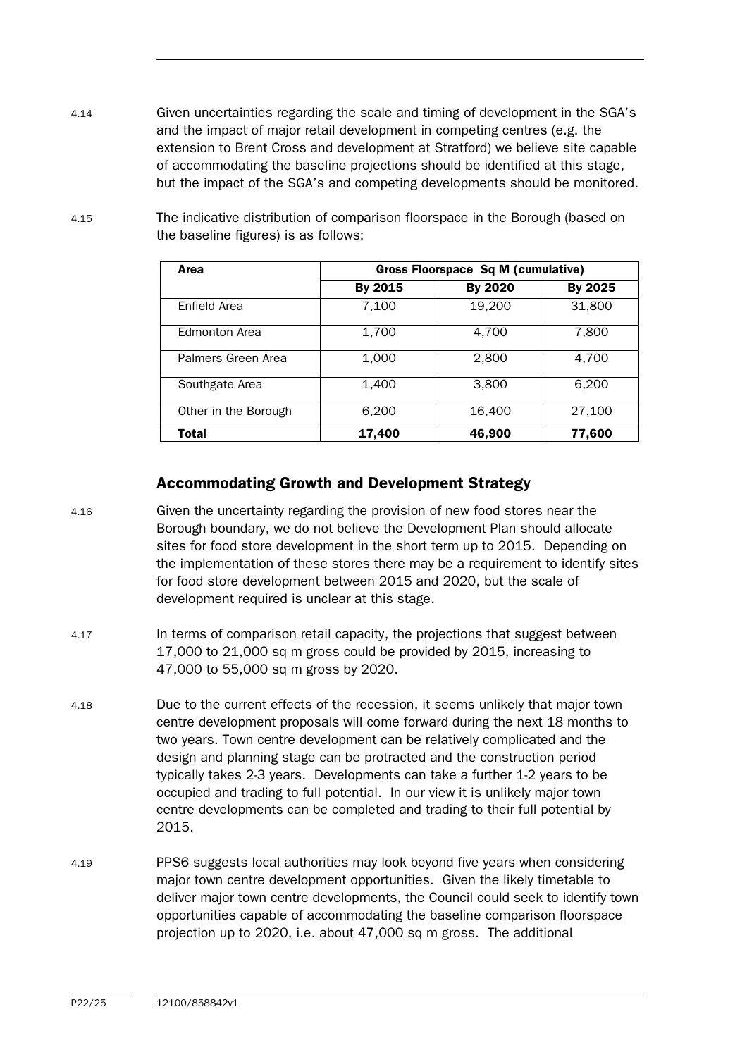4.14 Given uncertainties regarding the scale and timing of development in the SGA's and the impact of major retail development in competing centres (e.g. the extension to Brent Cross and development at Stratford) we believe site capable of accommodating the baseline projections should be identified at this stage, but the impact of the SGA's and competing developments should be monitored.

4.15 The indicative distribution of comparison floorspace in the Borough (based on the baseline figures) is as follows:

| Area | Gross Floorspace Sq M (cumulative) | | |
|---|---|---|---|
| | By 2015 | By 2020 | By 2025 |
| Enfield Area | 7,100 | 19,200 | 31,800 |
| Edmonton Area | 1,700 | 4,700 | 7,800 |
| Palmers Green Area | 1,000 | 2,800 | 4,700 |
| Southgate Area | 1,400 | 3,800 | 6,200 |
| Other in the Borough | 6,200 | 16,400 | 27,100 |
| **Total** | **17,400** | **46,900** | **77,600** |

## Accommodating Growth and Development Strategy

4.16 Given the uncertainty regarding the provision of new food stores near the Borough boundary, we do not believe the Development Plan should allocate sites for food store development in the short term up to 2015. Depending on the implementation of these stores there may be a requirement to identify sites for food store development between 2015 and 2020, but the scale of development required is unclear at this stage.

4.17 In terms of comparison retail capacity, the projections that suggest between 17,000 to 21,000 sq m gross could be provided by 2015, increasing to 47,000 to 55,000 sq m gross by 2020.

4.18 Due to the current effects of the recession, it seems unlikely that major town centre development proposals will come forward during the next 18 months to two years. Town centre development can be relatively complicated and the design and planning stage can be protracted and the construction period typically takes 2-3 years. Developments can take a further 1-2 years to be occupied and trading to full potential. In our view it is unlikely major town centre developments can be completed and trading to their full potential by 2015.

4.19 PPS6 suggests local authorities may look beyond five years when considering major town centre development opportunities. Given the likely timetable to deliver major town centre developments, the Council could seek to identify town opportunities capable of accommodating the baseline comparison floorspace projection up to 2020, i.e. about 47,000 sq m gross. The additional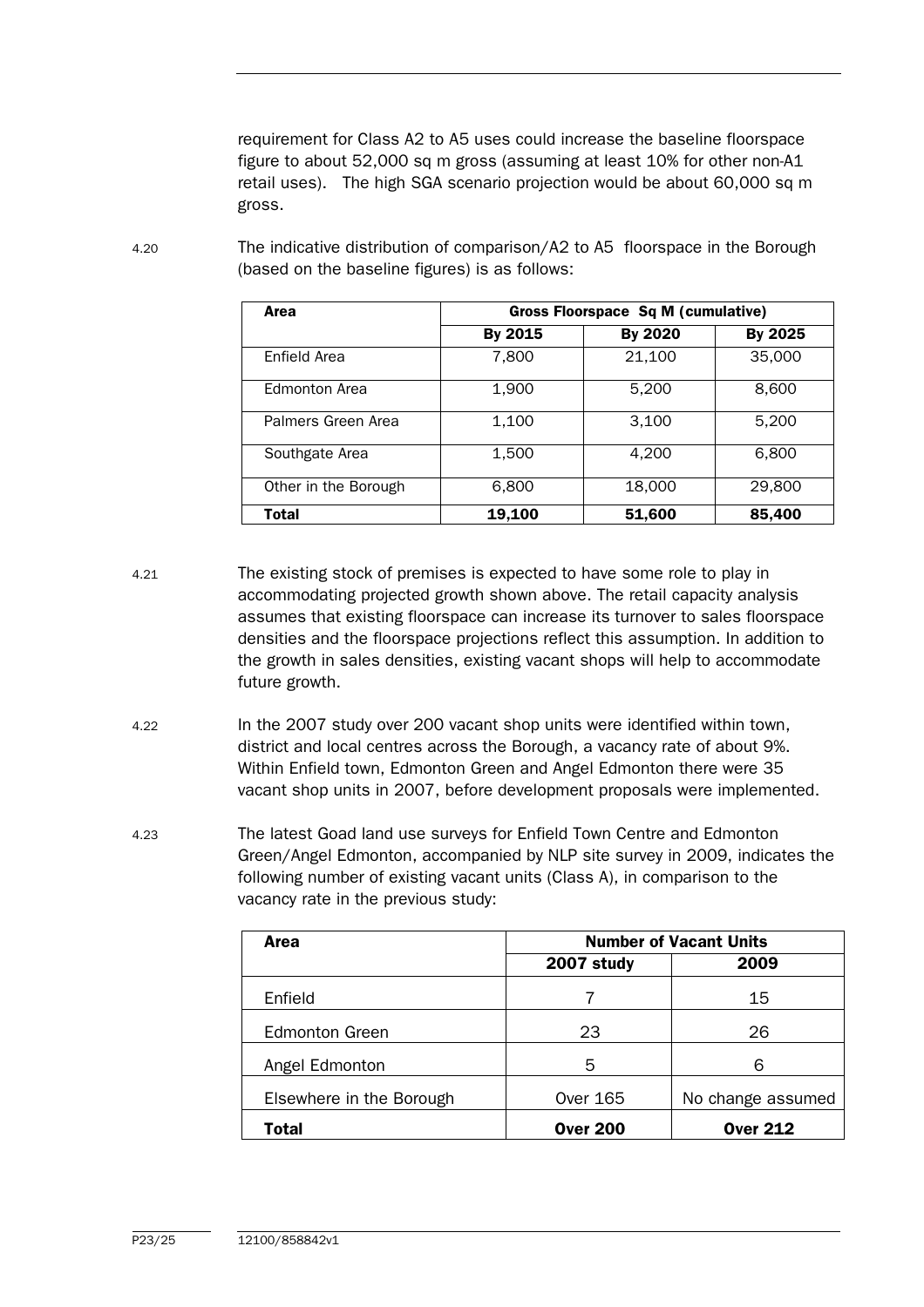requirement for Class A2 to A5 uses could increase the baseline floorspace figure to about 52,000 sq m gross (assuming at least 10% for other non-A1 retail uses). The high SGA scenario projection would be about 60,000 sq m gross.

4.20 The indicative distribution of comparison/A2 to A5 floorspace in the Borough (based on the baseline figures) is as follows:

| Area | Gross Floorspace Sq M (cumulative) | | |
|---|---|---|---|
| | By 2015 | By 2020 | By 2025 |
| Enfield Area | 7,800 | 21,100 | 35,000 |
| Edmonton Area | 1,900 | 5,200 | 8,600 |
| Palmers Green Area | 1,100 | 3,100 | 5,200 |
| Southgate Area | 1,500 | 4,200 | 6,800 |
| Other in the Borough | 6,800 | 18,000 | 29,800 |
| **Total** | **19,100** | **51,600** | **85,400** |

4.21 The existing stock of premises is expected to have some role to play in accommodating projected growth shown above. The retail capacity analysis assumes that existing floorspace can increase its turnover to sales floorspace densities and the floorspace projections reflect this assumption. In addition to the growth in sales densities, existing vacant shops will help to accommodate future growth.

4.22 In the 2007 study over 200 vacant shop units were identified within town, district and local centres across the Borough, a vacancy rate of about 9%. Within Enfield town, Edmonton Green and Angel Edmonton there were 35 vacant shop units in 2007, before development proposals were implemented.

4.23 The latest Goad land use surveys for Enfield Town Centre and Edmonton Green/Angel Edmonton, accompanied by NLP site survey in 2009, indicates the following number of existing vacant units (Class A), in comparison to the vacancy rate in the previous study:

| Area | Number of Vacant Units | |
|---|---|---|
| | 2007 study | 2009 |
| Enfield | 7 | 15 |
| Edmonton Green | 23 | 26 |
| Angel Edmonton | 5 | 6 |
| Elsewhere in the Borough | Over 165 | No change assumed |
| **Total** | **Over 200** | **Over 212** |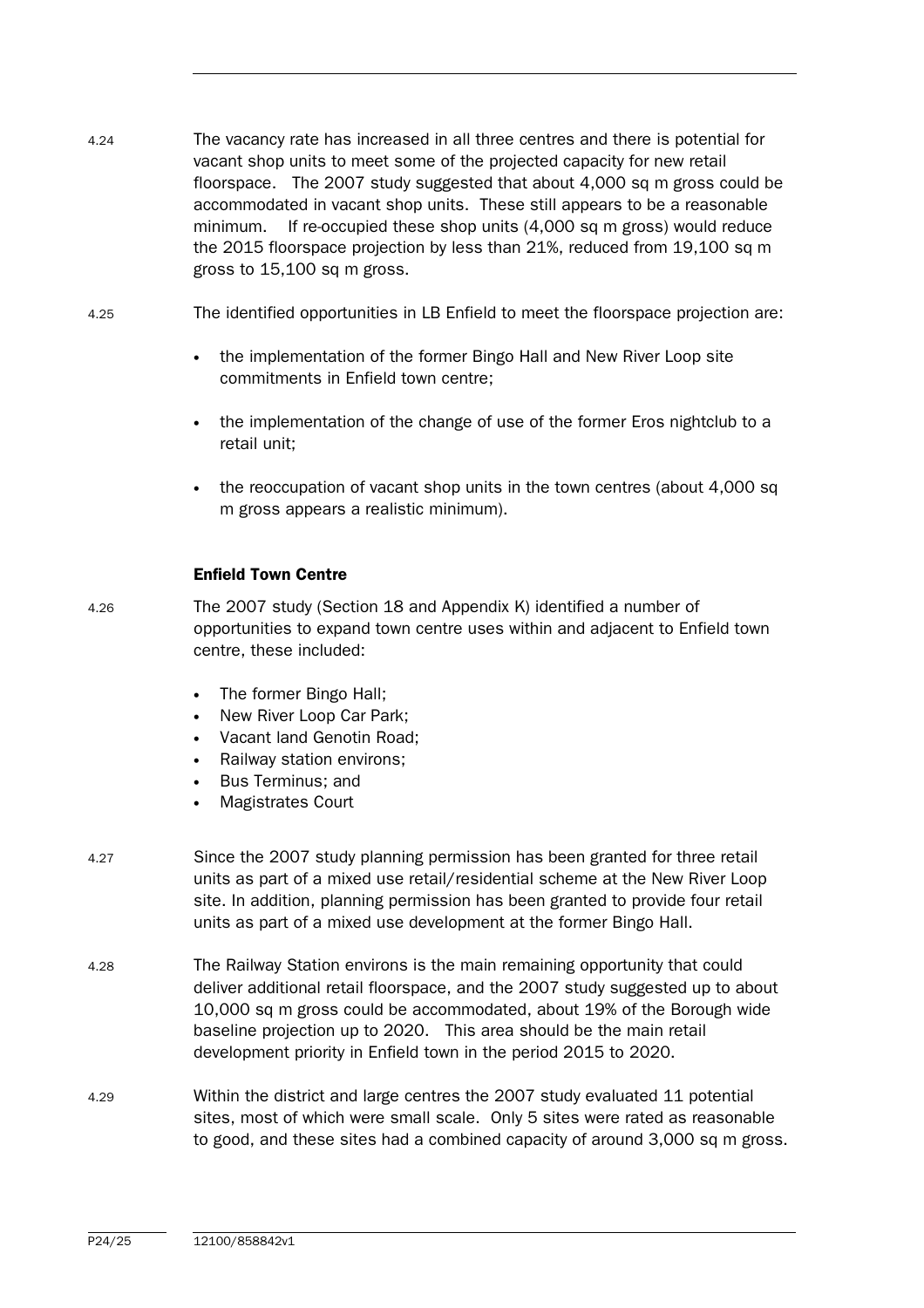4.24 The vacancy rate has increased in all three centres and there is potential for vacant shop units to meet some of the projected capacity for new retail floorspace. The 2007 study suggested that about 4,000 sq m gross could be accommodated in vacant shop units. These still appears to be a reasonable minimum. If re-occupied these shop units (4,000 sq m gross) would reduce the 2015 floorspace projection by less than 21%, reduced from 19,100 sq m gross to 15,100 sq m gross.

4.25 The identified opportunities in LB Enfield to meet the floorspace projection are:

- the implementation of the former Bingo Hall and New River Loop site commitments in Enfield town centre;
- the implementation of the change of use of the former Eros nightclub to a retail unit;
- the reoccupation of vacant shop units in the town centres (about 4,000 sq m gross appears a realistic minimum).

### Enfield Town Centre

4.26 The 2007 study (Section 18 and Appendix K) identified a number of opportunities to expand town centre uses within and adjacent to Enfield town centre, these included:

- The former Bingo Hall;
- New River Loop Car Park;
- Vacant land Genotin Road;
- Railway station environs;
- Bus Terminus; and
- Magistrates Court

4.27 Since the 2007 study planning permission has been granted for three retail units as part of a mixed use retail/residential scheme at the New River Loop site. In addition, planning permission has been granted to provide four retail units as part of a mixed use development at the former Bingo Hall.

4.28 The Railway Station environs is the main remaining opportunity that could deliver additional retail floorspace, and the 2007 study suggested up to about 10,000 sq m gross could be accommodated, about 19% of the Borough wide baseline projection up to 2020. This area should be the main retail development priority in Enfield town in the period 2015 to 2020.

4.29 Within the district and large centres the 2007 study evaluated 11 potential sites, most of which were small scale. Only 5 sites were rated as reasonable to good, and these sites had a combined capacity of around 3,000 sq m gross.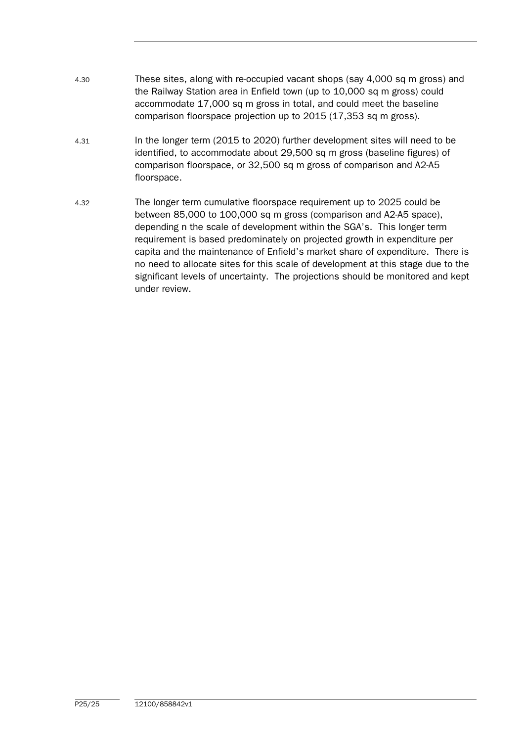4.30 These sites, along with re-occupied vacant shops (say 4,000 sq m gross) and the Railway Station area in Enfield town (up to 10,000 sq m gross) could accommodate 17,000 sq m gross in total, and could meet the baseline comparison floorspace projection up to 2015 (17,353 sq m gross).

4.31 In the longer term (2015 to 2020) further development sites will need to be identified, to accommodate about 29,500 sq m gross (baseline figures) of comparison floorspace, or 32,500 sq m gross of comparison and A2-A5 floorspace.

4.32 The longer term cumulative floorspace requirement up to 2025 could be between 85,000 to 100,000 sq m gross (comparison and A2-A5 space), depending n the scale of development within the SGA's. This longer term requirement is based predominately on projected growth in expenditure per capita and the maintenance of Enfield's market share of expenditure. There is no need to allocate sites for this scale of development at this stage due to the significant levels of uncertainty. The projections should be monitored and kept under review.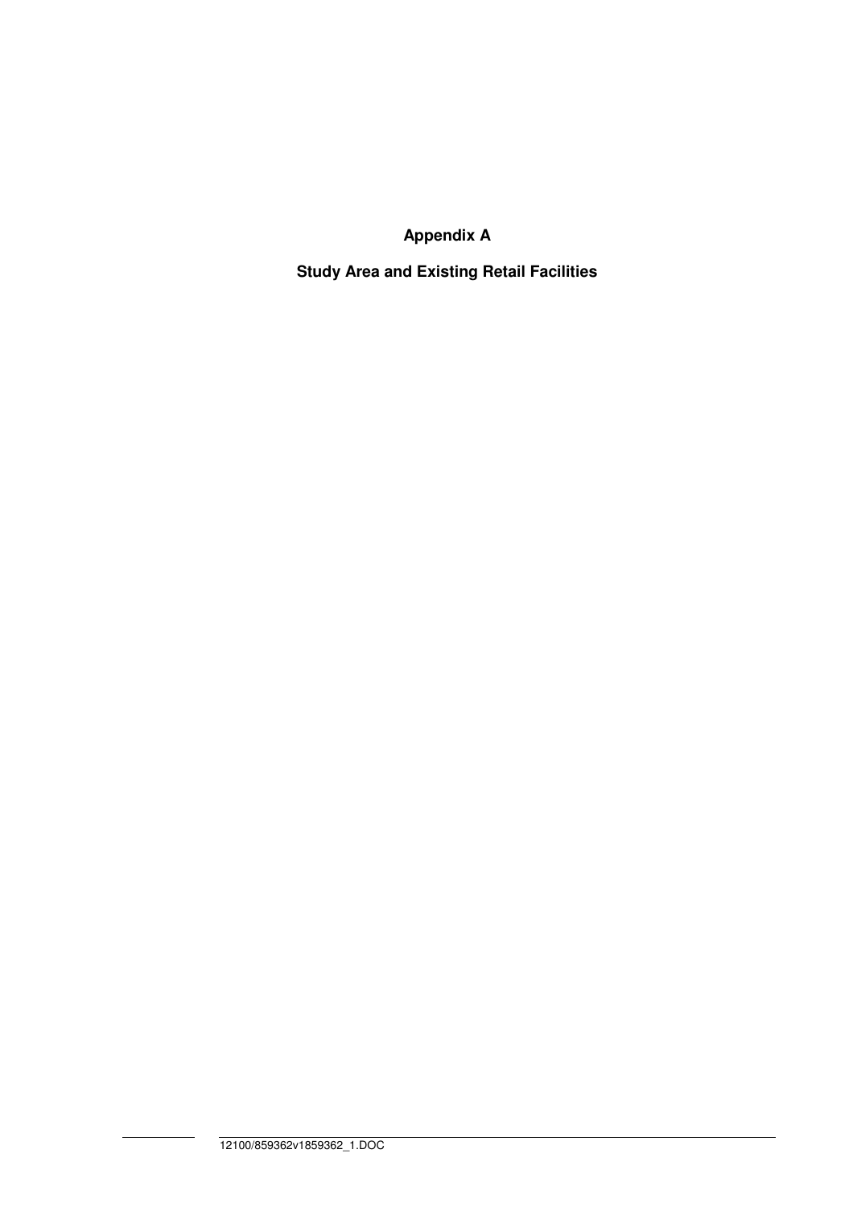# Appendix A

## Study Area and Existing Retail Facilities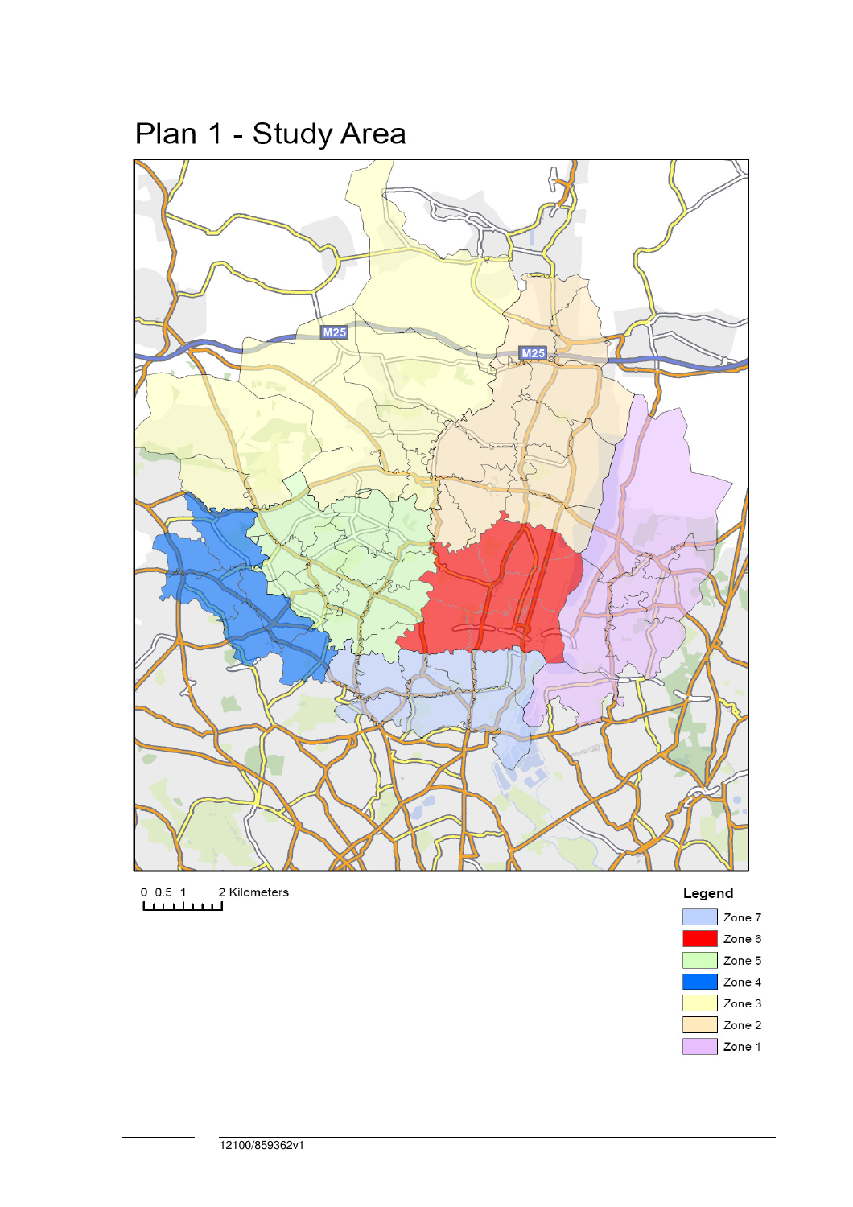# Plan 1 - Study Area

0 0.5 1 2 Kilometers

**Legend**

- Zone 7
- Zone 6
- Zone 5
- Zone 4
- Zone 3
- Zone 2
- Zone 1

12100/859362v1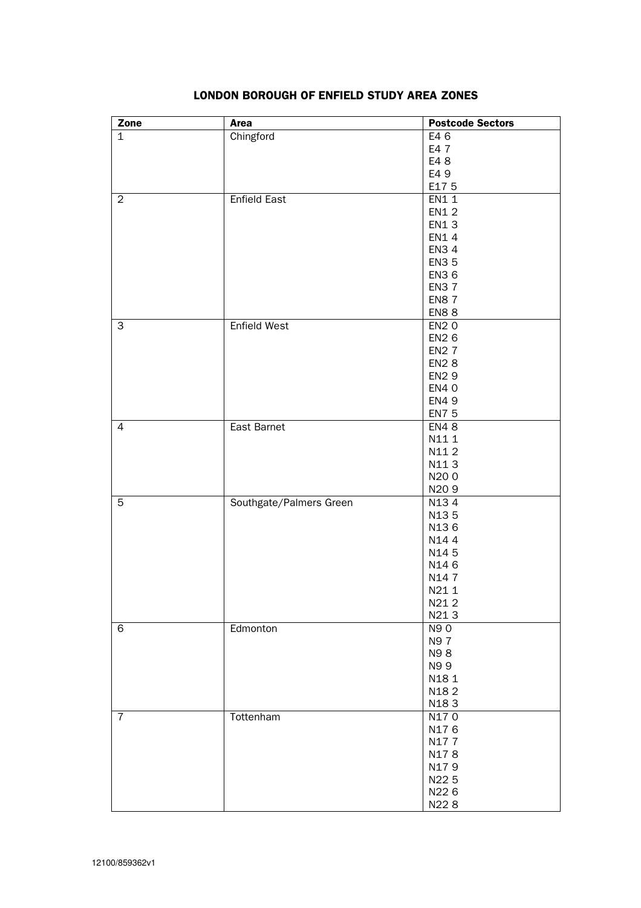## LONDON BOROUGH OF ENFIELD STUDY AREA ZONES

| Zone | Area | Postcode Sectors |
|---|---|---|
| 1 | Chingford | E4 6<br>E4 7<br>E4 8<br>E4 9<br>E17 5 |
| 2 | Enfield East | EN1 1<br>EN1 2<br>EN1 3<br>EN1 4<br>EN3 4<br>EN3 5<br>EN3 6<br>EN3 7<br>EN8 7<br>EN8 8 |
| 3 | Enfield West | EN2 0<br>EN2 6<br>EN2 7<br>EN2 8<br>EN2 9<br>EN4 0<br>EN4 9<br>EN7 5 |
| 4 | East Barnet | EN4 8<br>N11 1<br>N11 2<br>N11 3<br>N20 0<br>N20 9 |
| 5 | Southgate/Palmers Green | N13 4<br>N13 5<br>N13 6<br>N14 4<br>N14 5<br>N14 6<br>N14 7<br>N21 1<br>N21 2<br>N21 3 |
| 6 | Edmonton | N9 0<br>N9 7<br>N9 8<br>N9 9<br>N18 1<br>N18 2<br>N18 3 |
| 7 | Tottenham | N17 0<br>N17 6<br>N17 7<br>N17 8<br>N17 9<br>N22 5<br>N22 6<br>N22 8 |

12100/859362v1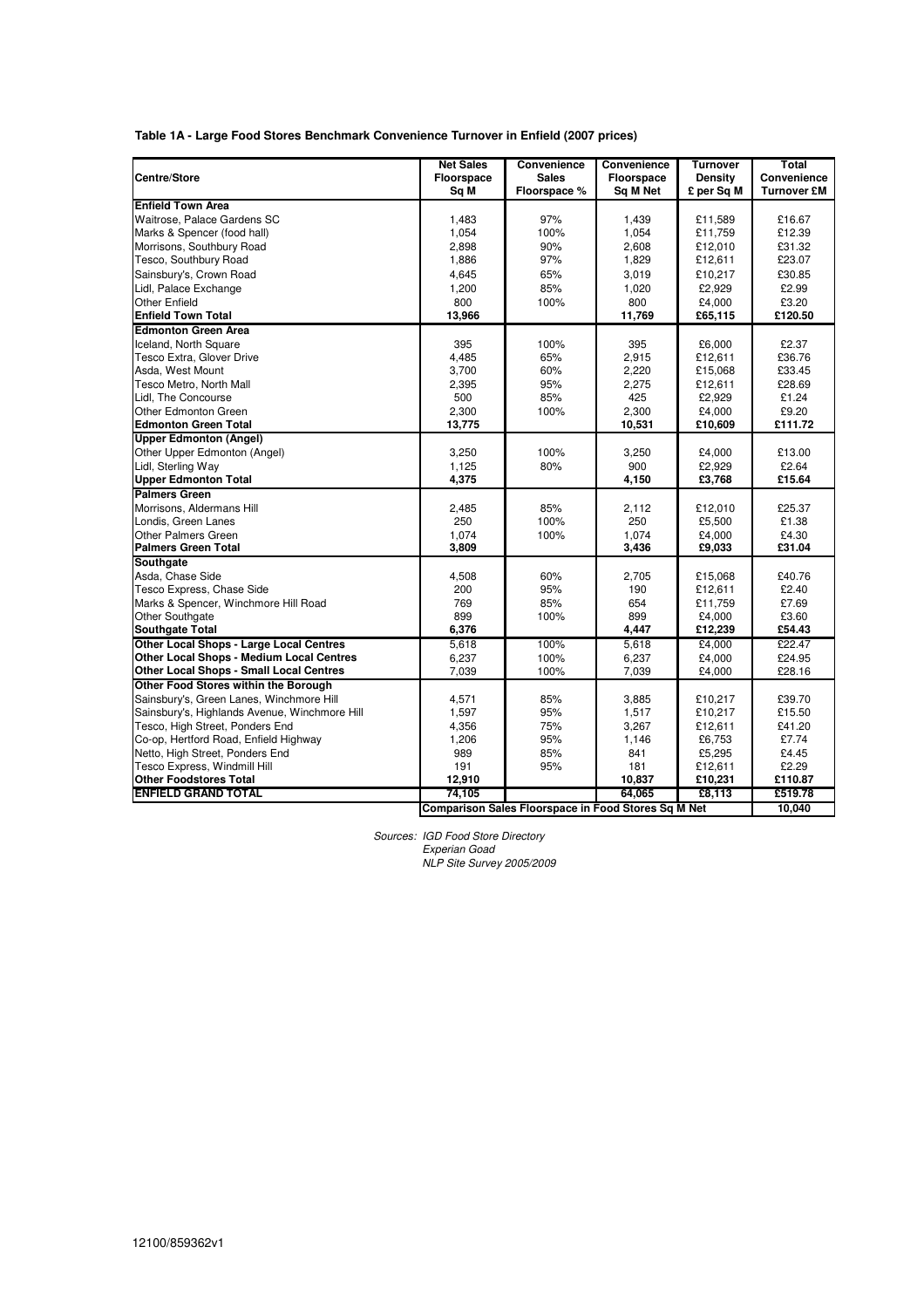**Table 1A - Large Food Stores Benchmark Convenience Turnover in Enfield (2007 prices)**

| Centre/Store | Net Sales Floorspace Sq M | Convenience Sales Floorspace % | Convenience Floorspace Sq M Net | Turnover Density £ per Sq M | Total Convenience Turnover £M |
|---|---|---|---|---|---|
| **Enfield Town Area** | | | | | |
| Waitrose, Palace Gardens SC | 1,483 | 97% | 1,439 | £11,589 | £16.67 |
| Marks & Spencer (food hall) | 1,054 | 100% | 1,054 | £11,759 | £12.39 |
| Morrisons, Southbury Road | 2,898 | 90% | 2,608 | £12,010 | £31.32 |
| Tesco, Southbury Road | 1,886 | 97% | 1,829 | £12,611 | £23.07 |
| Sainsbury's, Crown Road | 4,645 | 65% | 3,019 | £10,217 | £30.85 |
| Lidl, Palace Exchange | 1,200 | 85% | 1,020 | £2,929 | £2.99 |
| Other Enfield | 800 | 100% | 800 | £4,000 | £3.20 |
| **Enfield Town Total** | **13,966** | | **11,769** | **£65,115** | **£120.50** |
| **Edmonton Green Area** | | | | | |
| Iceland, North Square | 395 | 100% | 395 | £6,000 | £2.37 |
| Tesco Extra, Glover Drive | 4,485 | 65% | 2,915 | £12,611 | £36.76 |
| Asda, West Mount | 3,700 | 60% | 2,220 | £15,068 | £33.45 |
| Tesco Metro, North Mall | 2,395 | 95% | 2,275 | £12,611 | £28.69 |
| Lidl, The Concourse | 500 | 85% | 425 | £2,929 | £1.24 |
| Other Edmonton Green | 2,300 | 100% | 2,300 | £4,000 | £9.20 |
| **Edmonton Green Total** | **13,775** | | **10,531** | **£10,609** | **£111.72** |
| **Upper Edmonton (Angel)** | | | | | |
| Other Upper Edmonton (Angel) | 3,250 | 100% | 3,250 | £4,000 | £13.00 |
| Lidl, Sterling Way | 1,125 | 80% | 900 | £2,929 | £2.64 |
| **Upper Edmonton Total** | **4,375** | | **4,150** | **£3,768** | **£15.64** |
| **Palmers Green** | | | | | |
| Morrisons, Aldermans Hill | 2,485 | 85% | 2,112 | £12,010 | £25.37 |
| Londis, Green Lanes | 250 | 100% | 250 | £5,500 | £1.38 |
| Other Palmers Green | 1,074 | 100% | 1,074 | £4,000 | £4.30 |
| **Palmers Green Total** | **3,809** | | **3,436** | **£9,033** | **£31.04** |
| **Southgate** | | | | | |
| Asda, Chase Side | 4,508 | 60% | 2,705 | £15,068 | £40.76 |
| Tesco Express, Chase Side | 200 | 95% | 190 | £12,611 | £2.40 |
| Marks & Spencer, Winchmore Hill Road | 769 | 85% | 654 | £11,759 | £7.69 |
| Other Southgate | 899 | 100% | 899 | £4,000 | £3.60 |
| **Southgate Total** | **6,376** | | **4,447** | **£12,239** | **£54.43** |
| **Other Local Shops - Large Local Centres** | 5,618 | 100% | 5,618 | £4,000 | £22.47 |
| **Other Local Shops - Medium Local Centres** | 6,237 | 100% | 6,237 | £4,000 | £24.95 |
| **Other Local Shops - Small Local Centres** | 7,039 | 100% | 7,039 | £4,000 | £28.16 |
| **Other Food Stores within the Borough** | | | | | |
| Sainsbury's, Green Lanes, Winchmore Hill | 4,571 | 85% | 3,885 | £10,217 | £39.70 |
| Sainsbury's, Highlands Avenue, Winchmore Hill | 1,597 | 95% | 1,517 | £10,217 | £15.50 |
| Tesco, High Street, Ponders End | 4,356 | 75% | 3,267 | £12,611 | £41.20 |
| Co-op, Hertford Road, Enfield Highway | 1,206 | 95% | 1,146 | £6,753 | £7.74 |
| Netto, High Street, Ponders End | 989 | 85% | 841 | £5,295 | £4.45 |
| Tesco Express, Windmill Hill | 191 | 95% | 181 | £12,611 | £2.29 |
| **Other Foodstores Total** | **12,910** | | **10,837** | **£10,231** | **£110.87** |
| **ENFIELD GRAND TOTAL** | **74,105** | | **64,065** | **£8,113** | **£519.78** |
| | **Comparison Sales Floorspace in Food Stores Sq M Net** | | | | **10,040** |

Sources: *IGD Food Store Directory*
*Experian Goad*
*NLP Site Survey 2005/2009*

12100/859362v1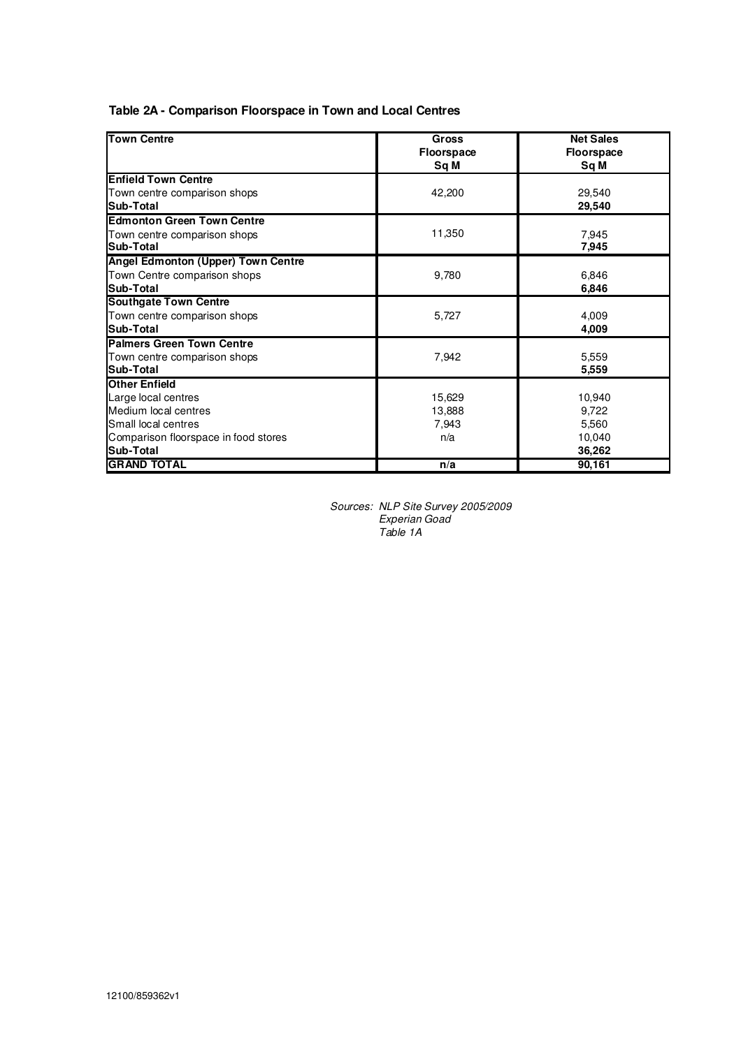### Table 2A - Comparison Floorspace in Town and Local Centres

| Town Centre | Gross Floorspace Sq M | Net Sales Floorspace Sq M |
|---|---|---|
| **Enfield Town Centre** | | |
| Town centre comparison shops | 42,200 | 29,540 |
| **Sub-Total** | | **29,540** |
| **Edmonton Green Town Centre** | | |
| Town centre comparison shops | 11,350 | 7,945 |
| **Sub-Total** | | **7,945** |
| **Angel Edmonton (Upper) Town Centre** | | |
| Town Centre comparison shops | 9,780 | 6,846 |
| **Sub-Total** | | **6,846** |
| **Southgate Town Centre** | | |
| Town centre comparison shops | 5,727 | 4,009 |
| **Sub-Total** | | **4,009** |
| **Palmers Green Town Centre** | | |
| Town centre comparison shops | 7,942 | 5,559 |
| **Sub-Total** | | **5,559** |
| **Other Enfield** | | |
| Large local centres | 15,629 | 10,940 |
| Medium local centres | 13,888 | 9,722 |
| Small local centres | 7,943 | 5,560 |
| Comparison floorspace in food stores | n/a | 10,040 |
| **Sub-Total** | | **36,262** |
| **GRAND TOTAL** | **n/a** | **90,161** |

*Sources: NLP Site Survey 2005/2009*
*Experian Goad*
*Table 1A*

12100/859362v1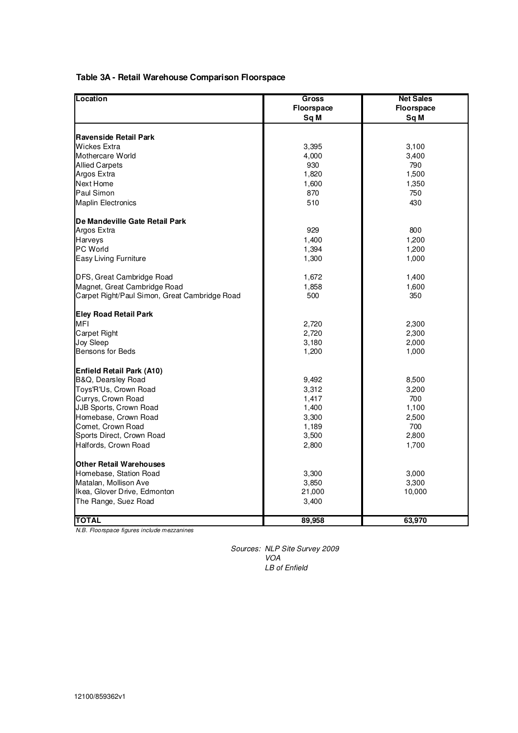### Table 3A - Retail Warehouse Comparison Floorspace

| Location | Gross Floorspace Sq M | Net Sales Floorspace Sq M |
|---|---|---|
| **Ravenside Retail Park** | | |
| Wickes Extra | 3,395 | 3,100 |
| Mothercare World | 4,000 | 3,400 |
| Allied Carpets | 930 | 790 |
| Argos Extra | 1,820 | 1,500 |
| Next Home | 1,600 | 1,350 |
| Paul Simon | 870 | 750 |
| Maplin Electronics | 510 | 430 |
| **De Mandeville Gate Retail Park** | | |
| Argos Extra | 929 | 800 |
| Harveys | 1,400 | 1,200 |
| PC World | 1,394 | 1,200 |
| Easy Living Furniture | 1,300 | 1,000 |
| DFS, Great Cambridge Road | 1,672 | 1,400 |
| Magnet, Great Cambridge Road | 1,858 | 1,600 |
| Carpet Right/Paul Simon, Great Cambridge Road | 500 | 350 |
| **Eley Road Retail Park** | | |
| MFI | 2,720 | 2,300 |
| Carpet Right | 2,720 | 2,300 |
| Joy Sleep | 3,180 | 2,000 |
| Bensons for Beds | 1,200 | 1,000 |
| **Enfield Retail Park (A10)** | | |
| B&Q, Dearsley Road | 9,492 | 8,500 |
| Toys'R'Us, Crown Road | 3,312 | 3,200 |
| Currys, Crown Road | 1,417 | 700 |
| JJB Sports, Crown Road | 1,400 | 1,100 |
| Homebase, Crown Road | 3,300 | 2,500 |
| Comet, Crown Road | 1,189 | 700 |
| Sports Direct, Crown Road | 3,500 | 2,800 |
| Halfords, Crown Road | 2,800 | 1,700 |
| **Other Retail Warehouses** | | |
| Homebase, Station Road | 3,300 | 3,000 |
| Matalan, Mollison Ave | 3,850 | 3,300 |
| Ikea, Glover Drive, Edmonton | 21,000 | 10,000 |
| The Range, Suez Road | 3,400 | |
| **TOTAL** | **89,958** | **63,970** |

*N.B. Floorspace figures include mezzanines*

*Sources: NLP Site Survey 2009*
*VOA*
*LB of Enfield*

12100/859362v1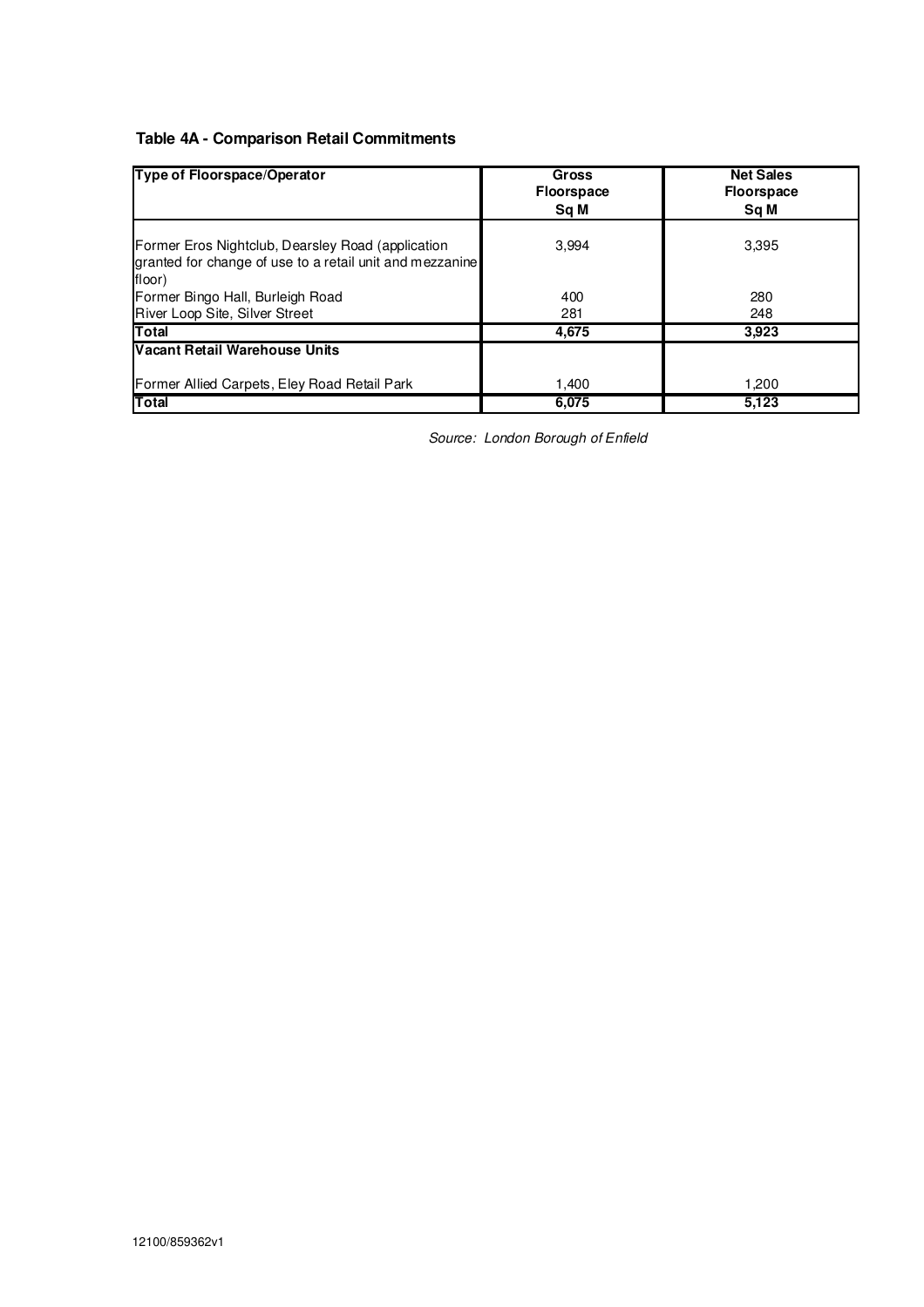**Table 4A - Comparison Retail Commitments**

| Type of Floorspace/Operator | Gross Floorspace Sq M | Net Sales Floorspace Sq M |
|---|---|---|
| Former Eros Nightclub, Dearsley Road (application granted for change of use to a retail unit and mezzanine floor) | 3,994 | 3,395 |
| Former Bingo Hall, Burleigh Road | 400 | 280 |
| River Loop Site, Silver Street | 281 | 248 |
| **Total** | **4,675** | **3,923** |
| **Vacant Retail Warehouse Units** | | |
| Former Allied Carpets, Eley Road Retail Park | 1,400 | 1,200 |
| **Total** | **6,075** | **5,123** |

*Source: London Borough of Enfield*

12100/859362v1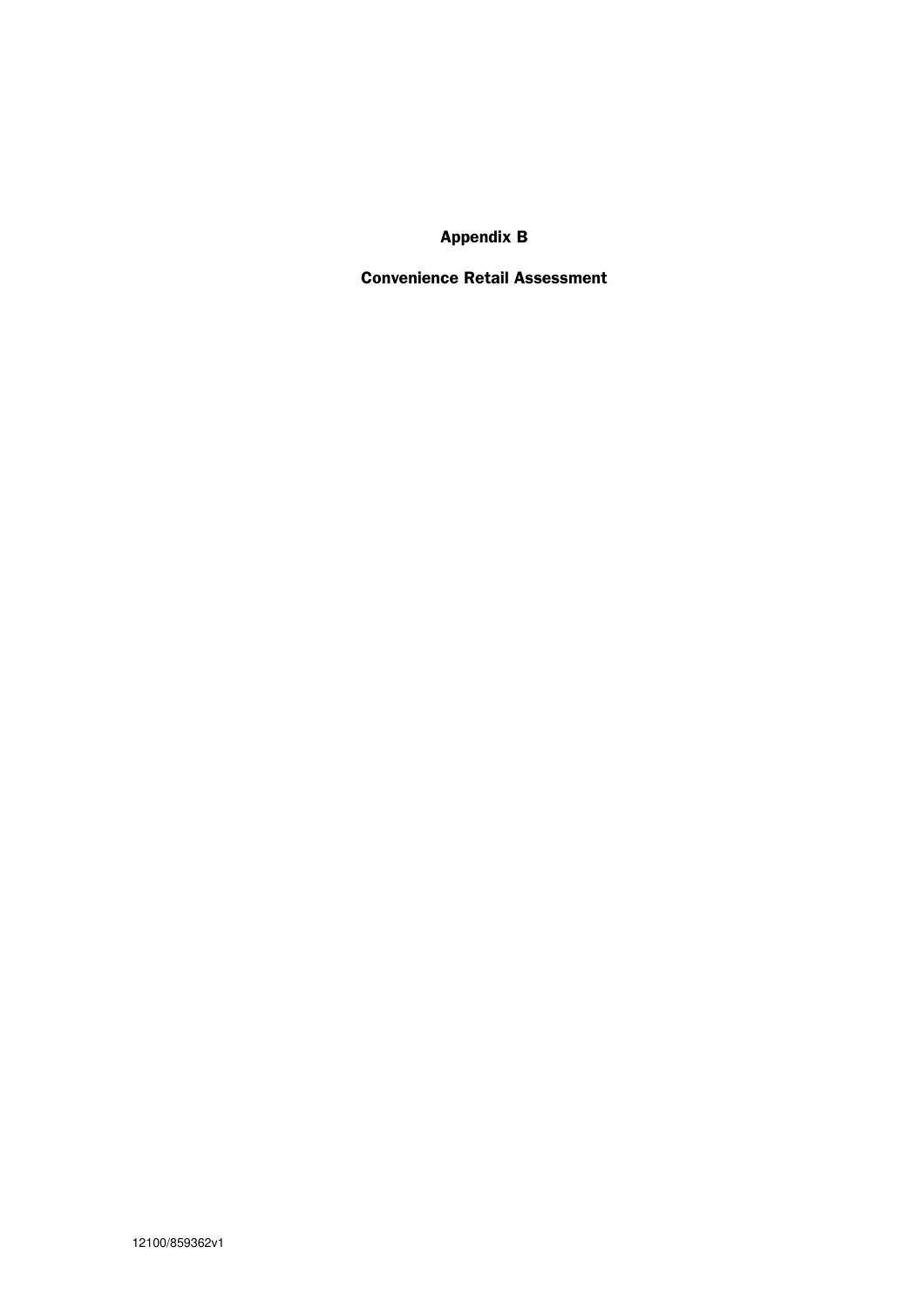# Appendix B

## Convenience Retail Assessment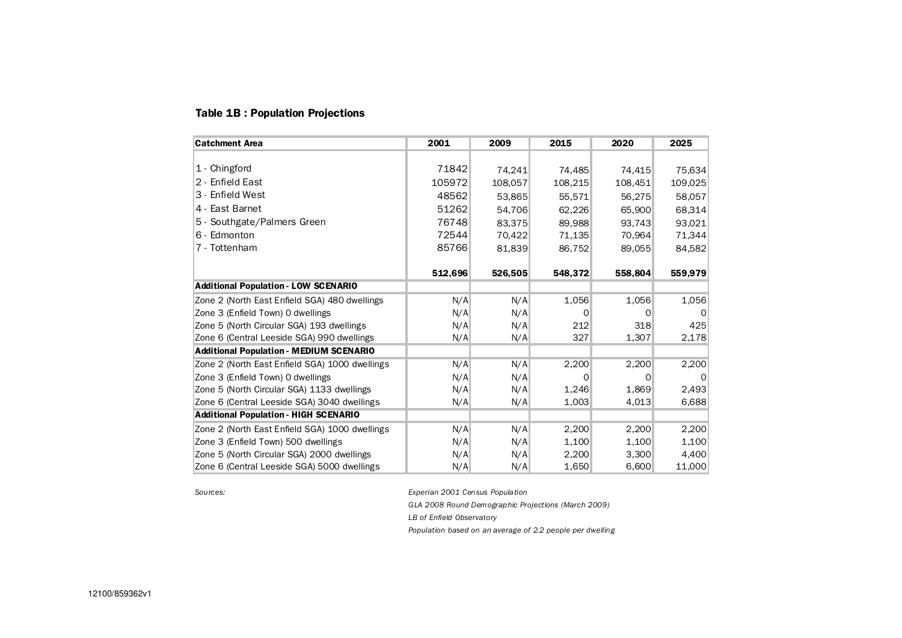### Table 1B : Population Projections

| Catchment Area | 2001 | 2009 | 2015 | 2020 | 2025 |
|---|---|---|---|---|---|
| 1 - Chingford | 71842 | 74,241 | 74,485 | 74,415 | 75,634 |
| 2 - Enfield East | 105972 | 108,057 | 108,215 | 108,451 | 109,025 |
| 3 - Enfield West | 48562 | 53,865 | 55,571 | 56,275 | 58,057 |
| 4 - East Barnet | 51262 | 54,706 | 62,226 | 65,900 | 68,314 |
| 5 - Southgate/Palmers Green | 76748 | 83,375 | 89,988 | 93,743 | 93,021 |
| 6 - Edmonton | 72544 | 70,422 | 71,135 | 70,964 | 71,344 |
| 7 - Tottenham | 85766 | 81,839 | 86,752 | 89,055 | 84,582 |
| | **512,696** | **526,505** | **548,372** | **558,804** | **559,979** |
| **Additional Population - LOW SCENARIO** | | | | | |
| Zone 2 (North East Enfield SGA) 480 dwellings | N/A | N/A | 1,056 | 1,056 | 1,056 |
| Zone 3 (Enfield Town) 0 dwellings | N/A | N/A | 0 | 0 | 0 |
| Zone 5 (North Circular SGA) 193 dwellings | N/A | N/A | 212 | 318 | 425 |
| Zone 6 (Central Leeside SGA) 990 dwellings | N/A | N/A | 327 | 1,307 | 2,178 |
| **Additional Population - MEDIUM SCENARIO** | | | | | |
| Zone 2 (North East Enfield SGA) 1000 dwellings | N/A | N/A | 2,200 | 2,200 | 2,200 |
| Zone 3 (Enfield Town) 0 dwellings | N/A | N/A | 0 | 0 | 0 |
| Zone 5 (North Circular SGA) 1133 dwellings | N/A | N/A | 1,246 | 1,869 | 2,493 |
| Zone 6 (Central Leeside SGA) 3040 dwellings | N/A | N/A | 1,003 | 4,013 | 6,688 |
| **Additional Population - HIGH SCENARIO** | | | | | |
| Zone 2 (North East Enfield SGA) 1000 dwellings | N/A | N/A | 2,200 | 2,200 | 2,200 |
| Zone 3 (Enfield Town) 500 dwellings | N/A | N/A | 1,100 | 1,100 | 1,100 |
| Zone 5 (North Circular SGA) 2000 dwellings | N/A | N/A | 2,200 | 3,300 | 4,400 |
| Zone 6 (Central Leeside SGA) 5000 dwellings | N/A | N/A | 1,650 | 6,600 | 11,000 |

*Sources:*

*Experian 2001 Census Population*

*GLA 2008 Round Demographic Projections (March 2009)*

*LB of Enfield Observatory*

*Population based on an average of 2.2 people per dwelling*

12100/859362v1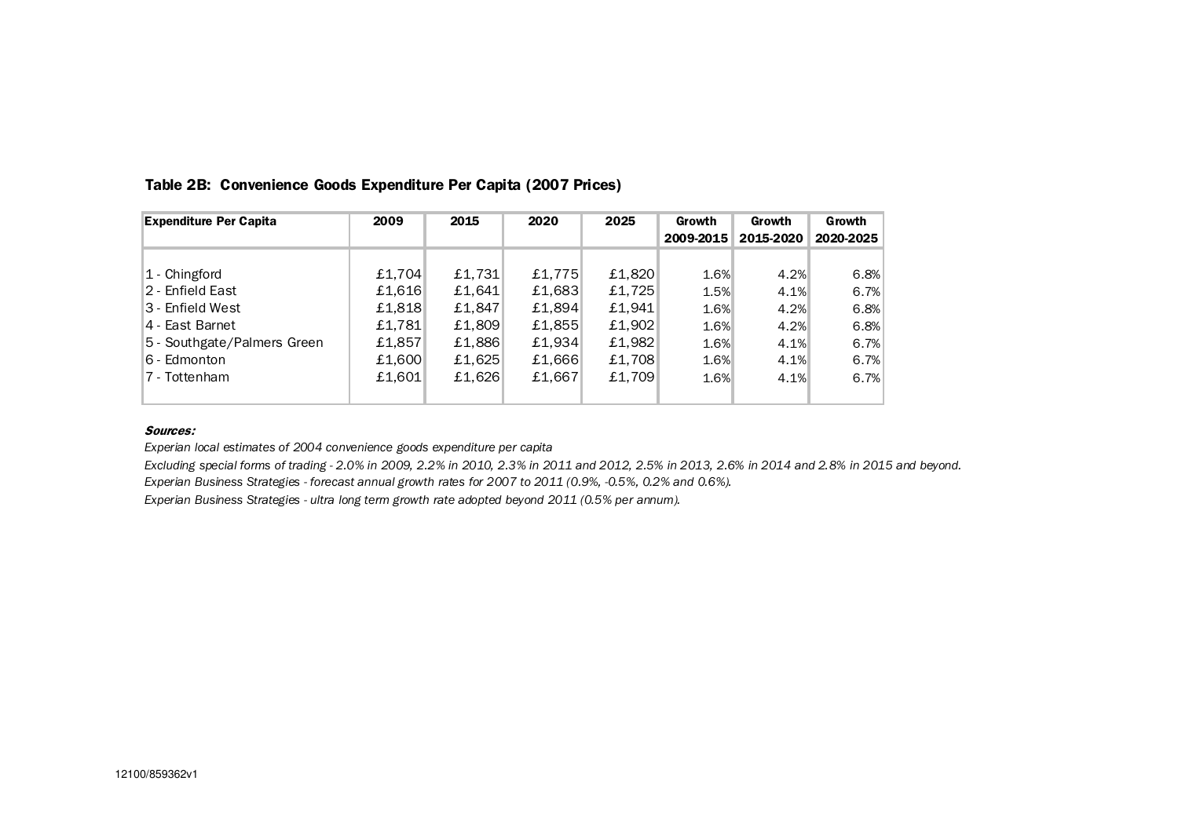**Table 2B: Convenience Goods Expenditure Per Capita (2007 Prices)**

| Expenditure Per Capita | 2009 | 2015 | 2020 | 2025 | Growth 2009-2015 | Growth 2015-2020 | Growth 2020-2025 |
|---|---|---|---|---|---|---|---|
| 1 - Chingford | £1,704 | £1,731 | £1,775 | £1,820 | 1.6% | 4.2% | 6.8% |
| 2 - Enfield East | £1,616 | £1,641 | £1,683 | £1,725 | 1.5% | 4.1% | 6.7% |
| 3 - Enfield West | £1,818 | £1,847 | £1,894 | £1,941 | 1.6% | 4.2% | 6.8% |
| 4 - East Barnet | £1,781 | £1,809 | £1,855 | £1,902 | 1.6% | 4.2% | 6.8% |
| 5 - Southgate/Palmers Green | £1,857 | £1,886 | £1,934 | £1,982 | 1.6% | 4.1% | 6.7% |
| 6 - Edmonton | £1,600 | £1,625 | £1,666 | £1,708 | 1.6% | 4.1% | 6.7% |
| 7 - Tottenham | £1,601 | £1,626 | £1,667 | £1,709 | 1.6% | 4.1% | 6.7% |

***Sources:***

*Experian local estimates of 2004 convenience goods expenditure per capita*

*Excluding special forms of trading - 2.0% in 2009, 2.2% in 2010, 2.3% in 2011 and 2012, 2.5% in 2013, 2.6% in 2014 and 2.8% in 2015 and beyond.*

*Experian Business Strategies - forecast annual growth rates for 2007 to 2011 (0.9%, -0.5%, 0.2% and 0.6%).*

*Experian Business Strategies - ultra long term growth rate adopted beyond 2011 (0.5% per annum).*

12100/859362v1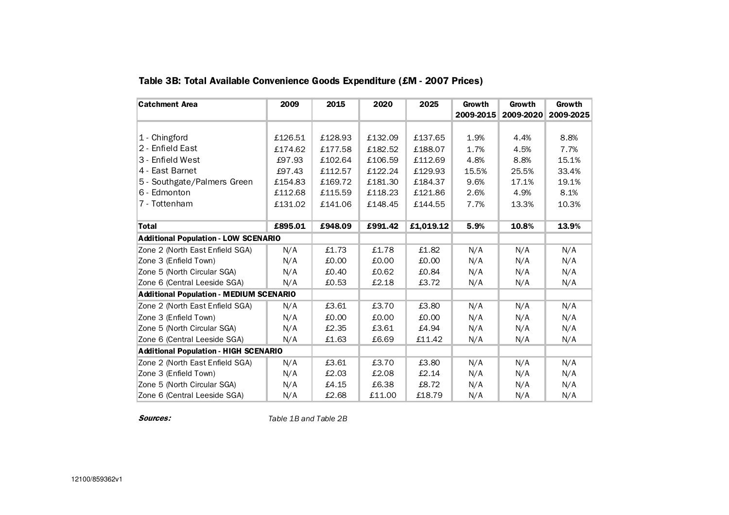## Table 3B: Total Available Convenience Goods Expenditure (£M - 2007 Prices)

| Catchment Area | 2009 | 2015 | 2020 | 2025 | Growth 2009-2015 | Growth 2009-2020 | Growth 2009-2025 |
|---|---|---|---|---|---|---|---|
| 1 - Chingford | £126.51 | £128.93 | £132.09 | £137.65 | 1.9% | 4.4% | 8.8% |
| 2 - Enfield East | £174.62 | £177.58 | £182.52 | £188.07 | 1.7% | 4.5% | 7.7% |
| 3 - Enfield West | £97.93 | £102.64 | £106.59 | £112.69 | 4.8% | 8.8% | 15.1% |
| 4 - East Barnet | £97.43 | £112.57 | £122.24 | £129.93 | 15.5% | 25.5% | 33.4% |
| 5 - Southgate/Palmers Green | £154.83 | £169.72 | £181.30 | £184.37 | 9.6% | 17.1% | 19.1% |
| 6 - Edmonton | £112.68 | £115.59 | £118.23 | £121.86 | 2.6% | 4.9% | 8.1% |
| 7 - Tottenham | £131.02 | £141.06 | £148.45 | £144.55 | 7.7% | 13.3% | 10.3% |
| **Total** | **£895.01** | **£948.09** | **£991.42** | **£1,019.12** | **5.9%** | **10.8%** | **13.9%** |
| **Additional Population - LOW SCENARIO** | | | | | | | |
| Zone 2 (North East Enfield SGA) | N/A | £1.73 | £1.78 | £1.82 | N/A | N/A | N/A |
| Zone 3 (Enfield Town) | N/A | £0.00 | £0.00 | £0.00 | N/A | N/A | N/A |
| Zone 5 (North Circular SGA) | N/A | £0.40 | £0.62 | £0.84 | N/A | N/A | N/A |
| Zone 6 (Central Leeside SGA) | N/A | £0.53 | £2.18 | £3.72 | N/A | N/A | N/A |
| **Additional Population - MEDIUM SCENARIO** | | | | | | | |
| Zone 2 (North East Enfield SGA) | N/A | £3.61 | £3.70 | £3.80 | N/A | N/A | N/A |
| Zone 3 (Enfield Town) | N/A | £0.00 | £0.00 | £0.00 | N/A | N/A | N/A |
| Zone 5 (North Circular SGA) | N/A | £2.35 | £3.61 | £4.94 | N/A | N/A | N/A |
| Zone 6 (Central Leeside SGA) | N/A | £1.63 | £6.69 | £11.42 | N/A | N/A | N/A |
| **Additional Population - HIGH SCENARIO** | | | | | | | |
| Zone 2 (North East Enfield SGA) | N/A | £3.61 | £3.70 | £3.80 | N/A | N/A | N/A |
| Zone 3 (Enfield Town) | N/A | £2.03 | £2.08 | £2.14 | N/A | N/A | N/A |
| Zone 5 (North Circular SGA) | N/A | £4.15 | £6.38 | £8.72 | N/A | N/A | N/A |
| Zone 6 (Central Leeside SGA) | N/A | £2.68 | £11.00 | £18.79 | N/A | N/A | N/A |

***Sources:*** *Table 1B and Table 2B*

12100/859362v1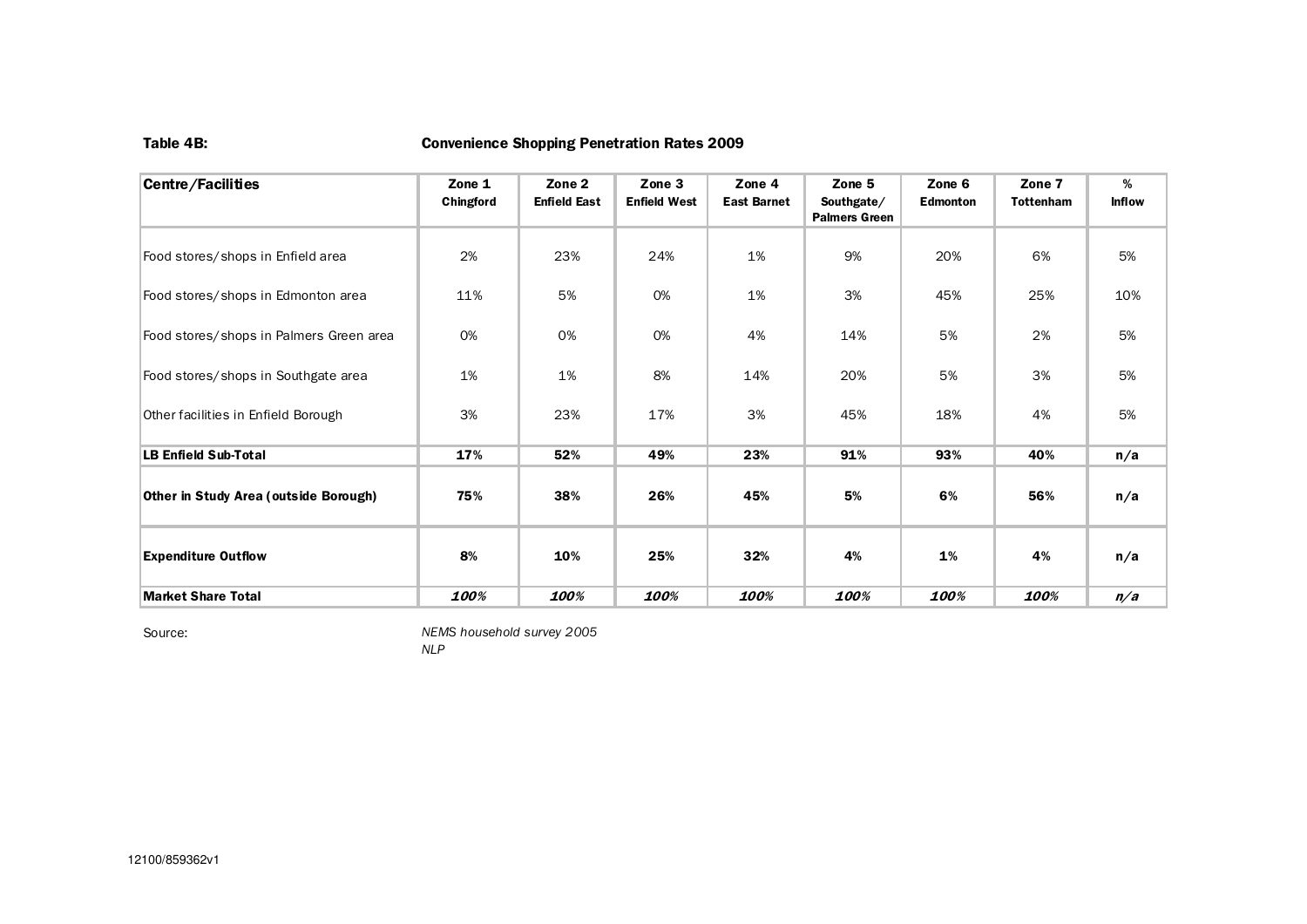**Table 4B:** **Convenience Shopping Penetration Rates 2009**

| Centre/Facilities | Zone 1 Chingford | Zone 2 Enfield East | Zone 3 Enfield West | Zone 4 East Barnet | Zone 5 Southgate/ Palmers Green | Zone 6 Edmonton | Zone 7 Tottenham | % Inflow |
|---|---|---|---|---|---|---|---|---|
| Food stores/shops in Enfield area | 2% | 23% | 24% | 1% | 9% | 20% | 6% | 5% |
| Food stores/shops in Edmonton area | 11% | 5% | 0% | 1% | 3% | 45% | 25% | 10% |
| Food stores/shops in Palmers Green area | 0% | 0% | 0% | 4% | 14% | 5% | 2% | 5% |
| Food stores/shops in Southgate area | 1% | 1% | 8% | 14% | 20% | 5% | 3% | 5% |
| Other facilities in Enfield Borough | 3% | 23% | 17% | 3% | 45% | 18% | 4% | 5% |
| **LB Enfield Sub-Total** | **17%** | **52%** | **49%** | **23%** | **91%** | **93%** | **40%** | **n/a** |
| **Other in Study Area (outside Borough)** | **75%** | **38%** | **26%** | **45%** | **5%** | **6%** | **56%** | **n/a** |
| **Expenditure Outflow** | **8%** | **10%** | **25%** | **32%** | **4%** | **1%** | **4%** | **n/a** |
| **Market Share Total** | ***100%*** | ***100%*** | ***100%*** | ***100%*** | ***100%*** | ***100%*** | ***100%*** | ***n/a*** |

Source: *NEMS household survey 2005*
*NLP*

12100/859362v1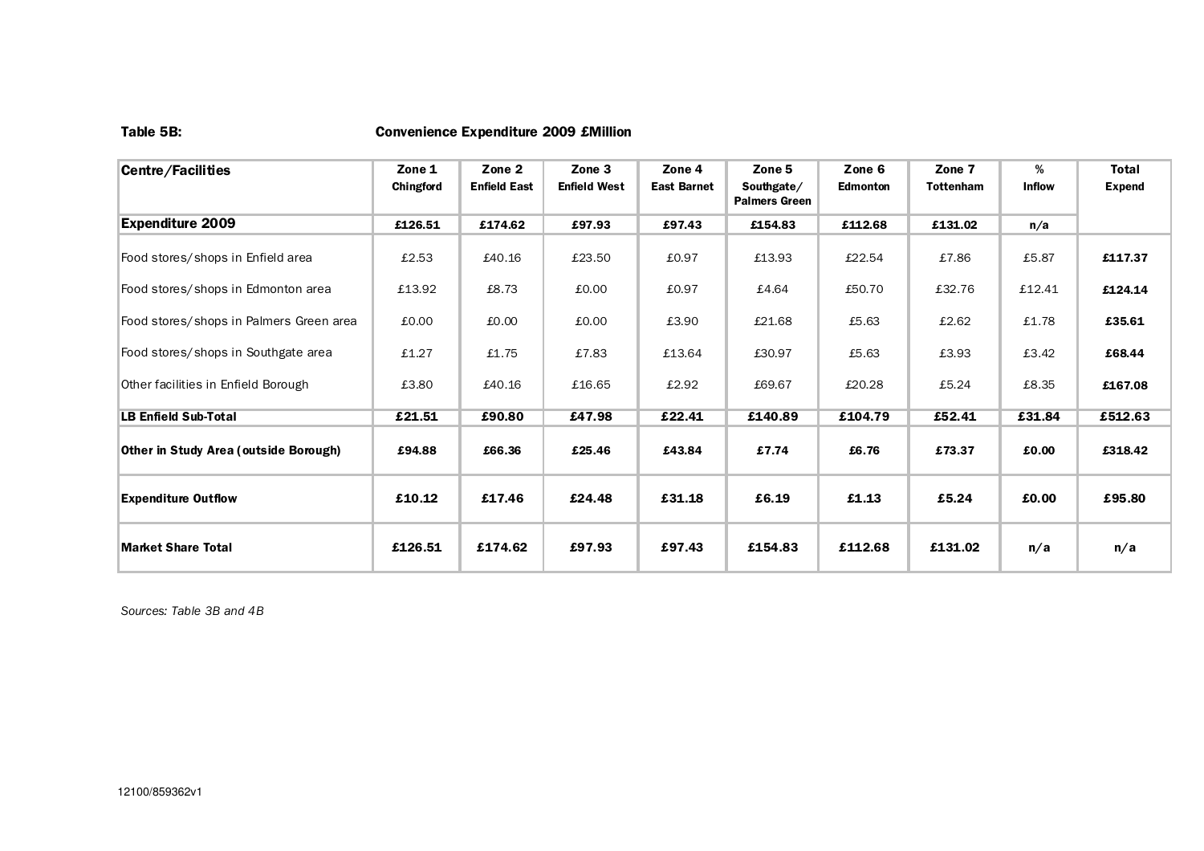**Table 5B:** **Convenience Expenditure 2009 £Million**

| Centre/Facilities | Zone 1 Chingford | Zone 2 Enfield East | Zone 3 Enfield West | Zone 4 East Barnet | Zone 5 Southgate/ Palmers Green | Zone 6 Edmonton | Zone 7 Tottenham | % Inflow | Total Expend |
|---|---|---|---|---|---|---|---|---|---|
| **Expenditure 2009** | **£126.51** | **£174.62** | **£97.93** | **£97.43** | **£154.83** | **£112.68** | **£131.02** | **n/a** | |
| Food stores/shops in Enfield area | £2.53 | £40.16 | £23.50 | £0.97 | £13.93 | £22.54 | £7.86 | £5.87 | **£117.37** |
| Food stores/shops in Edmonton area | £13.92 | £8.73 | £0.00 | £0.97 | £4.64 | £50.70 | £32.76 | £12.41 | **£124.14** |
| Food stores/shops in Palmers Green area | £0.00 | £0.00 | £0.00 | £3.90 | £21.68 | £5.63 | £2.62 | £1.78 | **£35.61** |
| Food stores/shops in Southgate area | £1.27 | £1.75 | £7.83 | £13.64 | £30.97 | £5.63 | £3.93 | £3.42 | **£68.44** |
| Other facilities in Enfield Borough | £3.80 | £40.16 | £16.65 | £2.92 | £69.67 | £20.28 | £5.24 | £8.35 | **£167.08** |
| **LB Enfield Sub-Total** | **£21.51** | **£90.80** | **£47.98** | **£22.41** | **£140.89** | **£104.79** | **£52.41** | **£31.84** | **£512.63** |
| **Other in Study Area (outside Borough)** | **£94.88** | **£66.36** | **£25.46** | **£43.84** | **£7.74** | **£6.76** | **£73.37** | **£0.00** | **£318.42** |
| **Expenditure Outflow** | **£10.12** | **£17.46** | **£24.48** | **£31.18** | **£6.19** | **£1.13** | **£5.24** | **£0.00** | **£95.80** |
| **Market Share Total** | **£126.51** | **£174.62** | **£97.93** | **£97.43** | **£154.83** | **£112.68** | **£131.02** | **n/a** | **n/a** |

*Sources: Table 3B and 4B*

12100/859362v1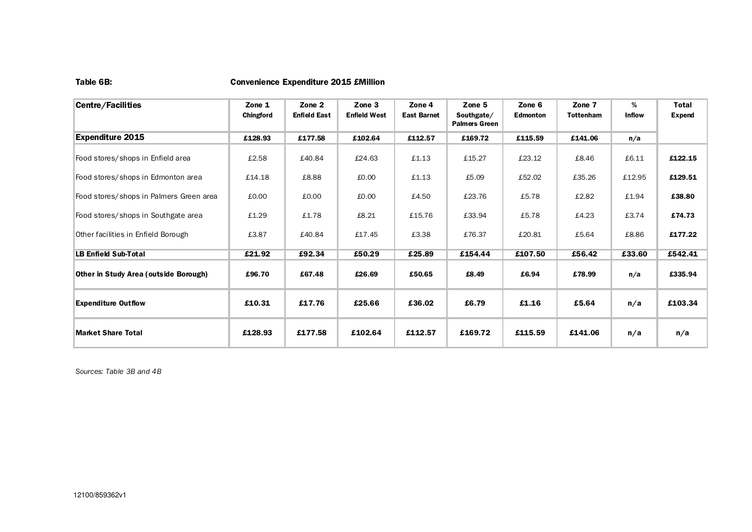**Table 6B:** **Convenience Expenditure 2015 £Million**

| Centre/Facilities | Zone 1 Chingford | Zone 2 Enfield East | Zone 3 Enfield West | Zone 4 East Barnet | Zone 5 Southgate/ Palmers Green | Zone 6 Edmonton | Zone 7 Tottenham | % Inflow | Total Expend |
|---|---|---|---|---|---|---|---|---|---|
| **Expenditure 2015** | **£128.93** | **£177.58** | **£102.64** | **£112.57** | **£169.72** | **£115.59** | **£141.06** | **n/a** | |
| Food stores/shops in Enfield area | £2.58 | £40.84 | £24.63 | £1.13 | £15.27 | £23.12 | £8.46 | £6.11 | **£122.15** |
| Food stores/shops in Edmonton area | £14.18 | £8.88 | £0.00 | £1.13 | £5.09 | £52.02 | £35.26 | £12.95 | **£129.51** |
| Food stores/shops in Palmers Green area | £0.00 | £0.00 | £0.00 | £4.50 | £23.76 | £5.78 | £2.82 | £1.94 | **£38.80** |
| Food stores/shops in Southgate area | £1.29 | £1.78 | £8.21 | £15.76 | £33.94 | £5.78 | £4.23 | £3.74 | **£74.73** |
| Other facilities in Enfield Borough | £3.87 | £40.84 | £17.45 | £3.38 | £76.37 | £20.81 | £5.64 | £8.86 | **£177.22** |
| **LB Enfield Sub-Total** | **£21.92** | **£92.34** | **£50.29** | **£25.89** | **£154.44** | **£107.50** | **£56.42** | **£33.60** | **£542.41** |
| **Other in Study Area (outside Borough)** | **£96.70** | **£67.48** | **£26.69** | **£50.65** | **£8.49** | **£6.94** | **£78.99** | **n/a** | **£335.94** |
| **Expenditure Outflow** | **£10.31** | **£17.76** | **£25.66** | **£36.02** | **£6.79** | **£1.16** | **£5.64** | **n/a** | **£103.34** |
| **Market Share Total** | **£128.93** | **£177.58** | **£102.64** | **£112.57** | **£169.72** | **£115.59** | **£141.06** | **n/a** | **n/a** |

*Sources: Table 3B and 4B*

12100/859362v1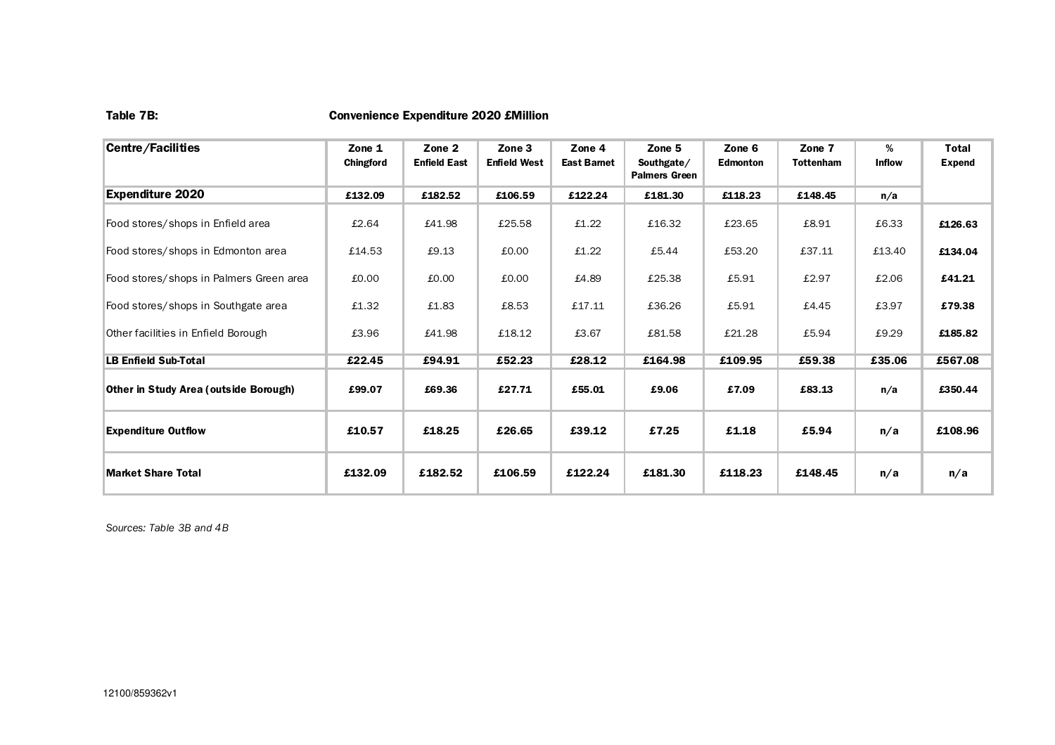**Table 7B:** **Convenience Expenditure 2020 £Million**

| Centre/Facilities | Zone 1 Chingford | Zone 2 Enfield East | Zone 3 Enfield West | Zone 4 East Barnet | Zone 5 Southgate/ Palmers Green | Zone 6 Edmonton | Zone 7 Tottenham | % Inflow | Total Expend |
|---|---|---|---|---|---|---|---|---|---|
| **Expenditure 2020** | **£132.09** | **£182.52** | **£106.59** | **£122.24** | **£181.30** | **£118.23** | **£148.45** | **n/a** | |
| Food stores/shops in Enfield area | £2.64 | £41.98 | £25.58 | £1.22 | £16.32 | £23.65 | £8.91 | £6.33 | **£126.63** |
| Food stores/shops in Edmonton area | £14.53 | £9.13 | £0.00 | £1.22 | £5.44 | £53.20 | £37.11 | £13.40 | **£134.04** |
| Food stores/shops in Palmers Green area | £0.00 | £0.00 | £0.00 | £4.89 | £25.38 | £5.91 | £2.97 | £2.06 | **£41.21** |
| Food stores/shops in Southgate area | £1.32 | £1.83 | £8.53 | £17.11 | £36.26 | £5.91 | £4.45 | £3.97 | **£79.38** |
| Other facilities in Enfield Borough | £3.96 | £41.98 | £18.12 | £3.67 | £81.58 | £21.28 | £5.94 | £9.29 | **£185.82** |
| **LB Enfield Sub-Total** | **£22.45** | **£94.91** | **£52.23** | **£28.12** | **£164.98** | **£109.95** | **£59.38** | **£35.06** | **£567.08** |
| **Other in Study Area (outside Borough)** | **£99.07** | **£69.36** | **£27.71** | **£55.01** | **£9.06** | **£7.09** | **£83.13** | **n/a** | **£350.44** |
| **Expenditure Outflow** | **£10.57** | **£18.25** | **£26.65** | **£39.12** | **£7.25** | **£1.18** | **£5.94** | **n/a** | **£108.96** |
| **Market Share Total** | **£132.09** | **£182.52** | **£106.59** | **£122.24** | **£181.30** | **£118.23** | **£148.45** | **n/a** | **n/a** |

*Sources: Table 3B and 4B*

12100/859362v1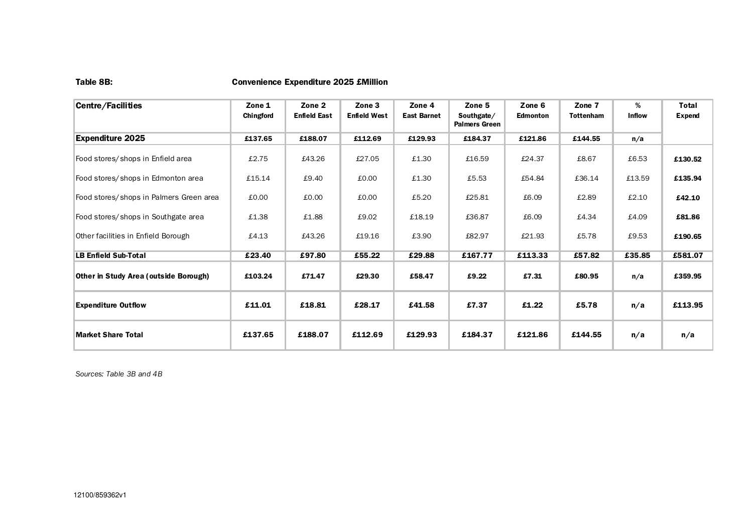**Table 8B:** **Convenience Expenditure 2025 £Million**

| Centre/Facilities | Zone 1 Chingford | Zone 2 Enfield East | Zone 3 Enfield West | Zone 4 East Barnet | Zone 5 Southgate/ Palmers Green | Zone 6 Edmonton | Zone 7 Tottenham | % Inflow | Total Expend |
|---|---|---|---|---|---|---|---|---|---|
| **Expenditure 2025** | **£137.65** | **£188.07** | **£112.69** | **£129.93** | **£184.37** | **£121.86** | **£144.55** | **n/a** | |
| Food stores/shops in Enfield area | £2.75 | £43.26 | £27.05 | £1.30 | £16.59 | £24.37 | £8.67 | £6.53 | **£130.52** |
| Food stores/shops in Edmonton area | £15.14 | £9.40 | £0.00 | £1.30 | £5.53 | £54.84 | £36.14 | £13.59 | **£135.94** |
| Food stores/shops in Palmers Green area | £0.00 | £0.00 | £0.00 | £5.20 | £25.81 | £6.09 | £2.89 | £2.10 | **£42.10** |
| Food stores/shops in Southgate area | £1.38 | £1.88 | £9.02 | £18.19 | £36.87 | £6.09 | £4.34 | £4.09 | **£81.86** |
| Other facilities in Enfield Borough | £4.13 | £43.26 | £19.16 | £3.90 | £82.97 | £21.93 | £5.78 | £9.53 | **£190.65** |
| **LB Enfield Sub-Total** | **£23.40** | **£97.80** | **£55.22** | **£29.88** | **£167.77** | **£113.33** | **£57.82** | **£35.85** | **£581.07** |
| **Other in Study Area (outside Borough)** | **£103.24** | **£71.47** | **£29.30** | **£58.47** | **£9.22** | **£7.31** | **£80.95** | **n/a** | **£359.95** |
| **Expenditure Outflow** | **£11.01** | **£18.81** | **£28.17** | **£41.58** | **£7.37** | **£1.22** | **£5.78** | **n/a** | **£113.95** |
| **Market Share Total** | **£137.65** | **£188.07** | **£112.69** | **£129.93** | **£184.37** | **£121.86** | **£144.55** | **n/a** | **n/a** |

*Sources: Table 3B and 4B*

12100/859362v1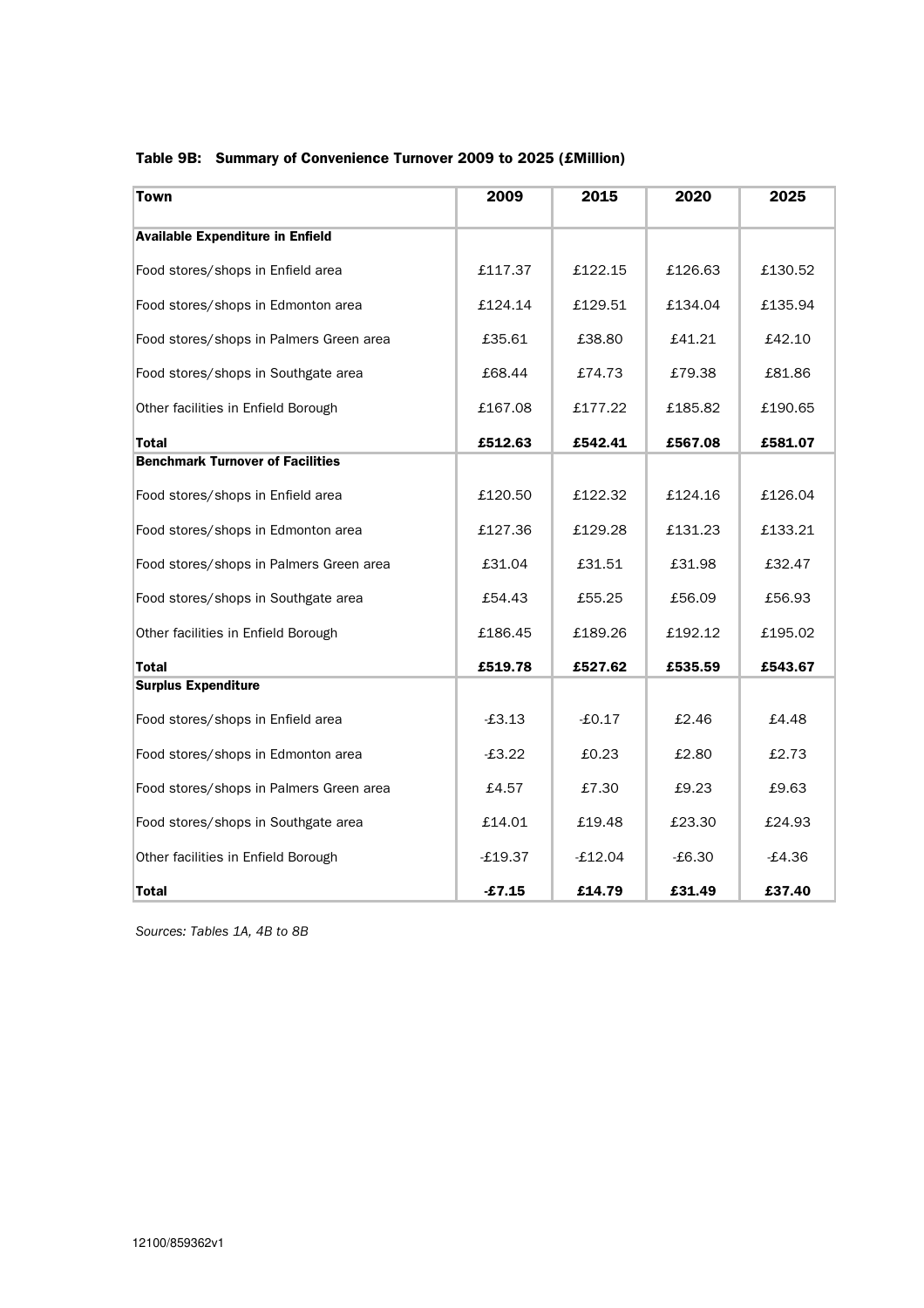### Table 9B: Summary of Convenience Turnover 2009 to 2025 (£Million)

| Town | 2009 | 2015 | 2020 | 2025 |
|---|---|---|---|---|
| **Available Expenditure in Enfield** | | | | |
| Food stores/shops in Enfield area | £117.37 | £122.15 | £126.63 | £130.52 |
| Food stores/shops in Edmonton area | £124.14 | £129.51 | £134.04 | £135.94 |
| Food stores/shops in Palmers Green area | £35.61 | £38.80 | £41.21 | £42.10 |
| Food stores/shops in Southgate area | £68.44 | £74.73 | £79.38 | £81.86 |
| Other facilities in Enfield Borough | £167.08 | £177.22 | £185.82 | £190.65 |
| **Total** | **£512.63** | **£542.41** | **£567.08** | **£581.07** |
| **Benchmark Turnover of Facilities** | | | | |
| Food stores/shops in Enfield area | £120.50 | £122.32 | £124.16 | £126.04 |
| Food stores/shops in Edmonton area | £127.36 | £129.28 | £131.23 | £133.21 |
| Food stores/shops in Palmers Green area | £31.04 | £31.51 | £31.98 | £32.47 |
| Food stores/shops in Southgate area | £54.43 | £55.25 | £56.09 | £56.93 |
| Other facilities in Enfield Borough | £186.45 | £189.26 | £192.12 | £195.02 |
| **Total** | **£519.78** | **£527.62** | **£535.59** | **£543.67** |
| **Surplus Expenditure** | | | | |
| Food stores/shops in Enfield area | -£3.13 | -£0.17 | £2.46 | £4.48 |
| Food stores/shops in Edmonton area | -£3.22 | £0.23 | £2.80 | £2.73 |
| Food stores/shops in Palmers Green area | £4.57 | £7.30 | £9.23 | £9.63 |
| Food stores/shops in Southgate area | £14.01 | £19.48 | £23.30 | £24.93 |
| Other facilities in Enfield Borough | -£19.37 | -£12.04 | -£6.30 | -£4.36 |
| **Total** | **-£7.15** | **£14.79** | **£31.49** | **£37.40** |

*Sources: Tables 1A, 4B to 8B*

12100/859362v1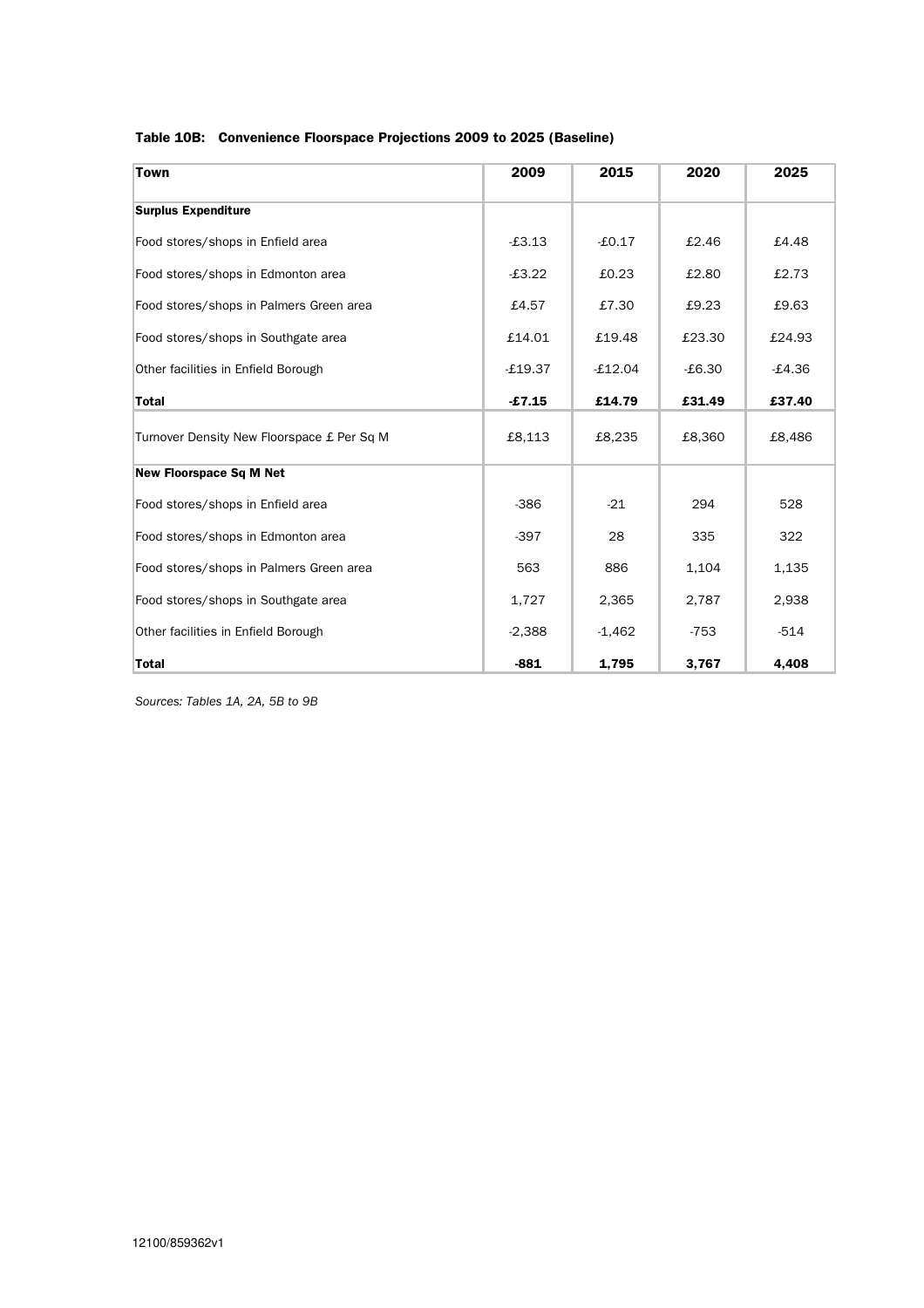**Table 10B: Convenience Floorspace Projections 2009 to 2025 (Baseline)**

| Town | 2009 | 2015 | 2020 | 2025 |
|---|---|---|---|---|
| **Surplus Expenditure** | | | | |
| Food stores/shops in Enfield area | -£3.13 | -£0.17 | £2.46 | £4.48 |
| Food stores/shops in Edmonton area | -£3.22 | £0.23 | £2.80 | £2.73 |
| Food stores/shops in Palmers Green area | £4.57 | £7.30 | £9.23 | £9.63 |
| Food stores/shops in Southgate area | £14.01 | £19.48 | £23.30 | £24.93 |
| Other facilities in Enfield Borough | -£19.37 | -£12.04 | -£6.30 | -£4.36 |
| **Total** | **-£7.15** | **£14.79** | **£31.49** | **£37.40** |
| Turnover Density New Floorspace £ Per Sq M | £8,113 | £8,235 | £8,360 | £8,486 |
| **New Floorspace Sq M Net** | | | | |
| Food stores/shops in Enfield area | -386 | -21 | 294 | 528 |
| Food stores/shops in Edmonton area | -397 | 28 | 335 | 322 |
| Food stores/shops in Palmers Green area | 563 | 886 | 1,104 | 1,135 |
| Food stores/shops in Southgate area | 1,727 | 2,365 | 2,787 | 2,938 |
| Other facilities in Enfield Borough | -2,388 | -1,462 | -753 | -514 |
| **Total** | **-881** | **1,795** | **3,767** | **4,408** |

*Sources: Tables 1A, 2A, 5B to 9B*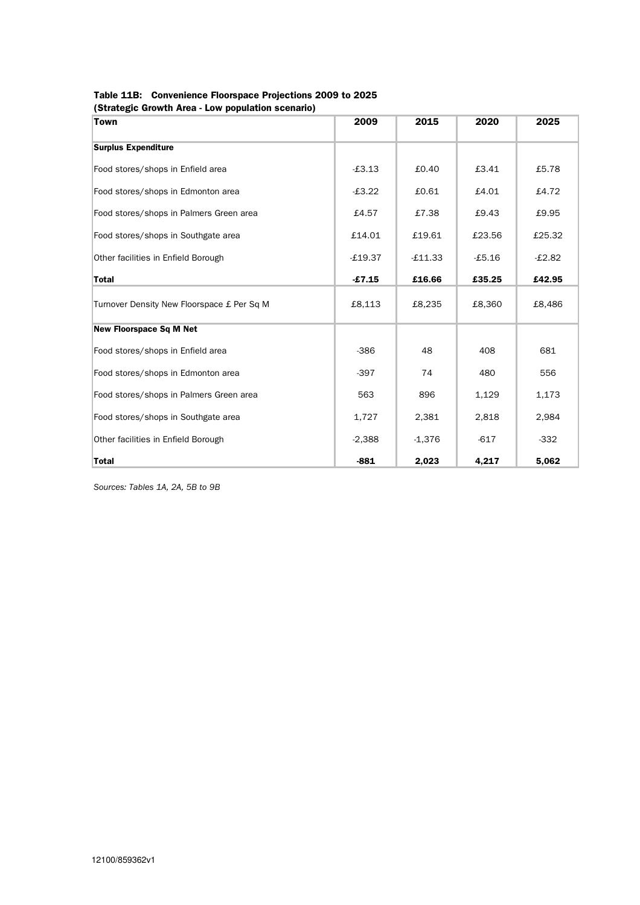**Table 11B: Convenience Floorspace Projections 2009 to 2025**
**(Strategic Growth Area - Low population scenario)**

| Town | 2009 | 2015 | 2020 | 2025 |
|---|---|---|---|---|
| **Surplus Expenditure** | | | | |
| Food stores/shops in Enfield area | -£3.13 | £0.40 | £3.41 | £5.78 |
| Food stores/shops in Edmonton area | -£3.22 | £0.61 | £4.01 | £4.72 |
| Food stores/shops in Palmers Green area | £4.57 | £7.38 | £9.43 | £9.95 |
| Food stores/shops in Southgate area | £14.01 | £19.61 | £23.56 | £25.32 |
| Other facilities in Enfield Borough | -£19.37 | -£11.33 | -£5.16 | -£2.82 |
| **Total** | **-£7.15** | **£16.66** | **£35.25** | **£42.95** |
| Turnover Density New Floorspace £ Per Sq M | £8,113 | £8,235 | £8,360 | £8,486 |
| **New Floorspace Sq M Net** | | | | |
| Food stores/shops in Enfield area | -386 | 48 | 408 | 681 |
| Food stores/shops in Edmonton area | -397 | 74 | 480 | 556 |
| Food stores/shops in Palmers Green area | 563 | 896 | 1,129 | 1,173 |
| Food stores/shops in Southgate area | 1,727 | 2,381 | 2,818 | 2,984 |
| Other facilities in Enfield Borough | -2,388 | -1,376 | -617 | -332 |
| **Total** | **-881** | **2,023** | **4,217** | **5,062** |

*Sources: Tables 1A, 2A, 5B to 9B*

12100/859362v1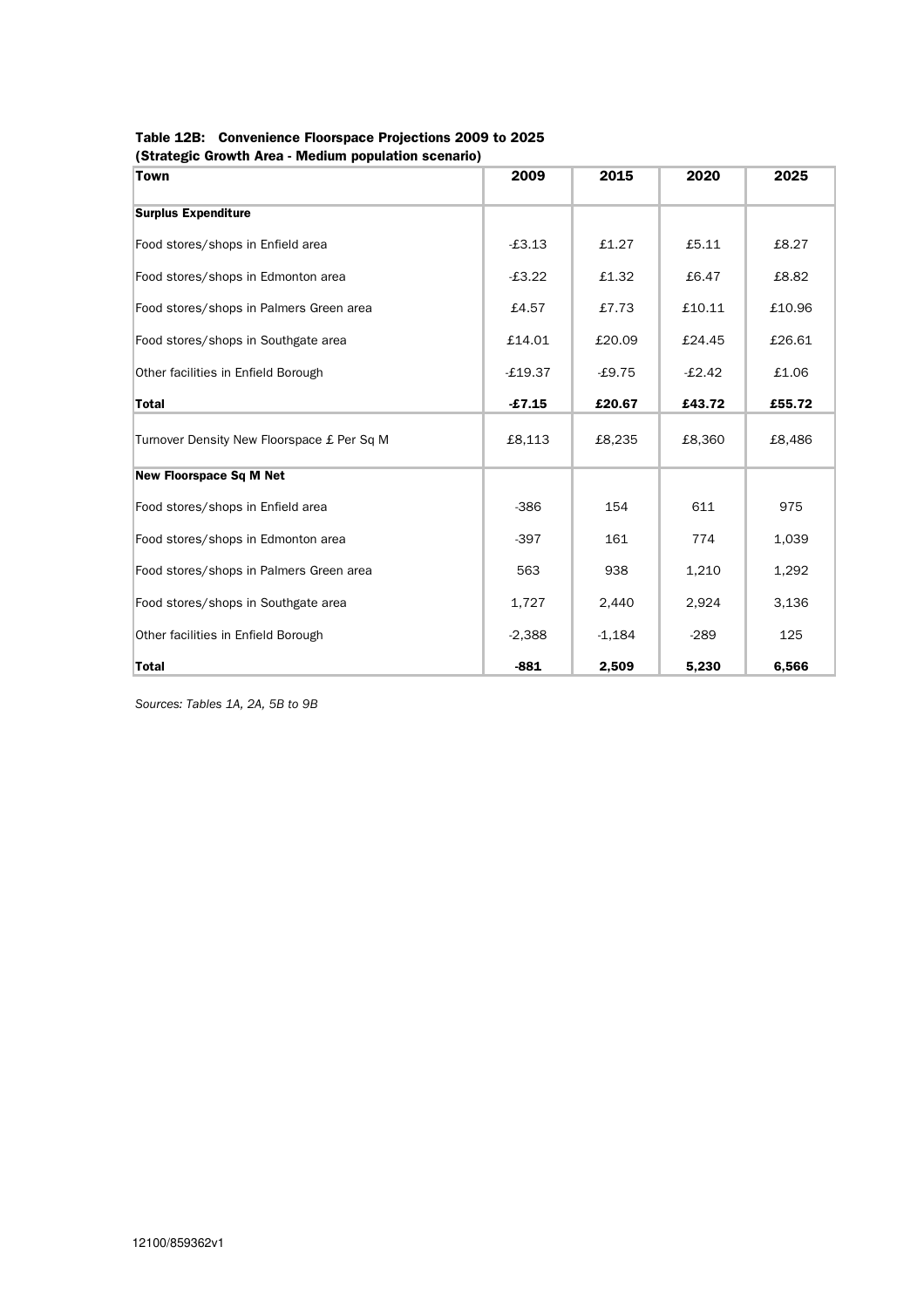**Table 12B: Convenience Floorspace Projections 2009 to 2025**
**(Strategic Growth Area - Medium population scenario)**

| Town | 2009 | 2015 | 2020 | 2025 |
|---|---|---|---|---|
| **Surplus Expenditure** | | | | |
| Food stores/shops in Enfield area | -£3.13 | £1.27 | £5.11 | £8.27 |
| Food stores/shops in Edmonton area | -£3.22 | £1.32 | £6.47 | £8.82 |
| Food stores/shops in Palmers Green area | £4.57 | £7.73 | £10.11 | £10.96 |
| Food stores/shops in Southgate area | £14.01 | £20.09 | £24.45 | £26.61 |
| Other facilities in Enfield Borough | -£19.37 | -£9.75 | -£2.42 | £1.06 |
| **Total** | **-£7.15** | **£20.67** | **£43.72** | **£55.72** |
| Turnover Density New Floorspace £ Per Sq M | £8,113 | £8,235 | £8,360 | £8,486 |
| **New Floorspace Sq M Net** | | | | |
| Food stores/shops in Enfield area | -386 | 154 | 611 | 975 |
| Food stores/shops in Edmonton area | -397 | 161 | 774 | 1,039 |
| Food stores/shops in Palmers Green area | 563 | 938 | 1,210 | 1,292 |
| Food stores/shops in Southgate area | 1,727 | 2,440 | 2,924 | 3,136 |
| Other facilities in Enfield Borough | -2,388 | -1,184 | -289 | 125 |
| **Total** | **-881** | **2,509** | **5,230** | **6,566** |

*Sources: Tables 1A, 2A, 5B to 9B*

12100/859362v1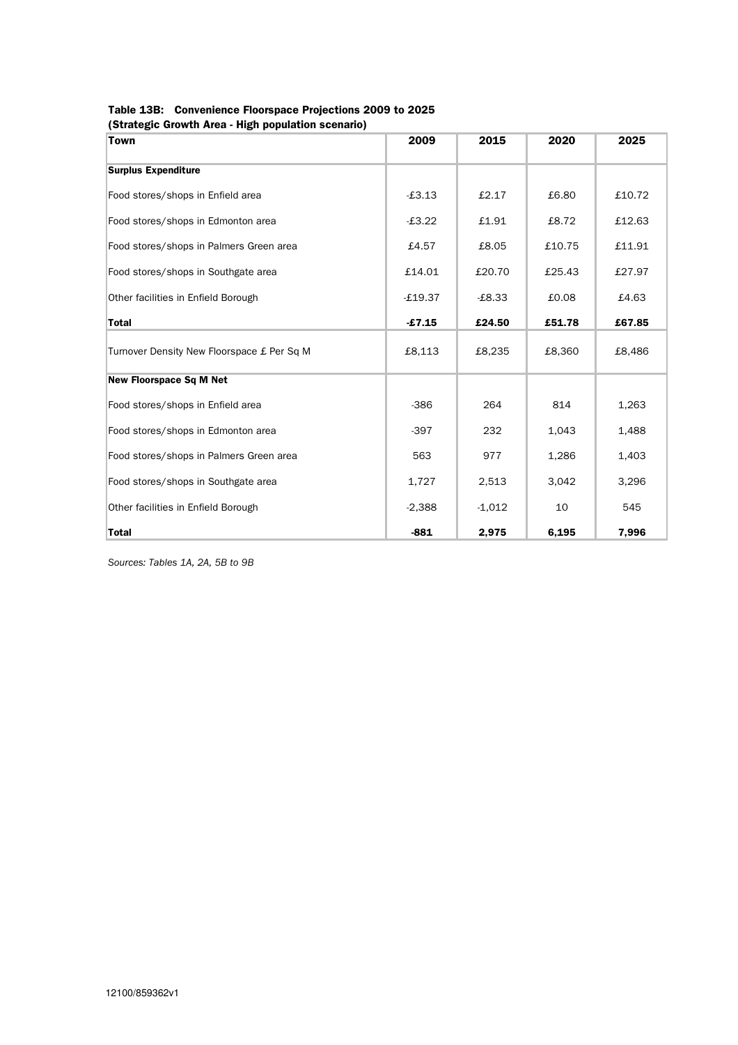**Table 13B: Convenience Floorspace Projections 2009 to 2025**
**(Strategic Growth Area - High population scenario)**

| Town | 2009 | 2015 | 2020 | 2025 |
|---|---|---|---|---|
| **Surplus Expenditure** | | | | |
| Food stores/shops in Enfield area | -£3.13 | £2.17 | £6.80 | £10.72 |
| Food stores/shops in Edmonton area | -£3.22 | £1.91 | £8.72 | £12.63 |
| Food stores/shops in Palmers Green area | £4.57 | £8.05 | £10.75 | £11.91 |
| Food stores/shops in Southgate area | £14.01 | £20.70 | £25.43 | £27.97 |
| Other facilities in Enfield Borough | -£19.37 | -£8.33 | £0.08 | £4.63 |
| **Total** | **-£7.15** | **£24.50** | **£51.78** | **£67.85** |
| Turnover Density New Floorspace £ Per Sq M | £8,113 | £8,235 | £8,360 | £8,486 |
| **New Floorspace Sq M Net** | | | | |
| Food stores/shops in Enfield area | -386 | 264 | 814 | 1,263 |
| Food stores/shops in Edmonton area | -397 | 232 | 1,043 | 1,488 |
| Food stores/shops in Palmers Green area | 563 | 977 | 1,286 | 1,403 |
| Food stores/shops in Southgate area | 1,727 | 2,513 | 3,042 | 3,296 |
| Other facilities in Enfield Borough | -2,388 | -1,012 | 10 | 545 |
| **Total** | **-881** | **2,975** | **6,195** | **7,996** |

*Sources: Tables 1A, 2A, 5B to 9B*

12100/859362v1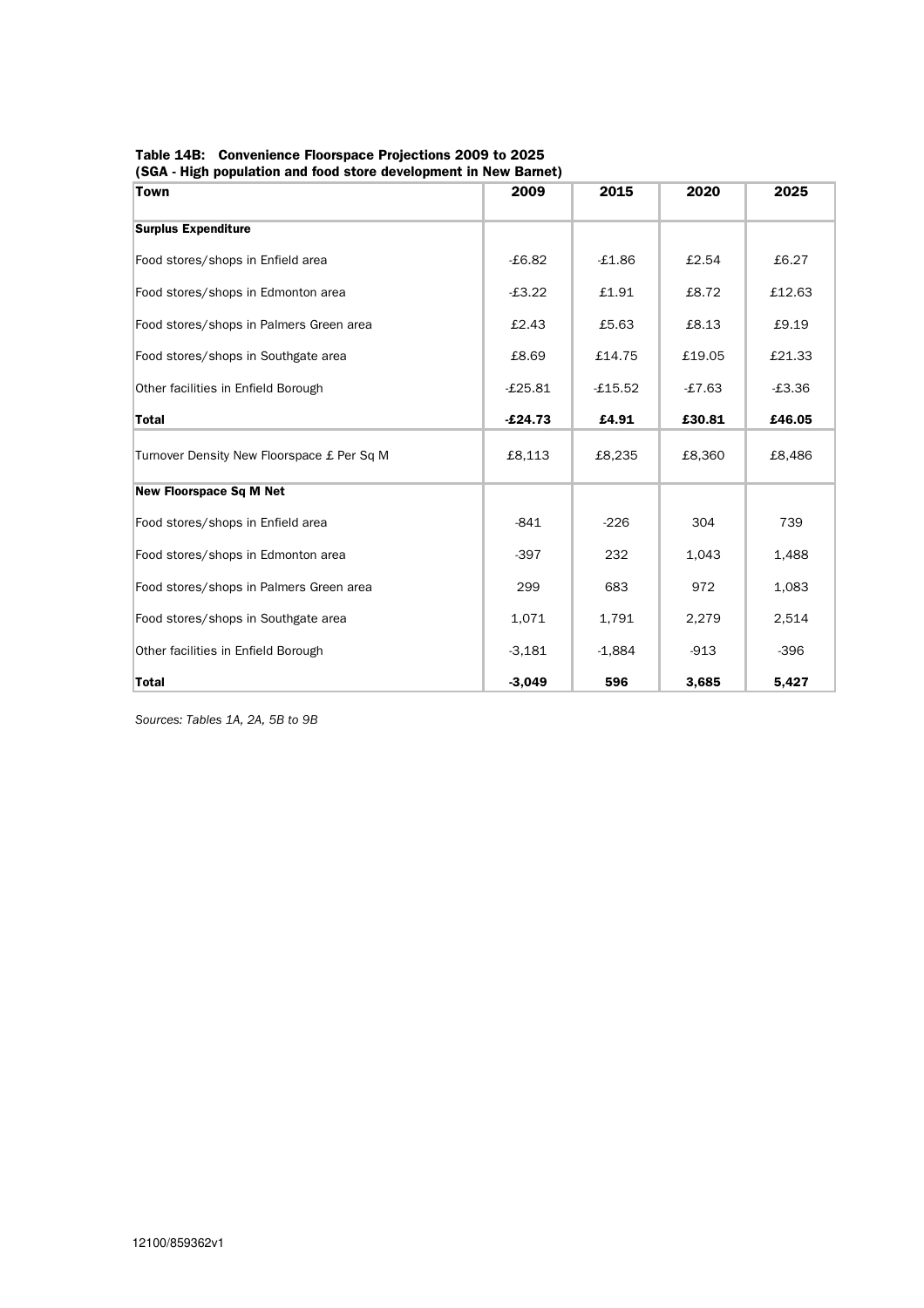**Table 14B: Convenience Floorspace Projections 2009 to 2025**
**(SGA - High population and food store development in New Barnet)**

| Town | 2009 | 2015 | 2020 | 2025 |
|---|---|---|---|---|
| **Surplus Expenditure** | | | | |
| Food stores/shops in Enfield area | -£6.82 | -£1.86 | £2.54 | £6.27 |
| Food stores/shops in Edmonton area | -£3.22 | £1.91 | £8.72 | £12.63 |
| Food stores/shops in Palmers Green area | £2.43 | £5.63 | £8.13 | £9.19 |
| Food stores/shops in Southgate area | £8.69 | £14.75 | £19.05 | £21.33 |
| Other facilities in Enfield Borough | -£25.81 | -£15.52 | -£7.63 | -£3.36 |
| **Total** | **-£24.73** | **£4.91** | **£30.81** | **£46.05** |
| Turnover Density New Floorspace £ Per Sq M | £8,113 | £8,235 | £8,360 | £8,486 |
| **New Floorspace Sq M Net** | | | | |
| Food stores/shops in Enfield area | -841 | -226 | 304 | 739 |
| Food stores/shops in Edmonton area | -397 | 232 | 1,043 | 1,488 |
| Food stores/shops in Palmers Green area | 299 | 683 | 972 | 1,083 |
| Food stores/shops in Southgate area | 1,071 | 1,791 | 2,279 | 2,514 |
| Other facilities in Enfield Borough | -3,181 | -1,884 | -913 | -396 |
| **Total** | **-3,049** | **596** | **3,685** | **5,427** |

*Sources: Tables 1A, 2A, 5B to 9B*

12100/859362v1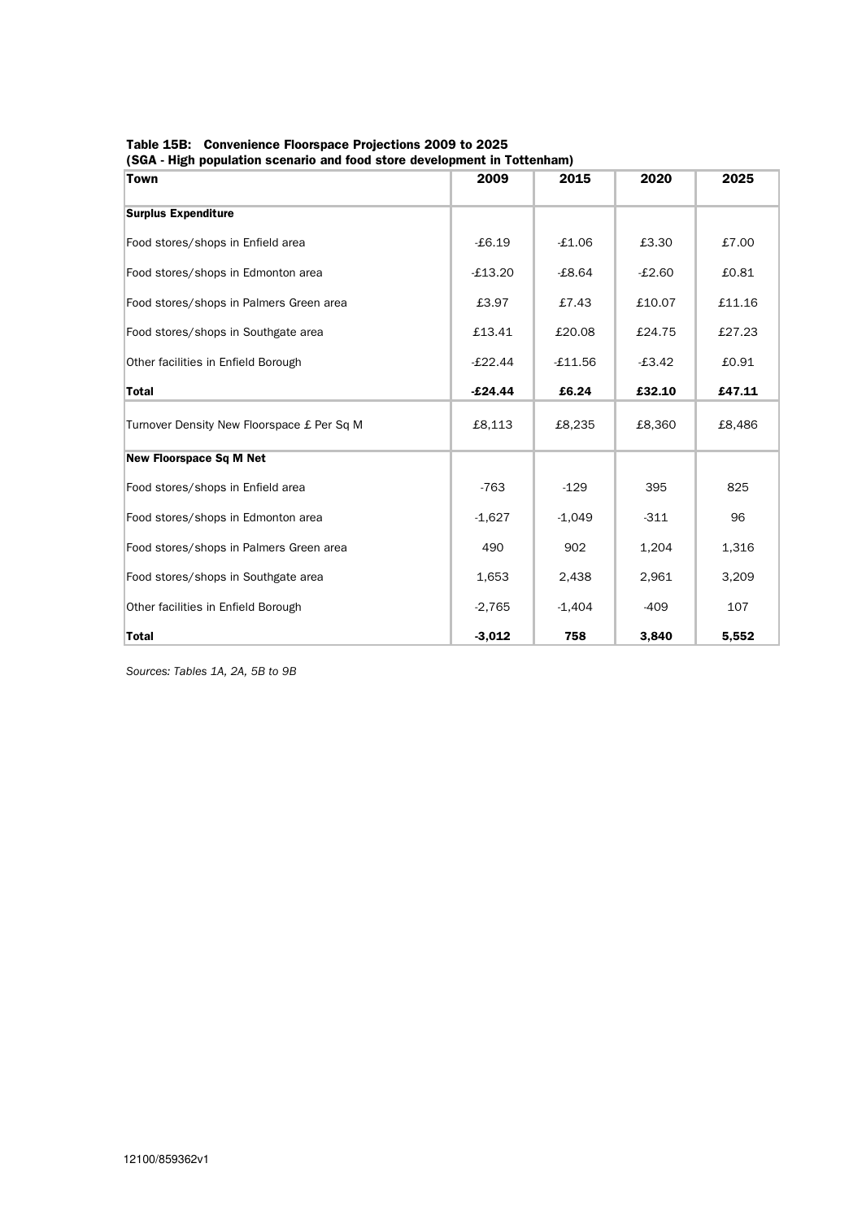**Table 15B: Convenience Floorspace Projections 2009 to 2025**
**(SGA - High population scenario and food store development in Tottenham)**

| Town | 2009 | 2015 | 2020 | 2025 |
|---|---|---|---|---|
| **Surplus Expenditure** | | | | |
| Food stores/shops in Enfield area | -£6.19 | -£1.06 | £3.30 | £7.00 |
| Food stores/shops in Edmonton area | -£13.20 | -£8.64 | -£2.60 | £0.81 |
| Food stores/shops in Palmers Green area | £3.97 | £7.43 | £10.07 | £11.16 |
| Food stores/shops in Southgate area | £13.41 | £20.08 | £24.75 | £27.23 |
| Other facilities in Enfield Borough | -£22.44 | -£11.56 | -£3.42 | £0.91 |
| **Total** | **-£24.44** | **£6.24** | **£32.10** | **£47.11** |
| Turnover Density New Floorspace £ Per Sq M | £8,113 | £8,235 | £8,360 | £8,486 |
| **New Floorspace Sq M Net** | | | | |
| Food stores/shops in Enfield area | -763 | -129 | 395 | 825 |
| Food stores/shops in Edmonton area | -1,627 | -1,049 | -311 | 96 |
| Food stores/shops in Palmers Green area | 490 | 902 | 1,204 | 1,316 |
| Food stores/shops in Southgate area | 1,653 | 2,438 | 2,961 | 3,209 |
| Other facilities in Enfield Borough | -2,765 | -1,404 | -409 | 107 |
| **Total** | **-3,012** | **758** | **3,840** | **5,552** |

*Sources: Tables 1A, 2A, 5B to 9B*

12100/859362v1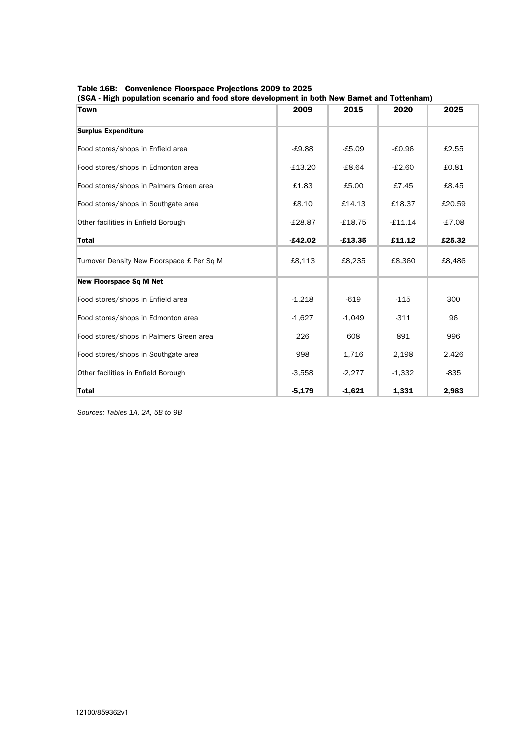**Table 16B: Convenience Floorspace Projections 2009 to 2025**
**(SGA - High population scenario and food store development in both New Barnet and Tottenham)**

| Town | 2009 | 2015 | 2020 | 2025 |
|---|---|---|---|---|
| **Surplus Expenditure** | | | | |
| Food stores/shops in Enfield area | -£9.88 | -£5.09 | -£0.96 | £2.55 |
| Food stores/shops in Edmonton area | -£13.20 | -£8.64 | -£2.60 | £0.81 |
| Food stores/shops in Palmers Green area | £1.83 | £5.00 | £7.45 | £8.45 |
| Food stores/shops in Southgate area | £8.10 | £14.13 | £18.37 | £20.59 |
| Other facilities in Enfield Borough | -£28.87 | -£18.75 | -£11.14 | -£7.08 |
| **Total** | **-£42.02** | **-£13.35** | **£11.12** | **£25.32** |
| Turnover Density New Floorspace £ Per Sq M | £8,113 | £8,235 | £8,360 | £8,486 |
| **New Floorspace Sq M Net** | | | | |
| Food stores/shops in Enfield area | -1,218 | -619 | -115 | 300 |
| Food stores/shops in Edmonton area | -1,627 | -1,049 | -311 | 96 |
| Food stores/shops in Palmers Green area | 226 | 608 | 891 | 996 |
| Food stores/shops in Southgate area | 998 | 1,716 | 2,198 | 2,426 |
| Other facilities in Enfield Borough | -3,558 | -2,277 | -1,332 | -835 |
| **Total** | **-5,179** | **-1,621** | **1,331** | **2,983** |

*Sources: Tables 1A, 2A, 5B to 9B*

12100/859362v1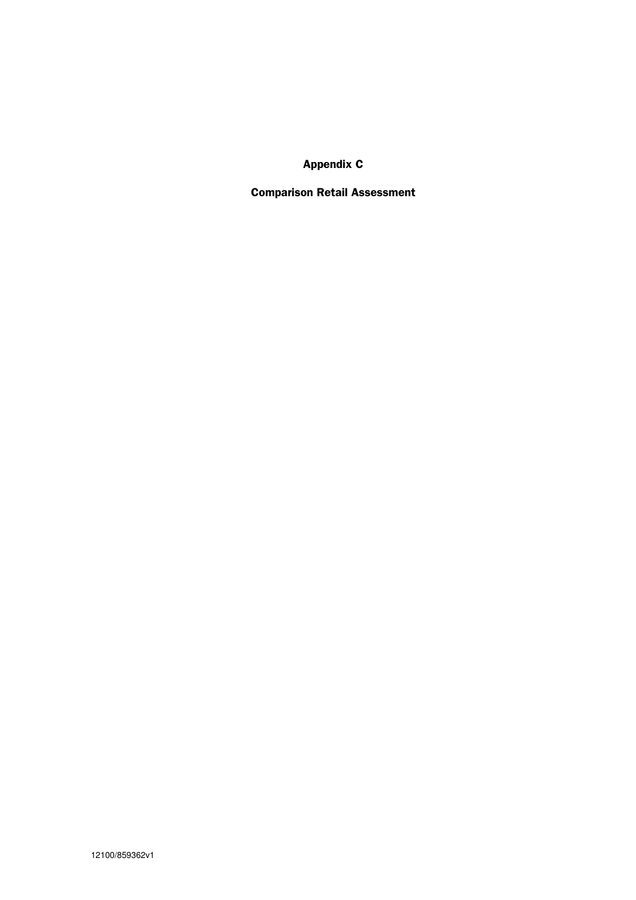# Appendix C

## Comparison Retail Assessment

12100/859362v1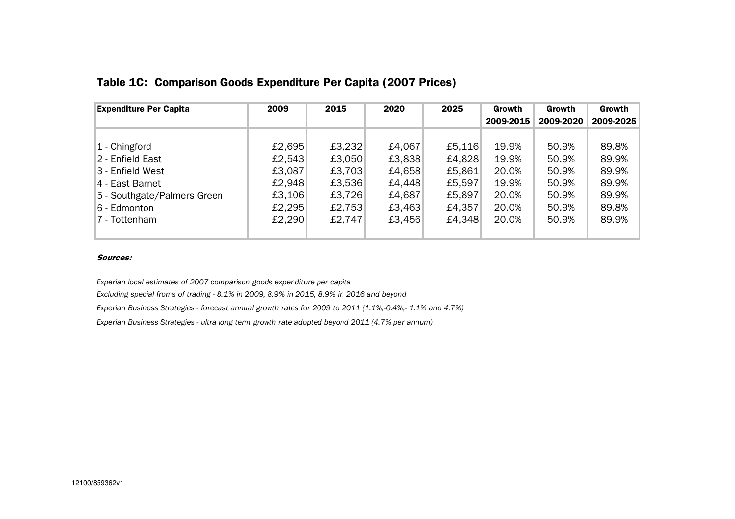## Table 1C: Comparison Goods Expenditure Per Capita (2007 Prices)

| Expenditure Per Capita | 2009 | 2015 | 2020 | 2025 | Growth 2009-2015 | Growth 2009-2020 | Growth 2009-2025 |
|---|---|---|---|---|---|---|---|
| 1 - Chingford | £2,695 | £3,232 | £4,067 | £5,116 | 19.9% | 50.9% | 89.8% |
| 2 - Enfield East | £2,543 | £3,050 | £3,838 | £4,828 | 19.9% | 50.9% | 89.9% |
| 3 - Enfield West | £3,087 | £3,703 | £4,658 | £5,861 | 20.0% | 50.9% | 89.9% |
| 4 - East Barnet | £2,948 | £3,536 | £4,448 | £5,597 | 19.9% | 50.9% | 89.9% |
| 5 - Southgate/Palmers Green | £3,106 | £3,726 | £4,687 | £5,897 | 20.0% | 50.9% | 89.9% |
| 6 - Edmonton | £2,295 | £2,753 | £3,463 | £4,357 | 20.0% | 50.9% | 89.8% |
| 7 - Tottenham | £2,290 | £2,747 | £3,456 | £4,348 | 20.0% | 50.9% | 89.9% |

***Sources:***

*Experian local estimates of 2007 comparison goods expenditure per capita*

*Excluding special froms of trading - 8.1% in 2009, 8.9% in 2015, 8.9% in 2016 and beyond*

*Experian Business Strategies - forecast annual growth rates for 2009 to 2011 (1.1%,-0.4%,- 1.1% and 4.7%)*

*Experian Business Strategies - ultra long term growth rate adopted beyond 2011 (4.7% per annum)*

12100/859362v1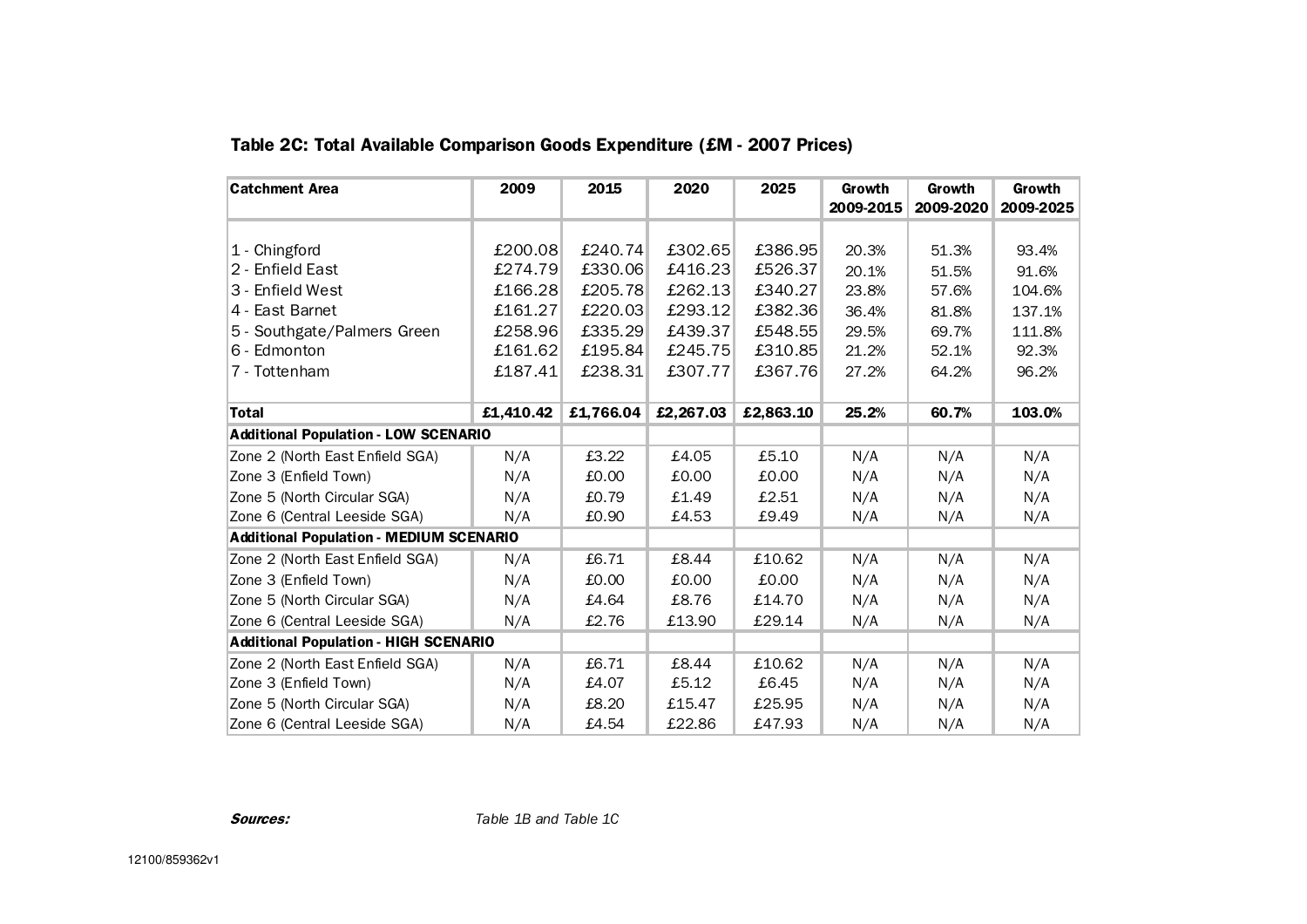## Table 2C: Total Available Comparison Goods Expenditure (£M - 2007 Prices)

| Catchment Area | 2009 | 2015 | 2020 | 2025 | Growth 2009-2015 | Growth 2009-2020 | Growth 2009-2025 |
|---|---|---|---|---|---|---|---|
| 1 - Chingford | £200.08 | £240.74 | £302.65 | £386.95 | 20.3% | 51.3% | 93.4% |
| 2 - Enfield East | £274.79 | £330.06 | £416.23 | £526.37 | 20.1% | 51.5% | 91.6% |
| 3 - Enfield West | £166.28 | £205.78 | £262.13 | £340.27 | 23.8% | 57.6% | 104.6% |
| 4 - East Barnet | £161.27 | £220.03 | £293.12 | £382.36 | 36.4% | 81.8% | 137.1% |
| 5 - Southgate/Palmers Green | £258.96 | £335.29 | £439.37 | £548.55 | 29.5% | 69.7% | 111.8% |
| 6 - Edmonton | £161.62 | £195.84 | £245.75 | £310.85 | 21.2% | 52.1% | 92.3% |
| 7 - Tottenham | £187.41 | £238.31 | £307.77 | £367.76 | 27.2% | 64.2% | 96.2% |
| **Total** | **£1,410.42** | **£1,766.04** | **£2,267.03** | **£2,863.10** | **25.2%** | **60.7%** | **103.0%** |
| **Additional Population - LOW SCENARIO** | | | | | | | |
| Zone 2 (North East Enfield SGA) | N/A | £3.22 | £4.05 | £5.10 | N/A | N/A | N/A |
| Zone 3 (Enfield Town) | N/A | £0.00 | £0.00 | £0.00 | N/A | N/A | N/A |
| Zone 5 (North Circular SGA) | N/A | £0.79 | £1.49 | £2.51 | N/A | N/A | N/A |
| Zone 6 (Central Leeside SGA) | N/A | £0.90 | £4.53 | £9.49 | N/A | N/A | N/A |
| **Additional Population - MEDIUM SCENARIO** | | | | | | | |
| Zone 2 (North East Enfield SGA) | N/A | £6.71 | £8.44 | £10.62 | N/A | N/A | N/A |
| Zone 3 (Enfield Town) | N/A | £0.00 | £0.00 | £0.00 | N/A | N/A | N/A |
| Zone 5 (North Circular SGA) | N/A | £4.64 | £8.76 | £14.70 | N/A | N/A | N/A |
| Zone 6 (Central Leeside SGA) | N/A | £2.76 | £13.90 | £29.14 | N/A | N/A | N/A |
| **Additional Population - HIGH SCENARIO** | | | | | | | |
| Zone 2 (North East Enfield SGA) | N/A | £6.71 | £8.44 | £10.62 | N/A | N/A | N/A |
| Zone 3 (Enfield Town) | N/A | £4.07 | £5.12 | £6.45 | N/A | N/A | N/A |
| Zone 5 (North Circular SGA) | N/A | £8.20 | £15.47 | £25.95 | N/A | N/A | N/A |
| Zone 6 (Central Leeside SGA) | N/A | £4.54 | £22.86 | £47.93 | N/A | N/A | N/A |

***Sources:*** *Table 1B and Table 1C*

12100/859362v1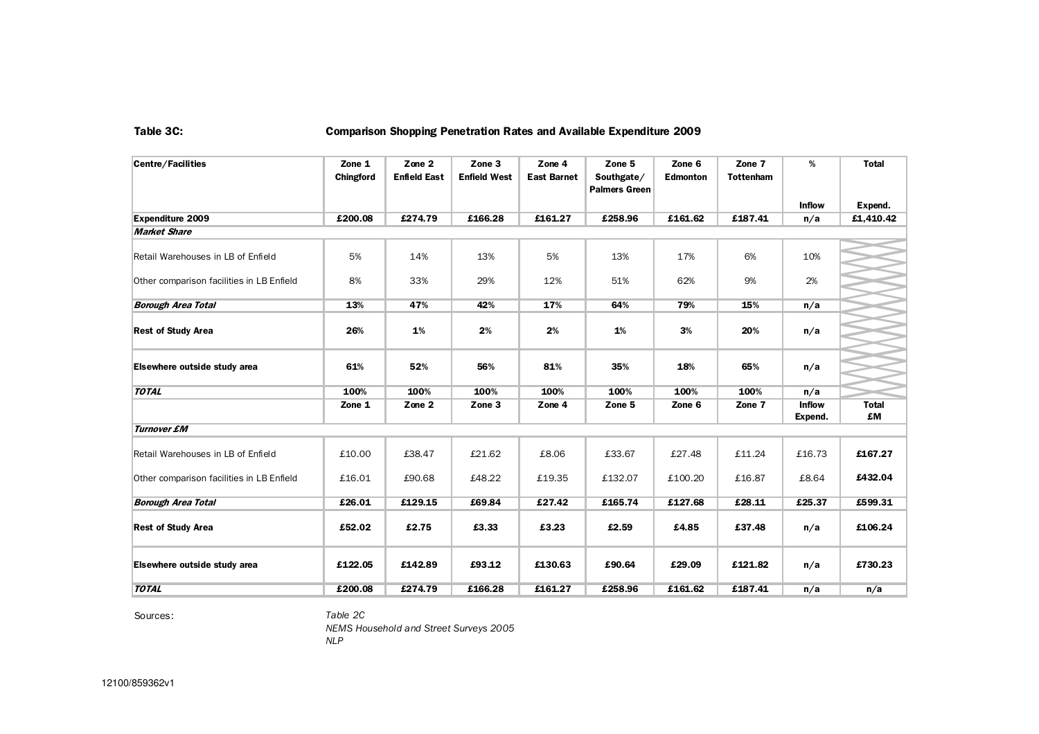**Table 3C:** **Comparison Shopping Penetration Rates and Available Expenditure 2009**

| Centre/Facilities | Zone 1 Chingford | Zone 2 Enfield East | Zone 3 Enfield West | Zone 4 East Barnet | Zone 5 Southgate/ Palmers Green | Zone 6 Edmonton | Zone 7 Tottenham | % Inflow | Total Expend. |
|---|---|---|---|---|---|---|---|---|---|
| **Expenditure 2009** | **£200.08** | **£274.79** | **£166.28** | **£161.27** | **£258.96** | **£161.62** | **£187.41** | **n/a** | **£1,410.42** |
| ***Market Share*** | | | | | | | | | |
| Retail Warehouses in LB of Enfield | 5% | 14% | 13% | 5% | 13% | 17% | 6% | 10% | |
| Other comparison facilities in LB Enfield | 8% | 33% | 29% | 12% | 51% | 62% | 9% | 2% | |
| ***Borough Area Total*** | **13%** | **47%** | **42%** | **17%** | **64%** | **79%** | **15%** | **n/a** | |
| **Rest of Study Area** | **26%** | **1%** | **2%** | **2%** | **1%** | **3%** | **20%** | **n/a** | |
| **Elsewhere outside study area** | **61%** | **52%** | **56%** | **81%** | **35%** | **18%** | **65%** | **n/a** | |
| ***TOTAL*** | **100%** | **100%** | **100%** | **100%** | **100%** | **100%** | **100%** | **n/a** | |
| | **Zone 1** | **Zone 2** | **Zone 3** | **Zone 4** | **Zone 5** | **Zone 6** | **Zone 7** | **Inflow Expend.** | **Total £M** |
| ***Turnover £M*** | | | | | | | | | |
| Retail Warehouses in LB of Enfield | £10.00 | £38.47 | £21.62 | £8.06 | £33.67 | £27.48 | £11.24 | £16.73 | **£167.27** |
| Other comparison facilities in LB Enfield | £16.01 | £90.68 | £48.22 | £19.35 | £132.07 | £100.20 | £16.87 | £8.64 | **£432.04** |
| ***Borough Area Total*** | **£26.01** | **£129.15** | **£69.84** | **£27.42** | **£165.74** | **£127.68** | **£28.11** | **£25.37** | **£599.31** |
| **Rest of Study Area** | **£52.02** | **£2.75** | **£3.33** | **£3.23** | **£2.59** | **£4.85** | **£37.48** | **n/a** | **£106.24** |
| **Elsewhere outside study area** | **£122.05** | **£142.89** | **£93.12** | **£130.63** | **£90.64** | **£29.09** | **£121.82** | **n/a** | **£730.23** |
| ***TOTAL*** | **£200.08** | **£274.79** | **£166.28** | **£161.27** | **£258.96** | **£161.62** | **£187.41** | **n/a** | **n/a** |

Sources: *Table 2C*
*NEMS Household and Street Surveys 2005*
*NLP*

12100/859362v1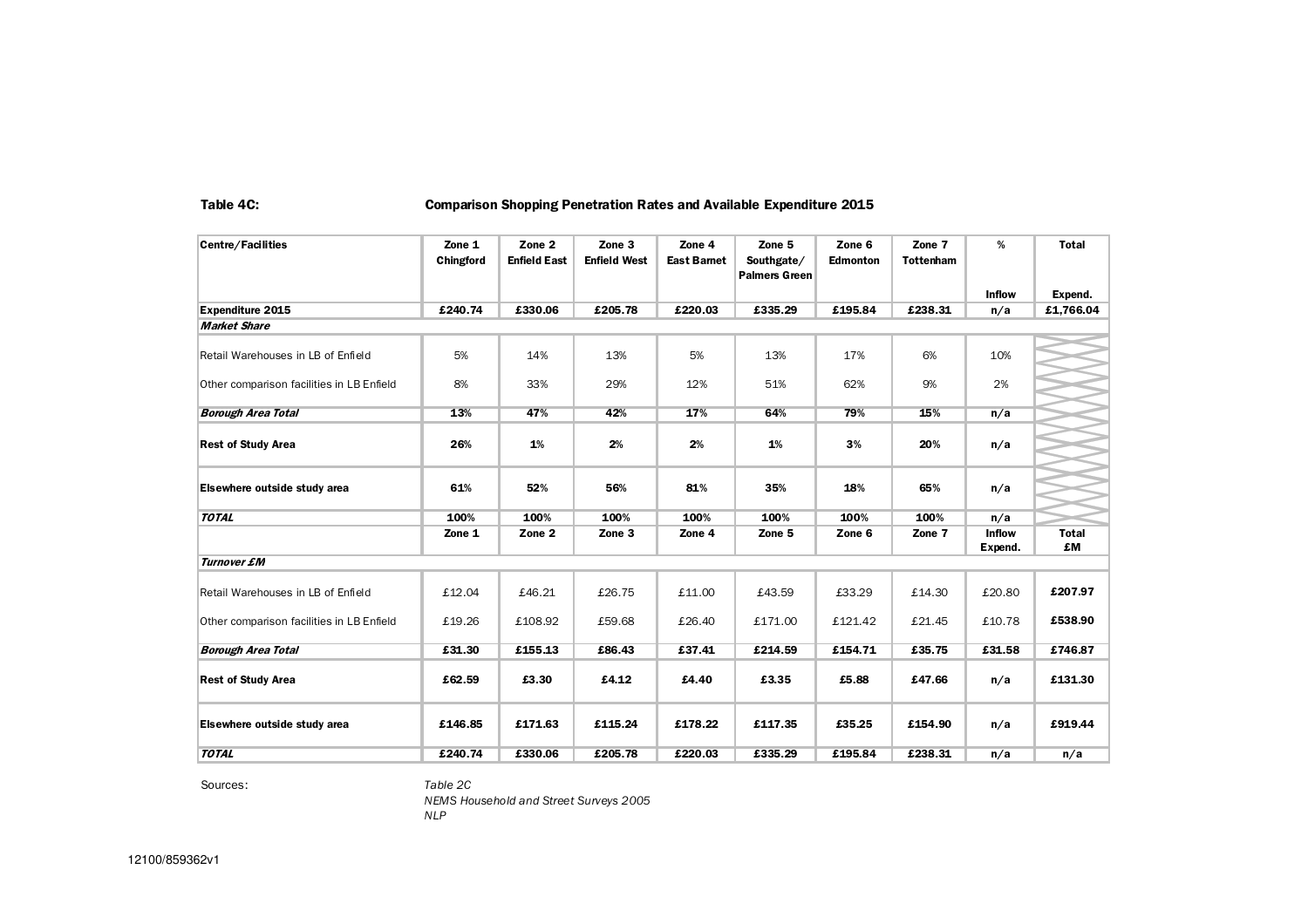**Table 4C:** **Comparison Shopping Penetration Rates and Available Expenditure 2015**

| Centre/Facilities | Zone 1 Chingford | Zone 2 Enfield East | Zone 3 Enfield West | Zone 4 East Barnet | Zone 5 Southgate/ Palmers Green | Zone 6 Edmonton | Zone 7 Tottenham | % Inflow | Total Expend. |
|---|---|---|---|---|---|---|---|---|---|
| **Expenditure 2015** | **£240.74** | **£330.06** | **£205.78** | **£220.03** | **£335.29** | **£195.84** | **£238.31** | **n/a** | **£1,766.04** |
| ***Market Share*** | | | | | | | | | |
| Retail Warehouses in LB of Enfield | 5% | 14% | 13% | 5% | 13% | 17% | 6% | 10% | |
| Other comparison facilities in LB Enfield | 8% | 33% | 29% | 12% | 51% | 62% | 9% | 2% | |
| ***Borough Area Total*** | **13%** | **47%** | **42%** | **17%** | **64%** | **79%** | **15%** | **n/a** | |
| **Rest of Study Area** | **26%** | **1%** | **2%** | **2%** | **1%** | **3%** | **20%** | **n/a** | |
| **Elsewhere outside study area** | **61%** | **52%** | **56%** | **81%** | **35%** | **18%** | **65%** | **n/a** | |
| ***TOTAL*** | **100%** | **100%** | **100%** | **100%** | **100%** | **100%** | **100%** | **n/a** | |
| | **Zone 1** | **Zone 2** | **Zone 3** | **Zone 4** | **Zone 5** | **Zone 6** | **Zone 7** | **Inflow Expend.** | **Total £M** |
| ***Turnover £M*** | | | | | | | | | |
| Retail Warehouses in LB of Enfield | £12.04 | £46.21 | £26.75 | £11.00 | £43.59 | £33.29 | £14.30 | £20.80 | **£207.97** |
| Other comparison facilities in LB Enfield | £19.26 | £108.92 | £59.68 | £26.40 | £171.00 | £121.42 | £21.45 | £10.78 | **£538.90** |
| ***Borough Area Total*** | **£31.30** | **£155.13** | **£86.43** | **£37.41** | **£214.59** | **£154.71** | **£35.75** | **£31.58** | **£746.87** |
| **Rest of Study Area** | **£62.59** | **£3.30** | **£4.12** | **£4.40** | **£3.35** | **£5.88** | **£47.66** | **n/a** | **£131.30** |
| **Elsewhere outside study area** | **£146.85** | **£171.63** | **£115.24** | **£178.22** | **£117.35** | **£35.25** | **£154.90** | **n/a** | **£919.44** |
| ***TOTAL*** | **£240.74** | **£330.06** | **£205.78** | **£220.03** | **£335.29** | **£195.84** | **£238.31** | **n/a** | **n/a** |

Sources: *Table 2C*
*NEMS Household and Street Surveys 2005*
*NLP*

12100/859362v1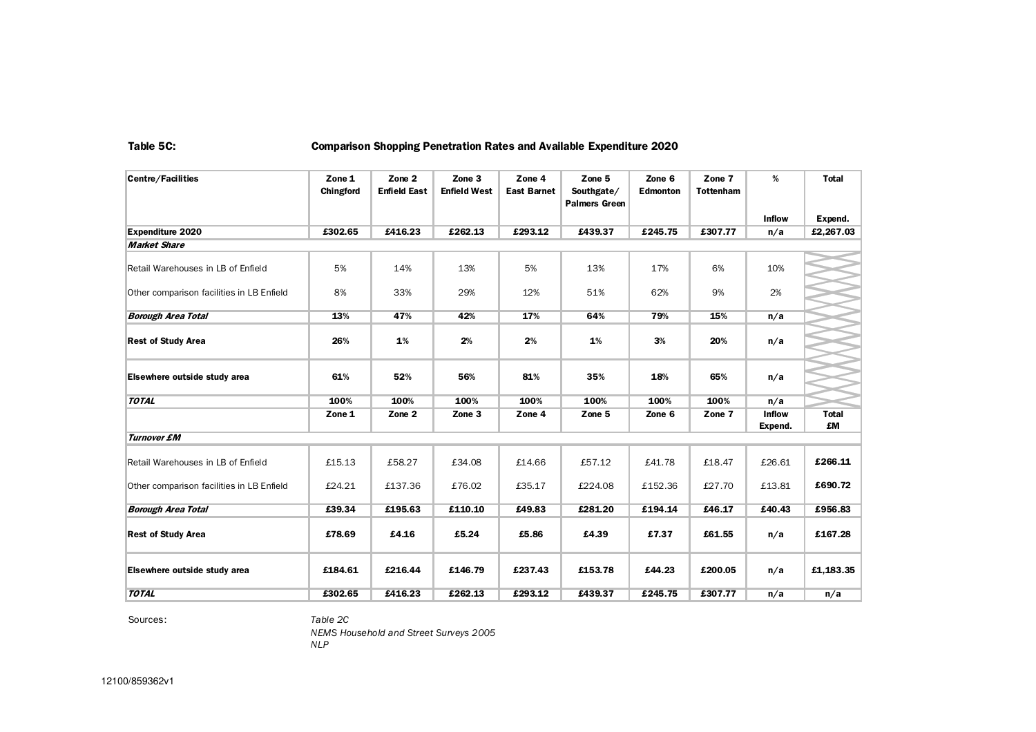**Table 5C:** **Comparison Shopping Penetration Rates and Available Expenditure 2020**

| Centre/Facilities | Zone 1 Chingford | Zone 2 Enfield East | Zone 3 Enfield West | Zone 4 East Barnet | Zone 5 Southgate/ Palmers Green | Zone 6 Edmonton | Zone 7 Tottenham | % Inflow | Total Expend. |
|---|---|---|---|---|---|---|---|---|---|
| **Expenditure 2020** | **£302.65** | **£416.23** | **£262.13** | **£293.12** | **£439.37** | **£245.75** | **£307.77** | **n/a** | **£2,267.03** |
| ***Market Share*** | | | | | | | | | |
| Retail Warehouses in LB of Enfield | 5% | 14% | 13% | 5% | 13% | 17% | 6% | 10% | |
| Other comparison facilities in LB Enfield | 8% | 33% | 29% | 12% | 51% | 62% | 9% | 2% | |
| ***Borough Area Total*** | **13%** | **47%** | **42%** | **17%** | **64%** | **79%** | **15%** | **n/a** | |
| **Rest of Study Area** | **26%** | **1%** | **2%** | **2%** | **1%** | **3%** | **20%** | **n/a** | |
| **Elsewhere outside study area** | **61%** | **52%** | **56%** | **81%** | **35%** | **18%** | **65%** | **n/a** | |
| ***TOTAL*** | **100%** | **100%** | **100%** | **100%** | **100%** | **100%** | **100%** | **n/a** | |
| | **Zone 1** | **Zone 2** | **Zone 3** | **Zone 4** | **Zone 5** | **Zone 6** | **Zone 7** | **Inflow Expend.** | **Total £M** |
| ***Turnover £M*** | | | | | | | | | |
| Retail Warehouses in LB of Enfield | £15.13 | £58.27 | £34.08 | £14.66 | £57.12 | £41.78 | £18.47 | £26.61 | **£266.11** |
| Other comparison facilities in LB Enfield | £24.21 | £137.36 | £76.02 | £35.17 | £224.08 | £152.36 | £27.70 | £13.81 | **£690.72** |
| ***Borough Area Total*** | **£39.34** | **£195.63** | **£110.10** | **£49.83** | **£281.20** | **£194.14** | **£46.17** | **£40.43** | **£956.83** |
| **Rest of Study Area** | **£78.69** | **£4.16** | **£5.24** | **£5.86** | **£4.39** | **£7.37** | **£61.55** | **n/a** | **£167.28** |
| **Elsewhere outside study area** | **£184.61** | **£216.44** | **£146.79** | **£237.43** | **£153.78** | **£44.23** | **£200.05** | **n/a** | **£1,183.35** |
| ***TOTAL*** | **£302.65** | **£416.23** | **£262.13** | **£293.12** | **£439.37** | **£245.75** | **£307.77** | **n/a** | **n/a** |

Sources: *Table 2C*
*NEMS Household and Street Surveys 2005*
*NLP*

12100/859362v1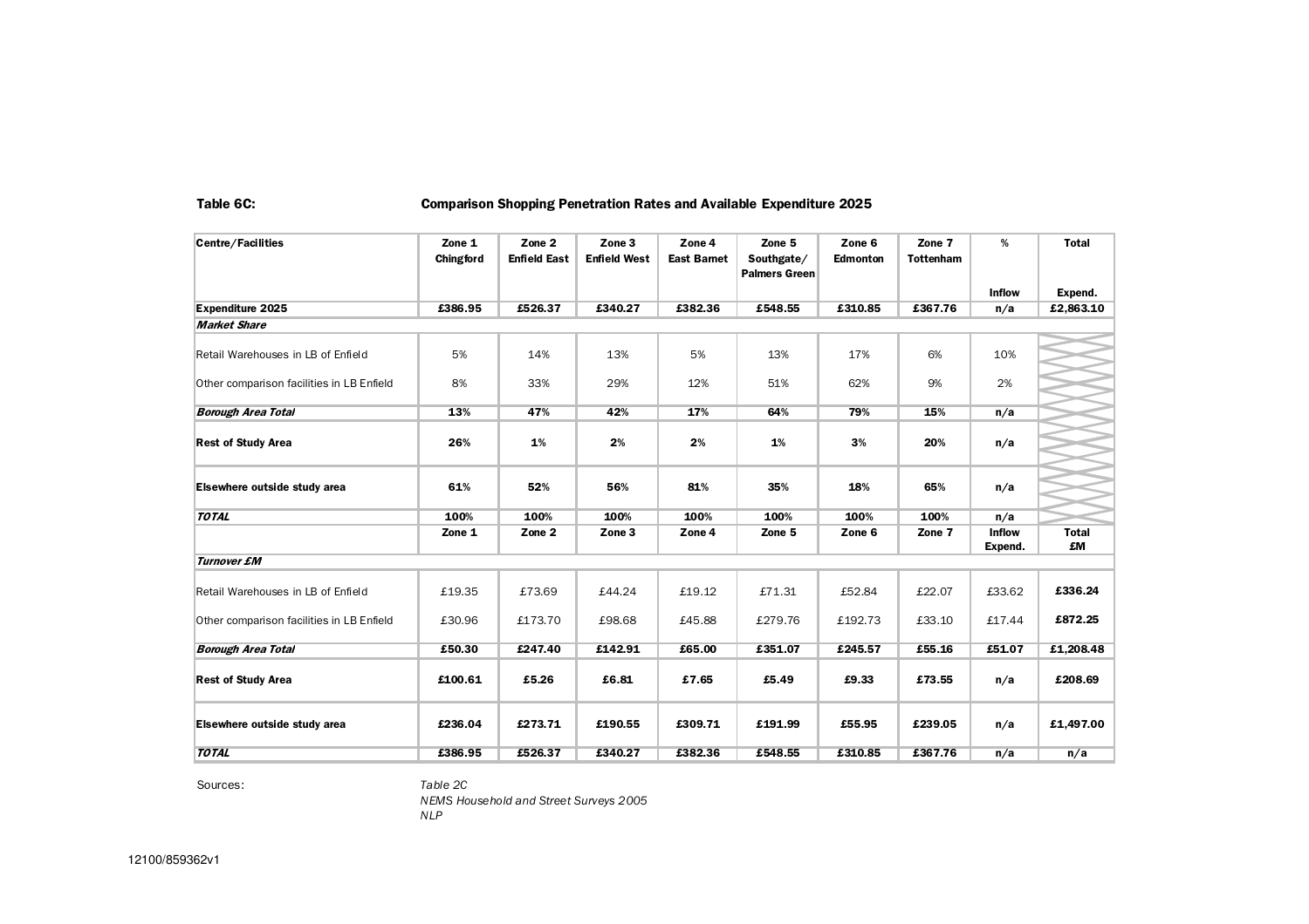**Table 6C:** **Comparison Shopping Penetration Rates and Available Expenditure 2025**

| Centre/Facilities | Zone 1 Chingford | Zone 2 Enfield East | Zone 3 Enfield West | Zone 4 East Barnet | Zone 5 Southgate/ Palmers Green | Zone 6 Edmonton | Zone 7 Tottenham | % Inflow | Total Expend. |
|---|---|---|---|---|---|---|---|---|---|
| **Expenditure 2025** | **£386.95** | **£526.37** | **£340.27** | **£382.36** | **£548.55** | **£310.85** | **£367.76** | **n/a** | **£2,863.10** |
| ***Market Share*** | | | | | | | | | |
| Retail Warehouses in LB of Enfield | 5% | 14% | 13% | 5% | 13% | 17% | 6% | 10% | |
| Other comparison facilities in LB Enfield | 8% | 33% | 29% | 12% | 51% | 62% | 9% | 2% | |
| ***Borough Area Total*** | **13%** | **47%** | **42%** | **17%** | **64%** | **79%** | **15%** | **n/a** | |
| **Rest of Study Area** | **26%** | **1%** | **2%** | **2%** | **1%** | **3%** | **20%** | **n/a** | |
| **Elsewhere outside study area** | **61%** | **52%** | **56%** | **81%** | **35%** | **18%** | **65%** | **n/a** | |
| ***TOTAL*** | **100%** | **100%** | **100%** | **100%** | **100%** | **100%** | **100%** | **n/a** | |
| | **Zone 1** | **Zone 2** | **Zone 3** | **Zone 4** | **Zone 5** | **Zone 6** | **Zone 7** | **Inflow Expend.** | **Total £M** |
| ***Turnover £M*** | | | | | | | | | |
| Retail Warehouses in LB of Enfield | £19.35 | £73.69 | £44.24 | £19.12 | £71.31 | £52.84 | £22.07 | £33.62 | **£336.24** |
| Other comparison facilities in LB Enfield | £30.96 | £173.70 | £98.68 | £45.88 | £279.76 | £192.73 | £33.10 | £17.44 | **£872.25** |
| ***Borough Area Total*** | **£50.30** | **£247.40** | **£142.91** | **£65.00** | **£351.07** | **£245.57** | **£55.16** | **£51.07** | **£1,208.48** |
| **Rest of Study Area** | **£100.61** | **£5.26** | **£6.81** | **£7.65** | **£5.49** | **£9.33** | **£73.55** | **n/a** | **£208.69** |
| **Elsewhere outside study area** | **£236.04** | **£273.71** | **£190.55** | **£309.71** | **£191.99** | **£55.95** | **£239.05** | **n/a** | **£1,497.00** |
| ***TOTAL*** | **£386.95** | **£526.37** | **£340.27** | **£382.36** | **£548.55** | **£310.85** | **£367.76** | **n/a** | **n/a** |

Sources: *Table 2C*
*NEMS Household and Street Surveys 2005*
*NLP*

12100/859362v1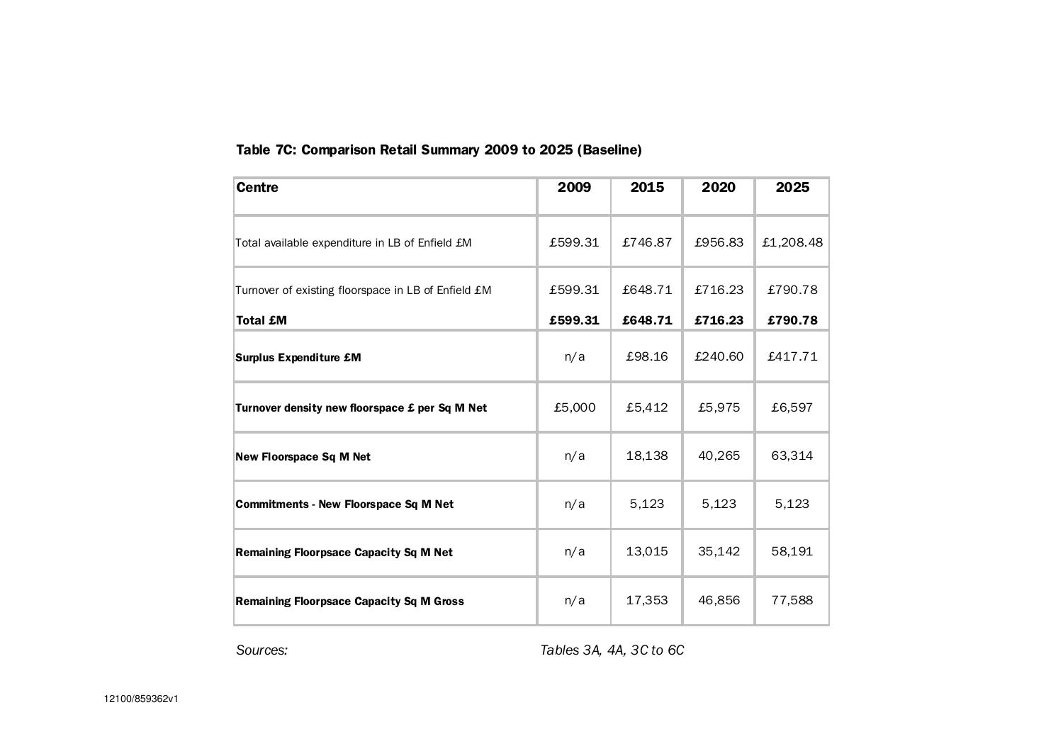### Table 7C: Comparison Retail Summary 2009 to 2025 (Baseline)

| Centre | 2009 | 2015 | 2020 | 2025 |
|---|---|---|---|---|
| Total available expenditure in LB of Enfield £M | £599.31 | £746.87 | £956.83 | £1,208.48 |
| Turnover of existing floorspace in LB of Enfield £M | £599.31 | £648.71 | £716.23 | £790.78 |
| **Total £M** | **£599.31** | **£648.71** | **£716.23** | **£790.78** |
| **Surplus Expenditure £M** | n/a | £98.16 | £240.60 | £417.71 |
| **Turnover density new floorspace £ per Sq M Net** | £5,000 | £5,412 | £5,975 | £6,597 |
| **New Floorspace Sq M Net** | n/a | 18,138 | 40,265 | 63,314 |
| **Commitments - New Floorspace Sq M Net** | n/a | 5,123 | 5,123 | 5,123 |
| **Remaining Floorpsace Capacity Sq M Net** | n/a | 13,015 | 35,142 | 58,191 |
| **Remaining Floorpsace Capacity Sq M Gross** | n/a | 17,353 | 46,856 | 77,588 |

*Sources:* *Tables 3A, 4A, 3C to 6C*

12100/859362v1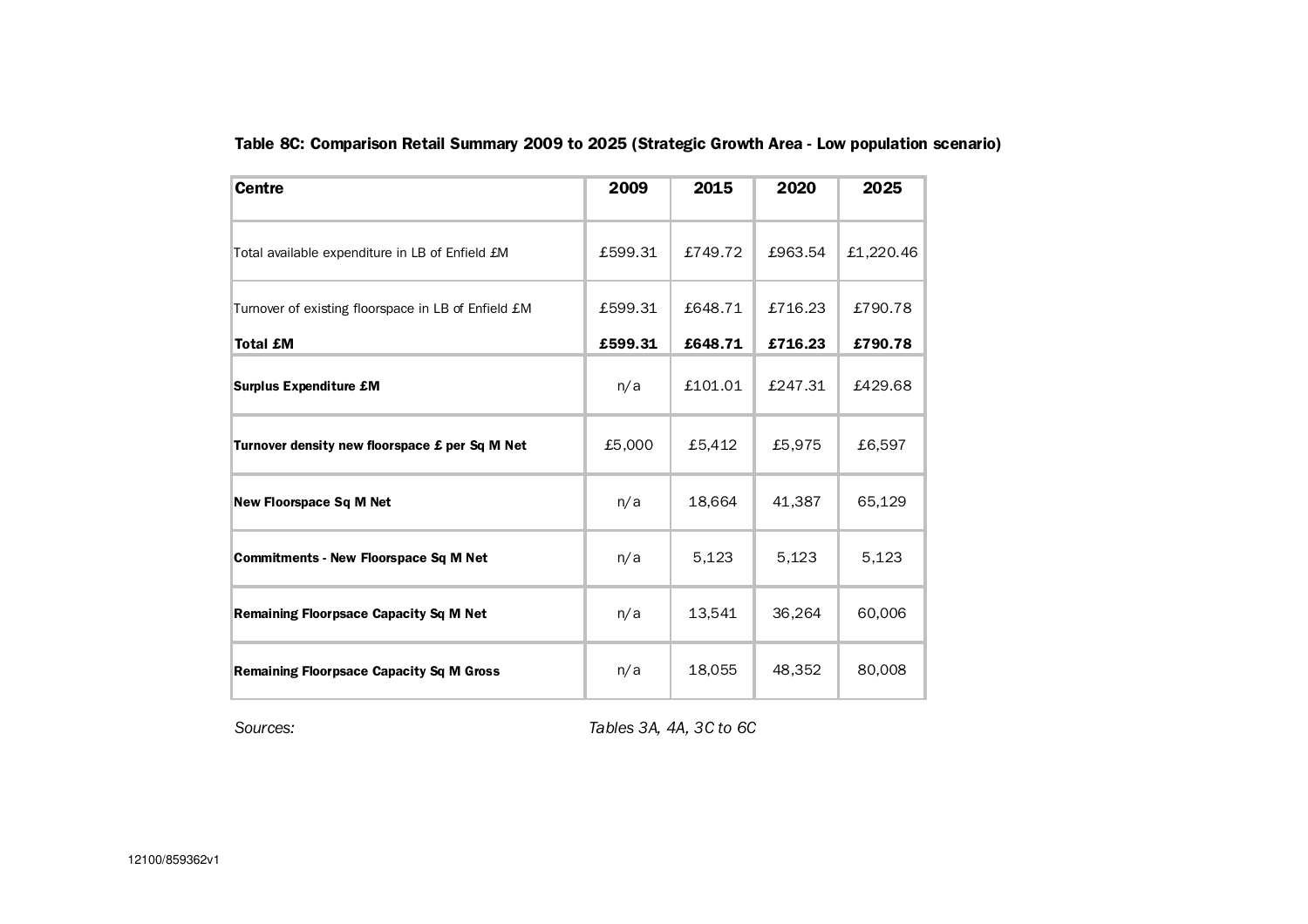**Table 8C: Comparison Retail Summary 2009 to 2025 (Strategic Growth Area - Low population scenario)**

| Centre | 2009 | 2015 | 2020 | 2025 |
|---|---|---|---|---|
| Total available expenditure in LB of Enfield £M | £599.31 | £749.72 | £963.54 | £1,220.46 |
| Turnover of existing floorspace in LB of Enfield £M | £599.31 | £648.71 | £716.23 | £790.78 |
| **Total £M** | **£599.31** | **£648.71** | **£716.23** | **£790.78** |
| **Surplus Expenditure £M** | n/a | £101.01 | £247.31 | £429.68 |
| **Turnover density new floorspace £ per Sq M Net** | £5,000 | £5,412 | £5,975 | £6,597 |
| **New Floorspace Sq M Net** | n/a | 18,664 | 41,387 | 65,129 |
| **Commitments - New Floorspace Sq M Net** | n/a | 5,123 | 5,123 | 5,123 |
| **Remaining Floorpsace Capacity Sq M Net** | n/a | 13,541 | 36,264 | 60,006 |
| **Remaining Floorpsace Capacity Sq M Gross** | n/a | 18,055 | 48,352 | 80,008 |

*Sources:* *Tables 3A, 4A, 3C to 6C*

12100/859362v1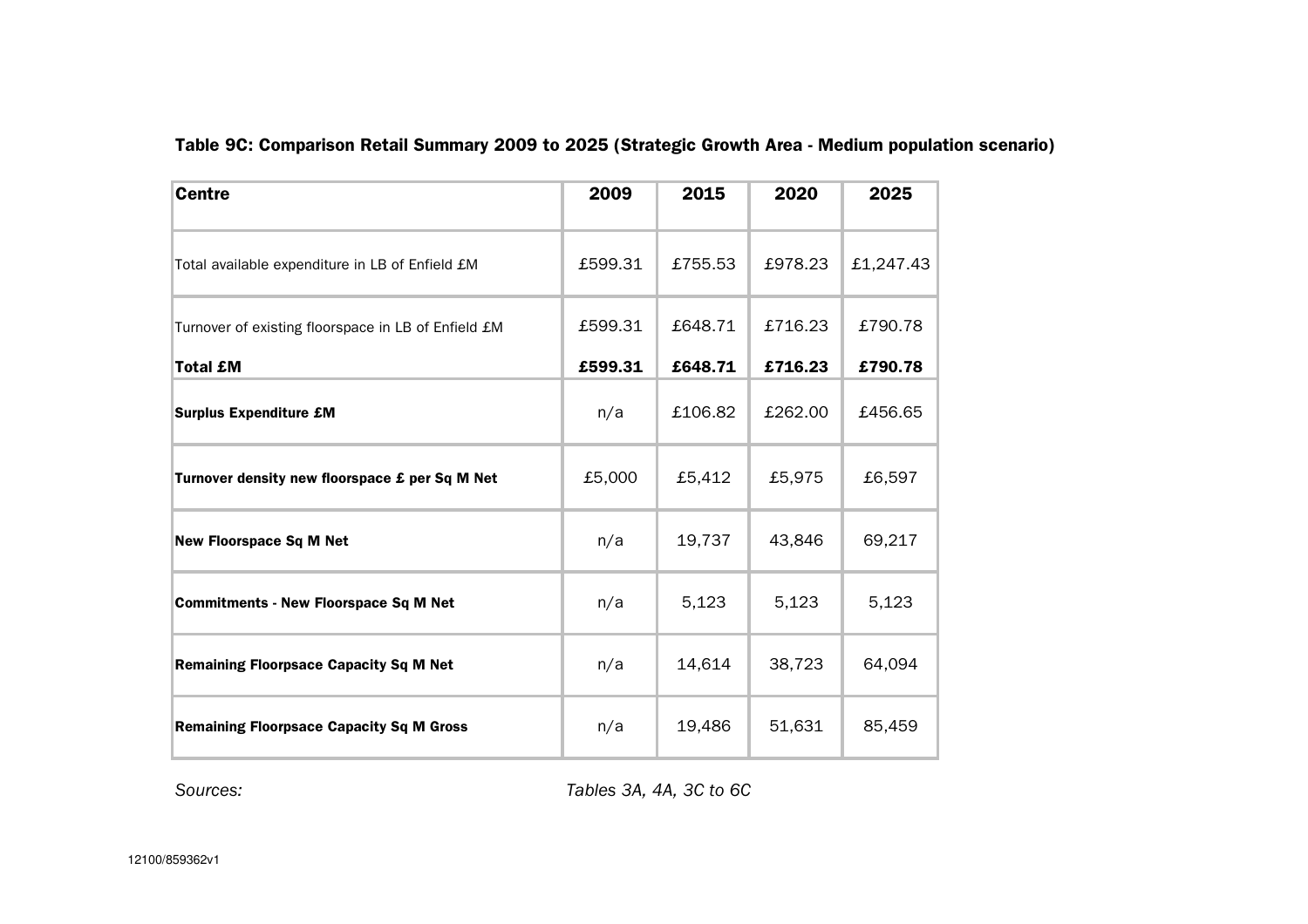### Table 9C: Comparison Retail Summary 2009 to 2025 (Strategic Growth Area - Medium population scenario)

| Centre | 2009 | 2015 | 2020 | 2025 |
|---|---|---|---|---|
| Total available expenditure in LB of Enfield £M | £599.31 | £755.53 | £978.23 | £1,247.43 |
| Turnover of existing floorspace in LB of Enfield £M | £599.31 | £648.71 | £716.23 | £790.78 |
| **Total £M** | **£599.31** | **£648.71** | **£716.23** | **£790.78** |
| **Surplus Expenditure £M** | n/a | £106.82 | £262.00 | £456.65 |
| **Turnover density new floorspace £ per Sq M Net** | £5,000 | £5,412 | £5,975 | £6,597 |
| **New Floorspace Sq M Net** | n/a | 19,737 | 43,846 | 69,217 |
| **Commitments - New Floorspace Sq M Net** | n/a | 5,123 | 5,123 | 5,123 |
| **Remaining Floorpsace Capacity Sq M Net** | n/a | 14,614 | 38,723 | 64,094 |
| **Remaining Floorpsace Capacity Sq M Gross** | n/a | 19,486 | 51,631 | 85,459 |

*Sources:* *Tables 3A, 4A, 3C to 6C*

12100/859362v1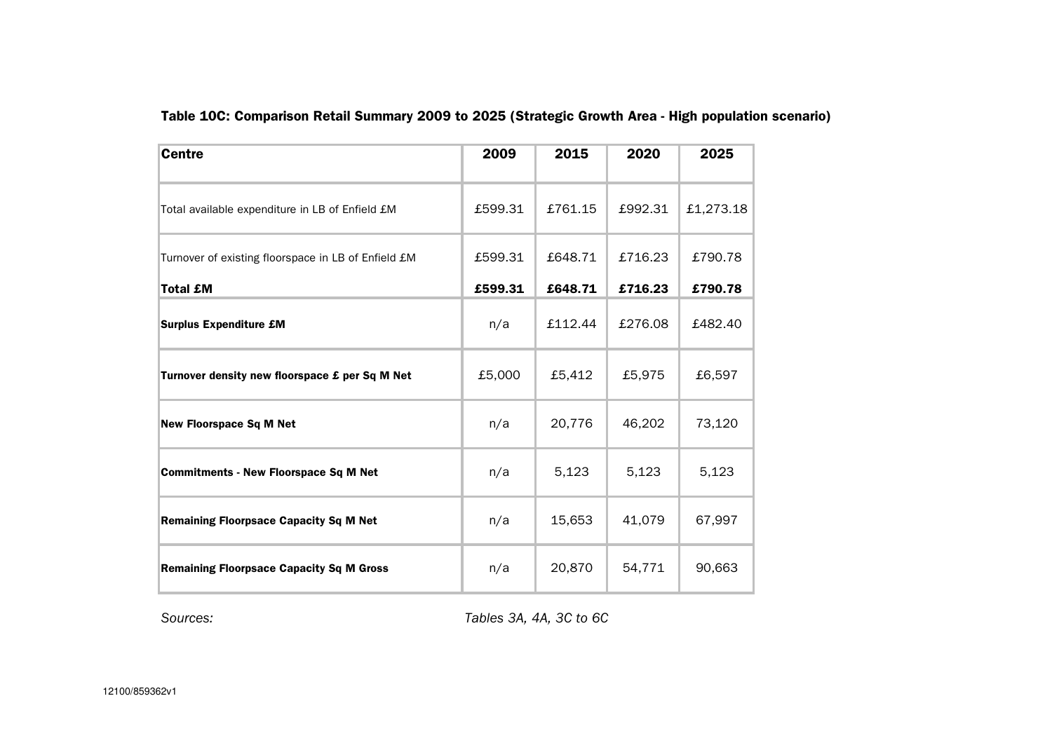### Table 10C: Comparison Retail Summary 2009 to 2025 (Strategic Growth Area - High population scenario)

| **Centre** | **2009** | **2015** | **2020** | **2025** |
|---|---|---|---|---|
| Total available expenditure in LB of Enfield £M | £599.31 | £761.15 | £992.31 | £1,273.18 |
| Turnover of existing floorspace in LB of Enfield £M | £599.31 | £648.71 | £716.23 | £790.78 |
| **Total £M** | **£599.31** | **£648.71** | **£716.23** | **£790.78** |
| **Surplus Expenditure £M** | n/a | £112.44 | £276.08 | £482.40 |
| **Turnover density new floorspace £ per Sq M Net** | £5,000 | £5,412 | £5,975 | £6,597 |
| **New Floorspace Sq M Net** | n/a | 20,776 | 46,202 | 73,120 |
| **Commitments - New Floorspace Sq M Net** | n/a | 5,123 | 5,123 | 5,123 |
| **Remaining Floorpsace Capacity Sq M Net** | n/a | 15,653 | 41,079 | 67,997 |
| **Remaining Floorpsace Capacity Sq M Gross** | n/a | 20,870 | 54,771 | 90,663 |

*Sources:* *Tables 3A, 4A, 3C to 6C*

12100/859362v1